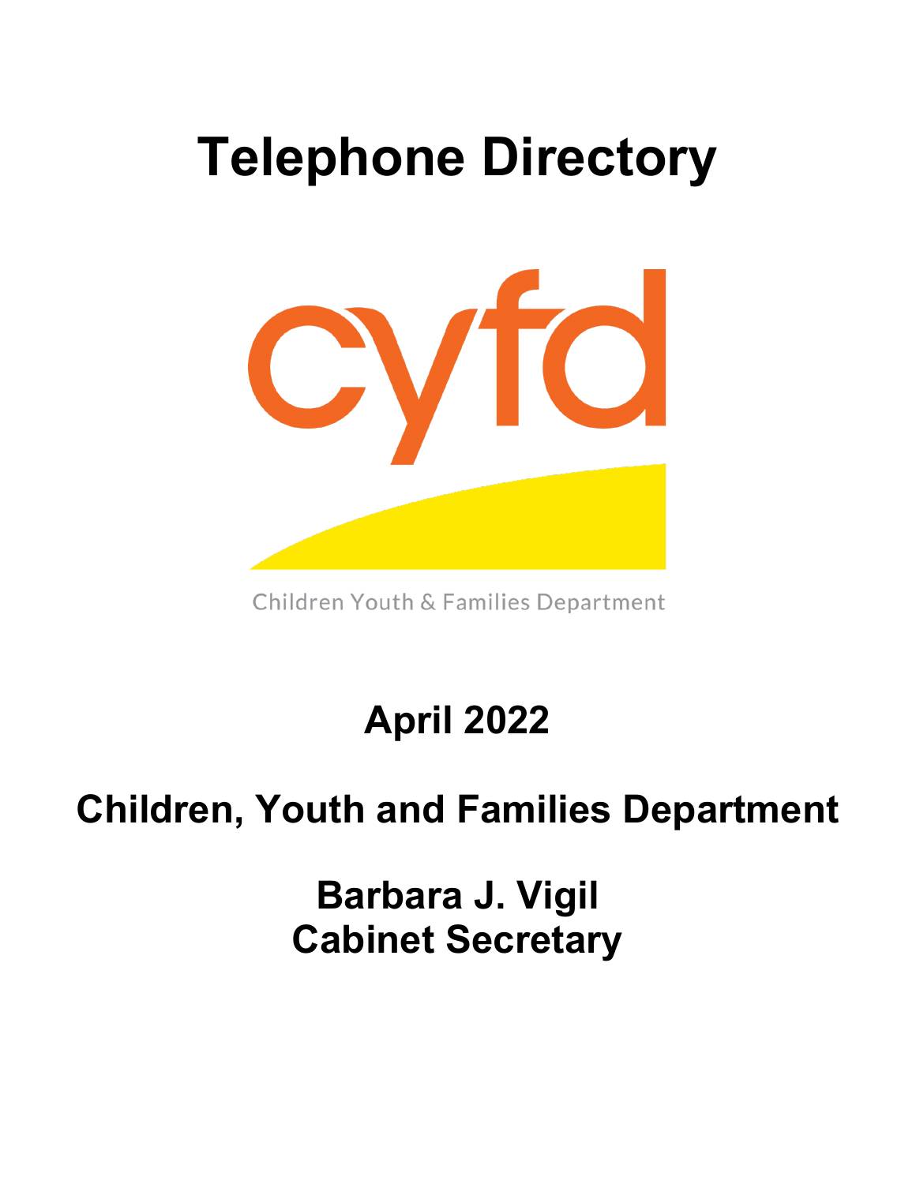# Telephone Directory

cyfd

Children Youth & Families Department

## April 2022

## Children, Youth and Families Department

## Barbara J. Vigil
## Cabinet Secretary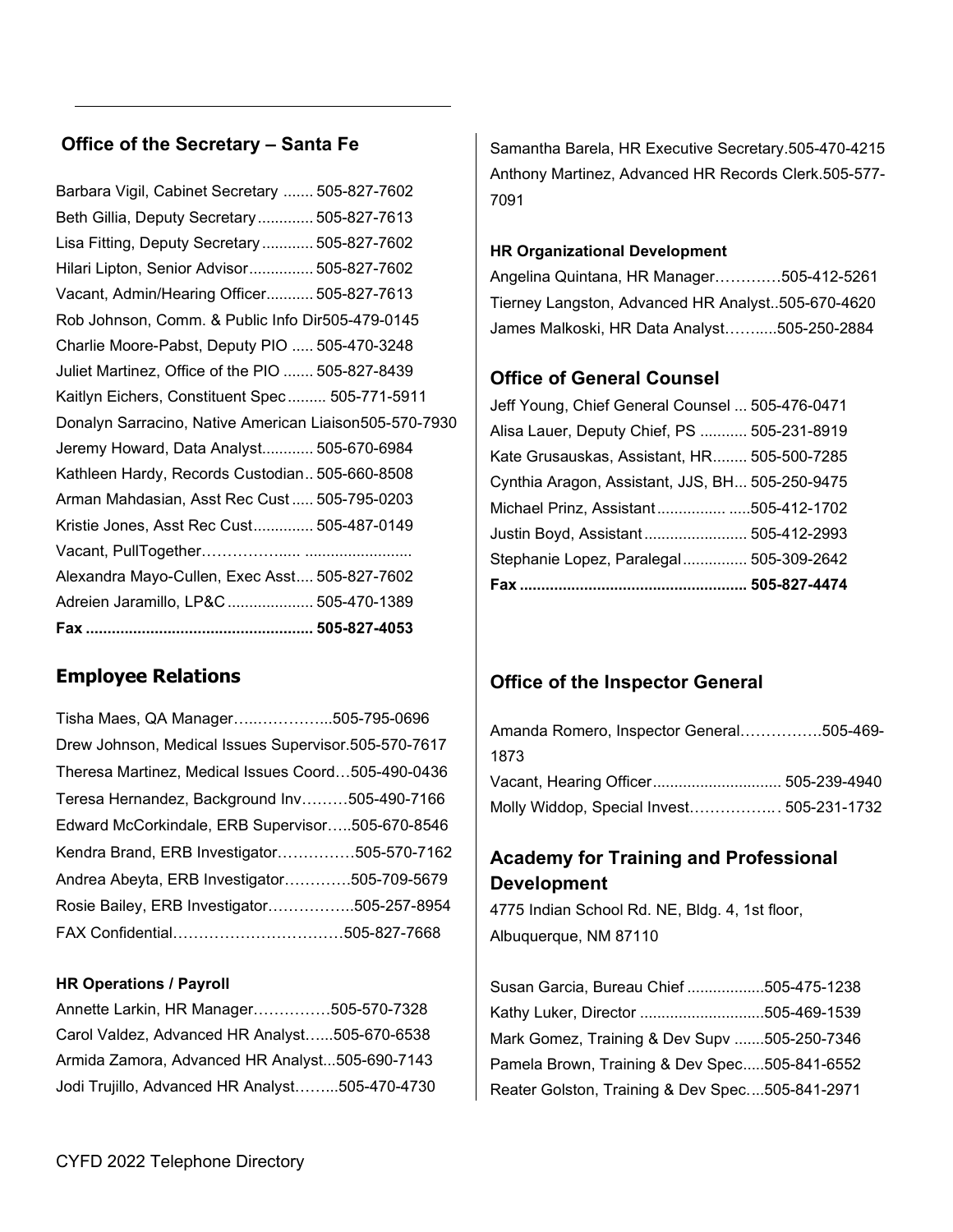## Office of the Secretary – Santa Fe

Barbara Vigil, Cabinet Secretary ....... 505-827-7602
Beth Gillia, Deputy Secretary............. 505-827-7613
Lisa Fitting, Deputy Secretary ............ 505-827-7602
Hilari Lipton, Senior Advisor............... 505-827-7602
Vacant, Admin/Hearing Officer........... 505-827-7613
Rob Johnson, Comm. & Public Info Dir505-479-0145
Charlie Moore-Pabst, Deputy PIO ..... 505-470-3248
Juliet Martinez, Office of the PIO ....... 505-827-8439
Kaitlyn Eichers, Constituent Spec......... 505-771-5911
Donalyn Sarracino, Native American Liaison505-570-7930
Jeremy Howard, Data Analyst............ 505-670-6984
Kathleen Hardy, Records Custodian.. 505-660-8508
Arman Mahdasian, Asst Rec Cust..... 505-795-0203
Kristie Jones, Asst Rec Cust.............. 505-487-0149
Vacant, PullTogether……………..... ........................
Alexandra Mayo-Cullen, Exec Asst.... 505-827-7602
Adreien Jaramillo, LP&C.................... 505-470-1389
**Fax ..................................................... 505-827-4053**

## Employee Relations

Tisha Maes, QA Manager…..…………...505-795-0696
Drew Johnson, Medical Issues Supervisor.505-570-7617
Theresa Martinez, Medical Issues Coord…505-490-0436
Teresa Hernandez, Background Inv………505-490-7166
Edward McCorkindale, ERB Supervisor…..505-670-8546
Kendra Brand, ERB Investigator……………505-570-7162
Andrea Abeyta, ERB Investigator………….505-709-5679
Rosie Bailey, ERB Investigator……………..505-257-8954
FAX Confidential……………………………505-827-7668

### HR Operations / Payroll

Annette Larkin, HR Manager……………505-570-7328
Carol Valdez, Advanced HR Analyst…...505-670-6538
Armida Zamora, Advanced HR Analyst...505-690-7143
Jodi Trujillo, Advanced HR Analyst……...505-470-4730
Samantha Barela, HR Executive Secretary.505-470-4215
Anthony Martinez, Advanced HR Records Clerk.505-577-7091

### HR Organizational Development

Angelina Quintana, HR Manager…………505-412-5261
Tierney Langston, Advanced HR Analyst..505-670-4620
James Malkoski, HR Data Analyst……....505-250-2884

## Office of General Counsel

Jeff Young, Chief General Counsel ... 505-476-0471
Alisa Lauer, Deputy Chief, PS ........... 505-231-8919
Kate Grusauskas, Assistant, HR........ 505-500-7285
Cynthia Aragon, Assistant, JJS, BH... 505-250-9475
Michael Prinz, Assistant................ .....505-412-1702
Justin Boyd, Assistant........................ 505-412-2993
Stephanie Lopez, Paralegal............... 505-309-2642
**Fax .................................................... 505-827-4474**

## Office of the Inspector General

Amanda Romero, Inspector General…………….505-469-1873
Vacant, Hearing Officer............................. 505-239-4940
Molly Widdop, Special Invest…………….. 505-231-1732

## Academy for Training and Professional Development

4775 Indian School Rd. NE, Bldg. 4, 1st floor,
Albuquerque, NM 87110

Susan Garcia, Bureau Chief ..................505-475-1238
Kathy Luker, Director .............................505-469-1539
Mark Gomez, Training & Dev Supv .......505-250-7346
Pamela Brown, Training & Dev Spec.....505-841-6552
Reater Golston, Training & Dev Spec....505-841-2971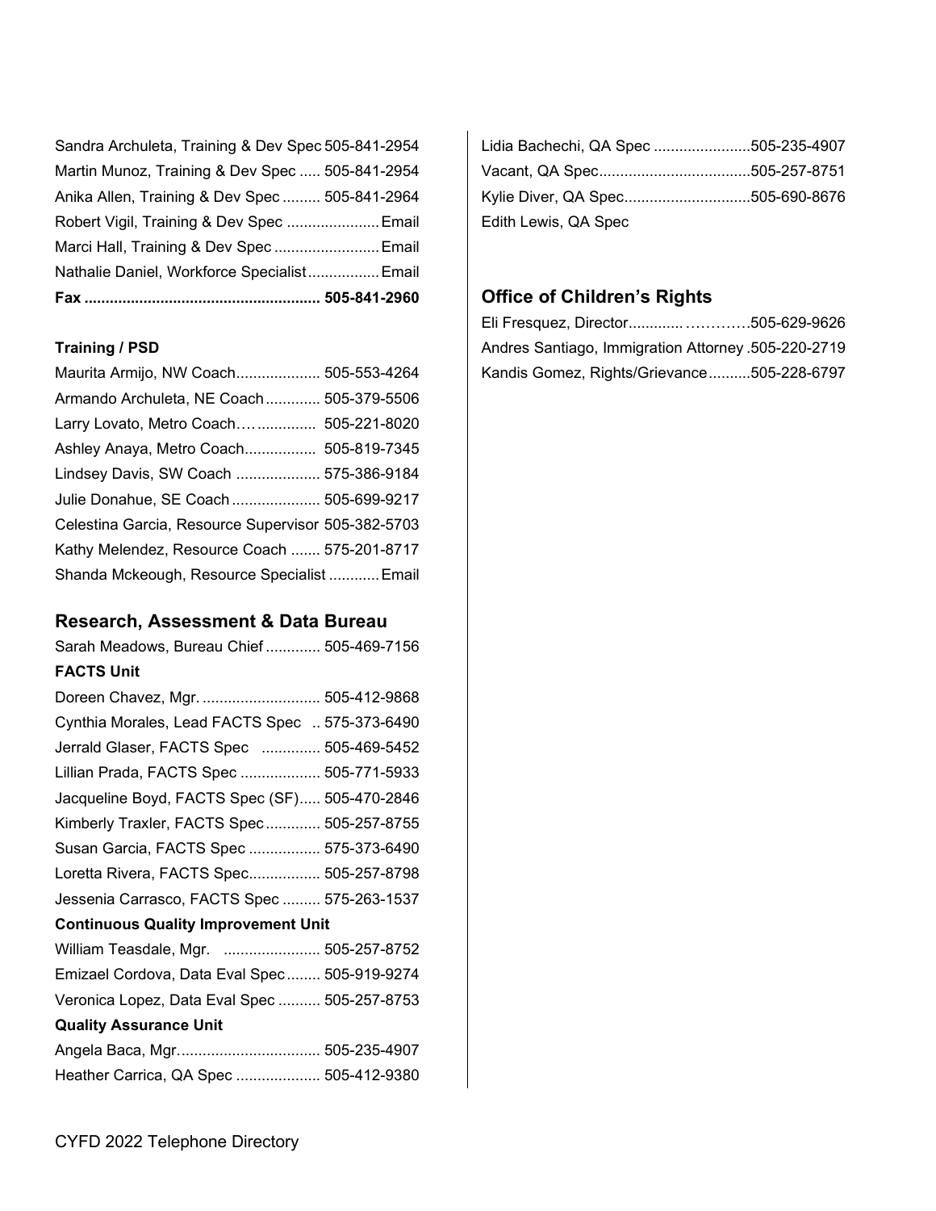Sandra Archuleta, Training & Dev Spec 505-841-2954
Martin Munoz, Training & Dev Spec ..... 505-841-2954
Anika Allen, Training & Dev Spec ......... 505-841-2964
Robert Vigil, Training & Dev Spec ...................... Email
Marci Hall, Training & Dev Spec ......................... Email
Nathalie Daniel, Workforce Specialist................. Email
**Fax ....................................................... 505-841-2960**

**Training / PSD**

Maurita Armijo, NW Coach.................... 505-553-4264
Armando Archuleta, NE Coach ............. 505-379-5506
Larry Lovato, Metro Coach…............. 505-221-8020
Ashley Anaya, Metro Coach................. 505-819-7345
Lindsey Davis, SW Coach .................... 575-386-9184
Julie Donahue, SE Coach ..................... 505-699-9217
Celestina Garcia, Resource Supervisor 505-382-5703
Kathy Melendez, Resource Coach ....... 575-201-8717
Shanda Mckeough, Resource Specialist ............ Email

## Research, Assessment & Data Bureau

Sarah Meadows, Bureau Chief ............. 505-469-7156

**FACTS Unit**

Doreen Chavez, Mgr. ............................ 505-412-9868
Cynthia Morales, Lead FACTS Spec .. 575-373-6490
Jerrald Glaser, FACTS Spec .............. 505-469-5452
Lillian Prada, FACTS Spec ................... 505-771-5933
Jacqueline Boyd, FACTS Spec (SF)..... 505-470-2846
Kimberly Traxler, FACTS Spec............. 505-257-8755
Susan Garcia, FACTS Spec ................. 575-373-6490
Loretta Rivera, FACTS Spec................. 505-257-8798
Jessenia Carrasco, FACTS Spec ......... 575-263-1537

**Continuous Quality Improvement Unit**

William Teasdale, Mgr. ....................... 505-257-8752
Emizael Cordova, Data Eval Spec........ 505-919-9274
Veronica Lopez, Data Eval Spec .......... 505-257-8753

**Quality Assurance Unit**

Angela Baca, Mgr.................................. 505-235-4907
Heather Carrica, QA Spec .................... 505-412-9380
Lidia Bachechi, QA Spec .......................505-235-4907
Vacant, QA Spec....................................505-257-8751
Kylie Diver, QA Spec..............................505-690-8676
Edith Lewis, QA Spec

## Office of Children's Rights

Eli Fresquez, Director.............……….505-629-9626
Andres Santiago, Immigration Attorney .505-220-2719
Kandis Gomez, Rights/Grievance..........505-228-6797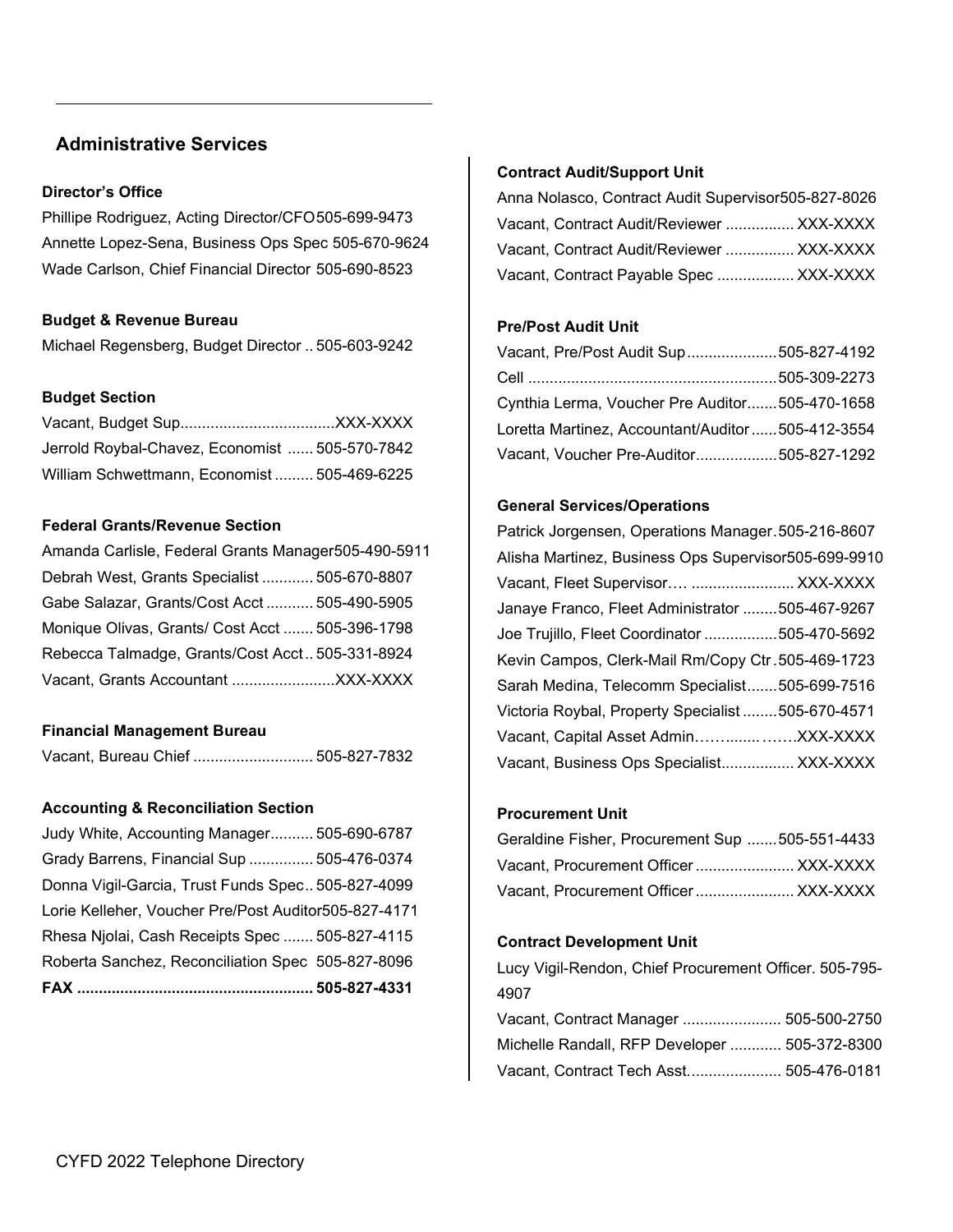## Administrative Services

### Director's Office

Phillipe Rodriguez, Acting Director/CFO 505-699-9473
Annette Lopez-Sena, Business Ops Spec 505-670-9624
Wade Carlson, Chief Financial Director 505-690-8523

### Budget & Revenue Bureau

Michael Regensberg, Budget Director .. 505-603-9242

### Budget Section

Vacant, Budget Sup.................................XXX-XXXX
Jerrold Roybal-Chavez, Economist ...... 505-570-7842
William Schwettmann, Economist ......... 505-469-6225

### Federal Grants/Revenue Section

Amanda Carlisle, Federal Grants Manager505-490-5911
Debrah West, Grants Specialist ............ 505-670-8807
Gabe Salazar, Grants/Cost Acct ........... 505-490-5905
Monique Olivas, Grants/ Cost Acct ....... 505-396-1798
Rebecca Talmadge, Grants/Cost Acct .. 505-331-8924
Vacant, Grants Accountant ........................XXX-XXXX

### Financial Management Bureau

Vacant, Bureau Chief ........................... 505-827-7832

### Accounting & Reconciliation Section

Judy White, Accounting Manager.......... 505-690-6787
Grady Barrens, Financial Sup ............... 505-476-0374
Donna Vigil-Garcia, Trust Funds Spec .. 505-827-4099
Lorie Kelleher, Voucher Pre/Post Auditor505-827-4171
Rhesa Njolai, Cash Receipts Spec ....... 505-827-4115
Roberta Sanchez, Reconciliation Spec 505-827-8096
**FAX ...................................................... 505-827-4331**

### Contract Audit/Support Unit

Anna Nolasco, Contract Audit Supervisor505-827-8026
Vacant, Contract Audit/Reviewer ................ XXX-XXXX
Vacant, Contract Audit/Reviewer ................ XXX-XXXX
Vacant, Contract Payable Spec .................. XXX-XXXX

### Pre/Post Audit Unit

Vacant, Pre/Post Audit Sup.....................505-827-4192
Cell .........................................................505-309-2273
Cynthia Lerma, Voucher Pre Auditor.......505-470-1658
Loretta Martinez, Accountant/Auditor......505-412-3554
Vacant, Voucher Pre-Auditor...................505-827-1292

### General Services/Operations

Patrick Jorgensen, Operations Manager.505-216-8607
Alisha Martinez, Business Ops Supervisor505-699-9910
Vacant, Fleet Supervisor…. ........................ XXX-XXXX
Janaye Franco, Fleet Administrator ........505-467-9267
Joe Trujillo, Fleet Coordinator .................505-470-5692
Kevin Campos, Clerk-Mail Rm/Copy Ctr.505-469-1723
Sarah Medina, Telecomm Specialist.......505-699-7516
Victoria Roybal, Property Specialist ........505-670-4571
Vacant, Capital Asset Admin……....…….XXX-XXXX
Vacant, Business Ops Specialist................. XXX-XXXX

### Procurement Unit

Geraldine Fisher, Procurement Sup .......505-551-4433
Vacant, Procurement Officer....................... XXX-XXXX
Vacant, Procurement Officer....................... XXX-XXXX

### Contract Development Unit

Lucy Vigil-Rendon, Chief Procurement Officer. 505-795-4907
Vacant, Contract Manager ....................... 505-500-2750
Michelle Randall, RFP Developer ............ 505-372-8300
Vacant, Contract Tech Asst...................... 505-476-0181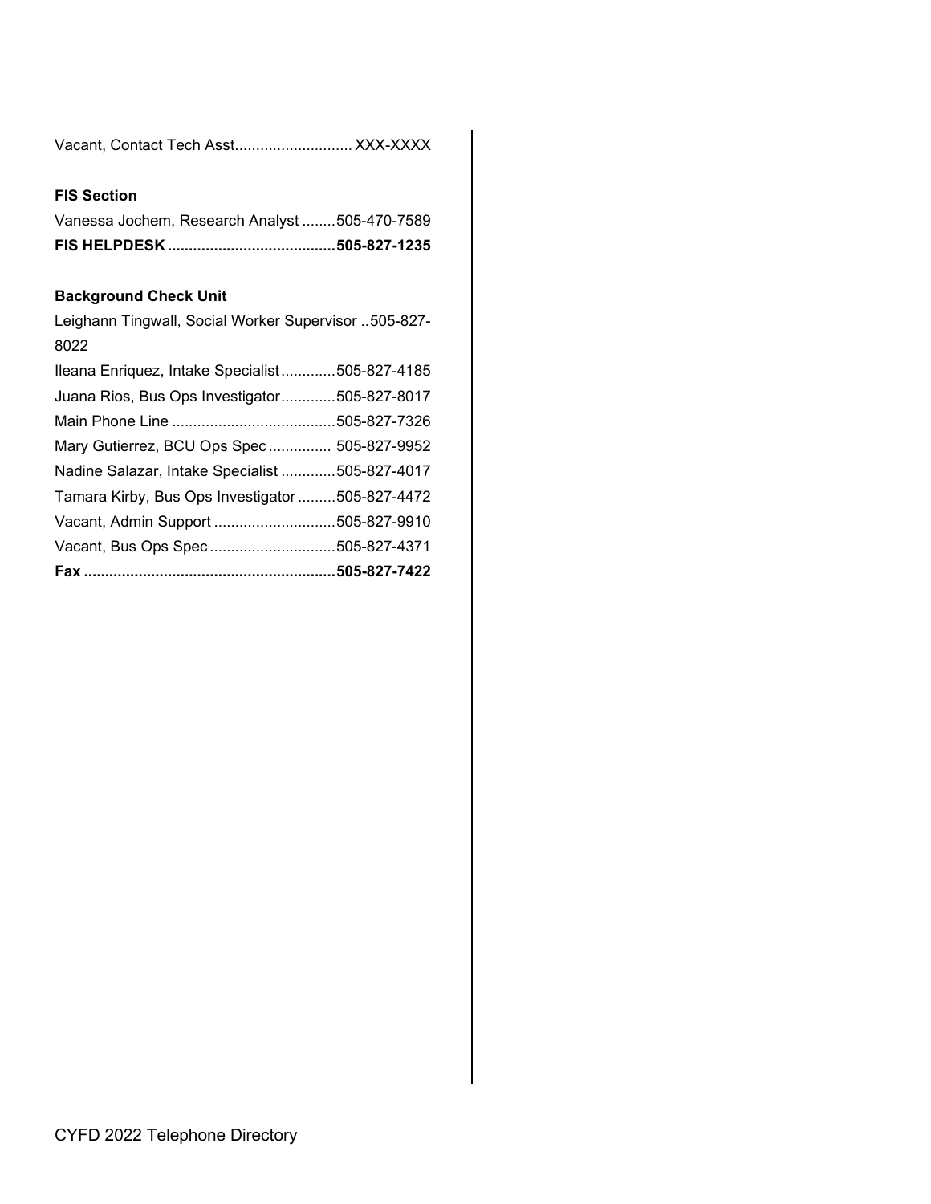Vacant, Contact Tech Asst........................... XXX-XXXX

**FIS Section**

Vanessa Jochem, Research Analyst ........505-470-7589

**FIS HELPDESK .......................................505-827-1235**

**Background Check Unit**

Leighann Tingwall, Social Worker Supervisor ..505-827-8022

Ileana Enriquez, Intake Specialist.............505-827-4185

Juana Rios, Bus Ops Investigator.............505-827-8017

Main Phone Line .......................................505-827-7326

Mary Gutierrez, BCU Ops Spec ............... 505-827-9952

Nadine Salazar, Intake Specialist .............505-827-4017

Tamara Kirby, Bus Ops Investigator .........505-827-4472

Vacant, Admin Support .............................505-827-9910

Vacant, Bus Ops Spec ..............................505-827-4371

**Fax ............................................................505-827-7422**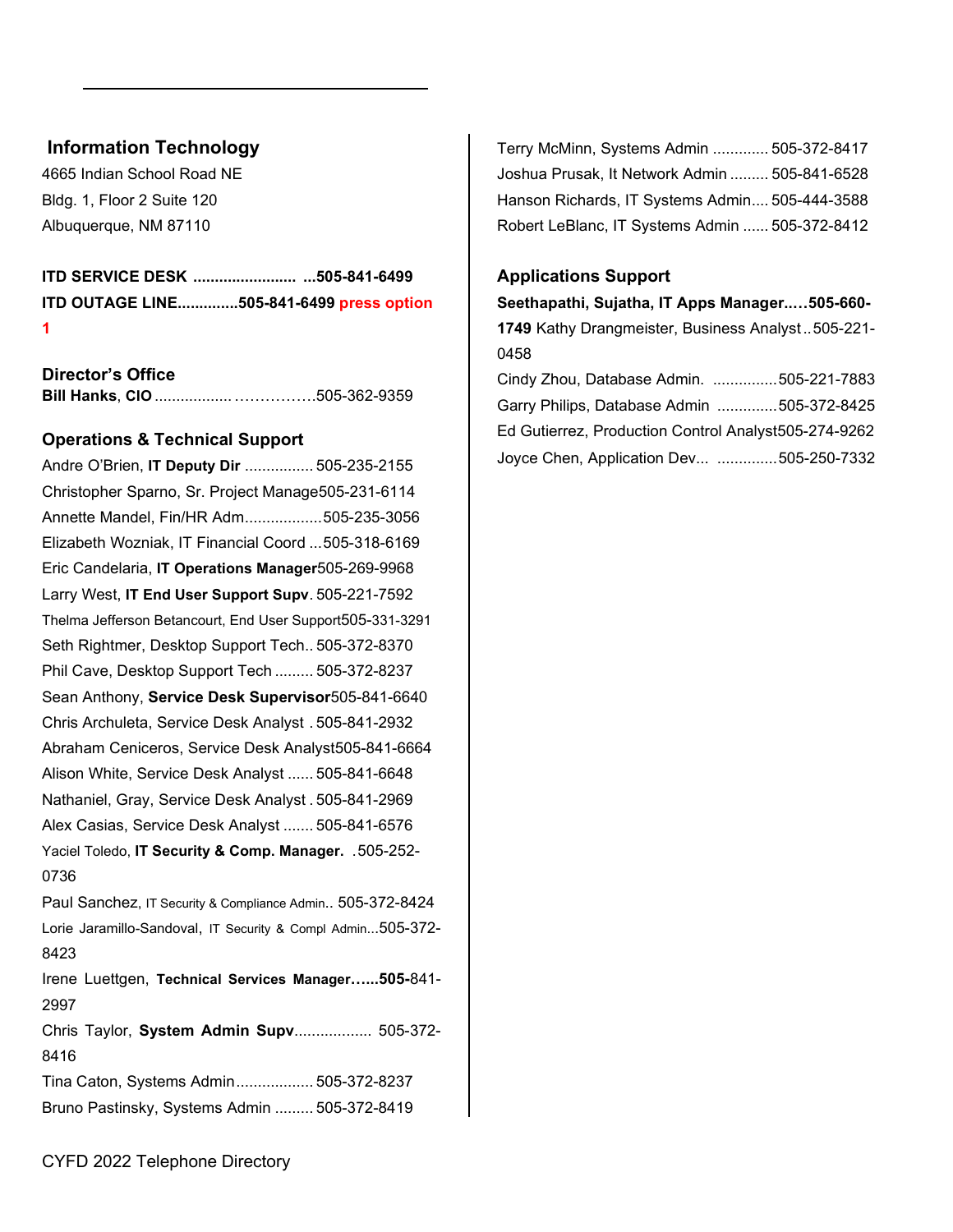## Information Technology

4665 Indian School Road NE
Bldg. 1, Floor 2 Suite 120
Albuquerque, NM 87110

**ITD SERVICE DESK ........................ ...505-841-6499**
**ITD OUTAGE LINE.............505-841-6499** **press option 1**

### Director's Office

**Bill Hanks**, **CIO** ..................……………..505-362-9359

### Operations & Technical Support

Andre O'Brien, **IT Deputy Dir** ................ 505-235-2155
Christopher Sparno, Sr. Project Manage505-231-6114
Annette Mandel, Fin/HR Adm..................505-235-3056
Elizabeth Wozniak, IT Financial Coord ...505-318-6169
Eric Candelaria, **IT Operations Manager**505-269-9968
Larry West, **IT End User Support Supv**. 505-221-7592
Thelma Jefferson Betancourt, End User Support505-331-3291
Seth Rightmer, Desktop Support Tech.. 505-372-8370
Phil Cave, Desktop Support Tech ......... 505-372-8237
Sean Anthony, **Service Desk Supervisor**505-841-6640
Chris Archuleta, Service Desk Analyst . 505-841-2932
Abraham Ceniceros, Service Desk Analyst505-841-6664
Alison White, Service Desk Analyst ...... 505-841-6648
Nathaniel, Gray, Service Desk Analyst . 505-841-2969
Alex Casias, Service Desk Analyst ....... 505-841-6576
Yaciel Toledo, **IT Security & Comp. Manager.** .505-252-0736
Paul Sanchez, IT Security & Compliance Admin.. 505-372-8424
Lorie Jaramillo-Sandoval, IT Security & Compl Admin...505-372-8423
Irene Luettgen, **Technical Services Manager…...505-**841-2997
Chris Taylor, **System Admin Supv**.................. 505-372-8416
Tina Caton, Systems Admin.................. 505-372-8237
Bruno Pastinsky, Systems Admin ......... 505-372-8419
Terry McMinn, Systems Admin ............. 505-372-8417
Joshua Prusak, It Network Admin ......... 505-841-6528
Hanson Richards, IT Systems Admin.... 505-444-3588
Robert LeBlanc, IT Systems Admin ...... 505-372-8412

### Applications Support

**Seethapathi, Sujatha, IT Apps Manager.….505-660-1749**
Kathy Drangmeister, Business Analyst .. 505-221-0458
Cindy Zhou, Database Admin. ...............505-221-7883
Garry Philips, Database Admin ..............505-372-8425
Ed Gutierrez, Production Control Analyst505-274-9262
Joyce Chen, Application Dev... .............505-250-7332

CYFD 2022 Telephone Directory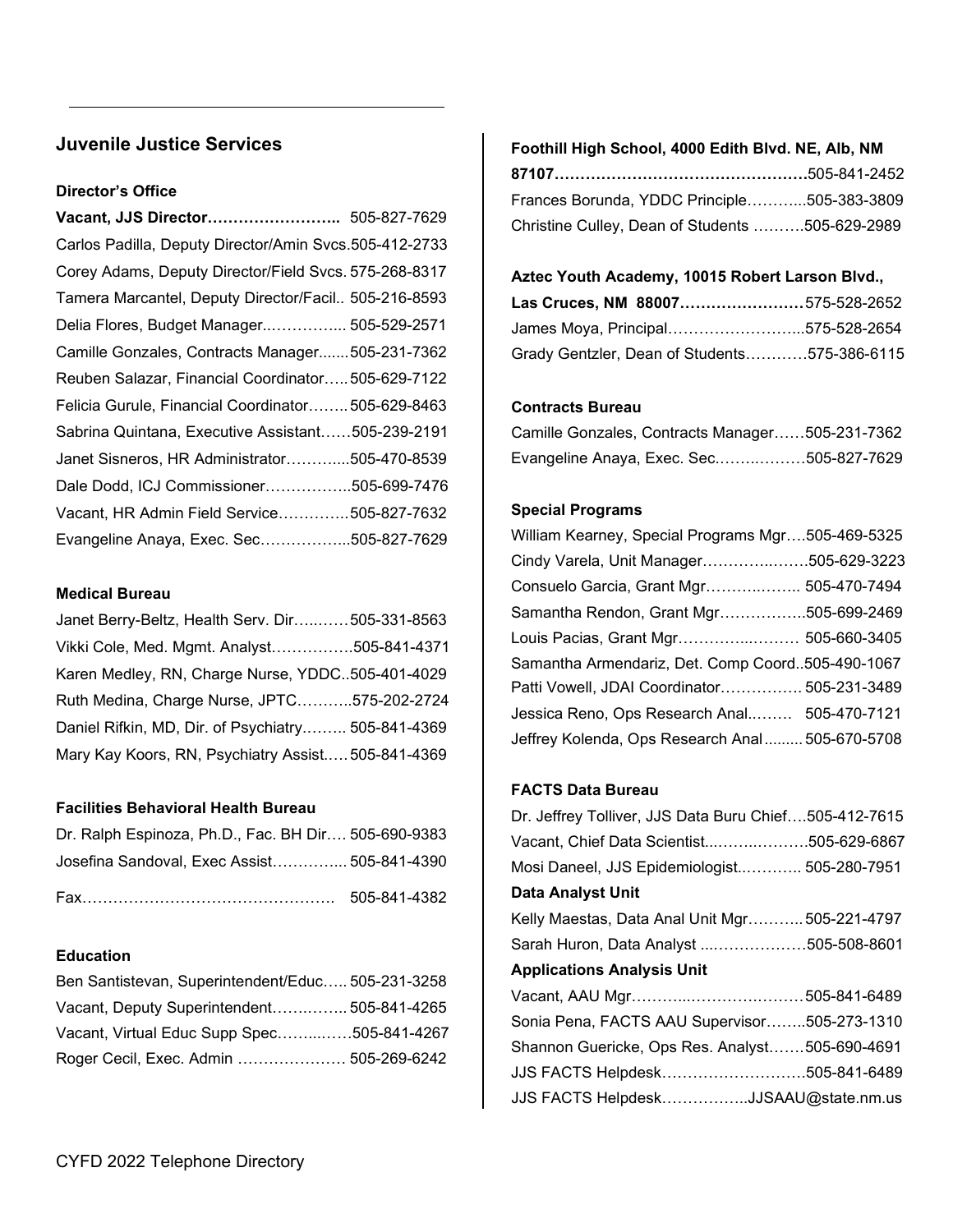## Juvenile Justice Services

### Director's Office

**Vacant, JJS Director……………………..** 505-827-7629
Carlos Padilla, Deputy Director/Amin Svcs.505-412-2733
Corey Adams, Deputy Director/Field Svcs. 575-268-8317
Tamera Marcantel, Deputy Director/Facil.. 505-216-8593
Delia Flores, Budget Manager..…………... 505-529-2571
Camille Gonzales, Contracts Manager.......505-231-7362
Reuben Salazar, Financial Coordinator…..505-629-7122
Felicia Gurule, Financial Coordinator……..505-629-8463
Sabrina Quintana, Executive Assistant……505-239-2191
Janet Sisneros, HR Administrator………....505-470-8539
Dale Dodd, ICJ Commissioner……………..505-699-7476
Vacant, HR Admin Field Service…………..505-827-7632
Evangeline Anaya, Exec. Sec……………...505-827-7629

### Medical Bureau

Janet Berry-Beltz, Health Serv. Dir…..……505-331-8563
Vikki Cole, Med. Mgmt. Analyst…………….505-841-4371
Karen Medley, RN, Charge Nurse, YDDC..505-401-4029
Ruth Medina, Charge Nurse, JPTC………..575-202-2724
Daniel Rifkin, MD, Dir. of Psychiatry……... 505-841-4369
Mary Kay Koors, RN, Psychiatry Assist.…. 505-841-4369

### Facilities Behavioral Health Bureau

Dr. Ralph Espinoza, Ph.D., Fac. BH Dir…. 505-690-9383
Josefina Sandoval, Exec Assist………….... 505-841-4390
Fax…………………………………………. 505-841-4382

### Education

Ben Santistevan, Superintendent/Educ….. 505-231-3258
Vacant, Deputy Superintendent……..…….. 505-841-4265
Vacant, Virtual Educ Supp Spec……...……505-841-4267
Roger Cecil, Exec. Admin ………………… 505-269-6242

### Foothill High School, 4000 Edith Blvd. NE, Alb, NM 87107…………………………………………505-841-2452

Frances Borunda, YDDC Principle………...505-383-3809
Christine Culley, Dean of Students ……….505-629-2989

### Aztec Youth Academy, 10015 Robert Larson Blvd., Las Cruces, NM 88007……………………575-528-2652

James Moya, Principal……………………...575-528-2654
Grady Gentzler, Dean of Students…………575-386-6115

### Contracts Bureau

Camille Gonzales, Contracts Manager……505-231-7362
Evangeline Anaya, Exec. Sec.…….………505-827-7629

### Special Programs

William Kearney, Special Programs Mgr….505-469-5325
Cindy Varela, Unit Manager…………..……505-629-3223
Consuelo Garcia, Grant Mgr……….……... 505-470-7494
Samantha Rendon, Grant Mgr……………..505-699-2469
Louis Pacias, Grant Mgr………….…..…… 505-660-3405
Samantha Armendariz, Det. Comp Coord..505-490-1067
Patti Vowell, JDAI Coordinator……………. 505-231-3489
Jessica Reno, Ops Research Anal..……. 505-470-7121
Jeffrey Kolenda, Ops Research Anal......... 505-670-5708

### FACTS Data Bureau

Dr. Jeffrey Tolliver, JJS Data Buru Chief….505-412-7615
Vacant, Chief Data Scientist..…….….…….505-629-6867
Mosi Daneel, JJS Epidemiologist..……….. 505-280-7951

**Data Analyst Unit**

Kelly Maestas, Data Anal Unit Mgr……….. 505-221-4797
Sarah Huron, Data Analyst ...……………….505-508-8601

**Applications Analysis Unit**

Vacant, AAU Mgr………..………….……….505-841-6489
Sonia Pena, FACTS AAU Supervisor……..505-273-1310
Shannon Guericke, Ops Res. Analyst…….505-690-4691
JJS FACTS Helpdesk…………….………….505-841-6489
JJS FACTS Helpdesk……………..JJSAAU@state.nm.us

CYFD 2022 Telephone Directory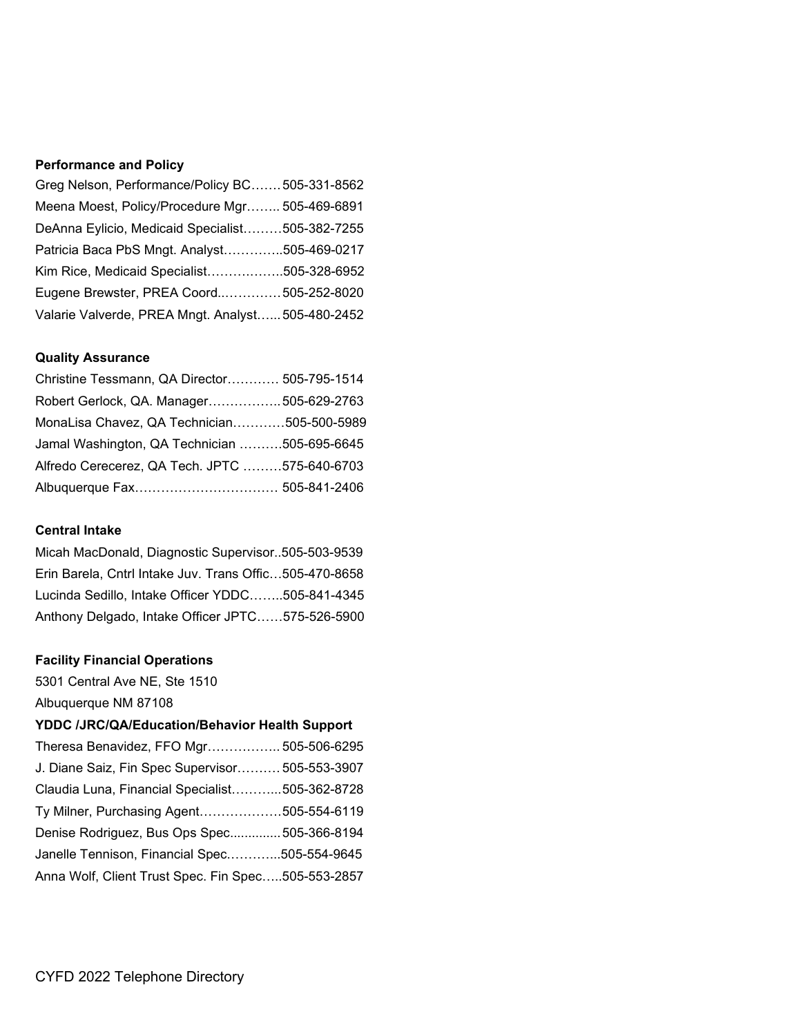**Performance and Policy**

Greg Nelson, Performance/Policy BC…….505-331-8562
Meena Moest, Policy/Procedure Mgr…….. 505-469-6891
DeAnna Eylicio, Medicaid Specialist………505-382-7255
Patricia Baca PbS Mngt. Analyst…………..505-469-0217
Kim Rice, Medicaid Specialist………..……..505-328-6952
Eugene Brewster, PREA Coord..…………505-252-8020
Valarie Valverde, PREA Mngt. Analyst…... 505-480-2452

**Quality Assurance**

Christine Tessmann, QA Director………… 505-795-1514
Robert Gerlock, QA. Manager……………..505-629-2763
MonaLisa Chavez, QA Technician…………505-500-5989
Jamal Washington, QA Technician ……….505-695-6645
Alfredo Cerecerez, QA Tech. JPTC ………575-640-6703
Albuquerque Fax…………………………… 505-841-2406

**Central Intake**

Micah MacDonald, Diagnostic Supervisor..505-503-9539
Erin Barela, Cntrl Intake Juv. Trans Offic…505-470-8658
Lucinda Sedillo, Intake Officer YDDC……..505-841-4345
Anthony Delgado, Intake Officer JPTC……575-526-5900

**Facility Financial Operations**

5301 Central Ave NE, Ste 1510
Albuquerque NM 87108

**YDDC /JRC/QA/Education/Behavior Health Support**

Theresa Benavidez, FFO Mgr…………….. 505-506-6295
J. Diane Saiz, Fin Spec Supervisor………. 505-553-3907
Claudia Luna, Financial Specialist………...505-362-8728
Ty Milner, Purchasing Agent……………….505-554-6119
Denise Rodriguez, Bus Ops Spec.............. 505-366-8194
Janelle Tennison, Financial Spec.………...505-554-9645
Anna Wolf, Client Trust Spec. Fin Spec…..505-553-2857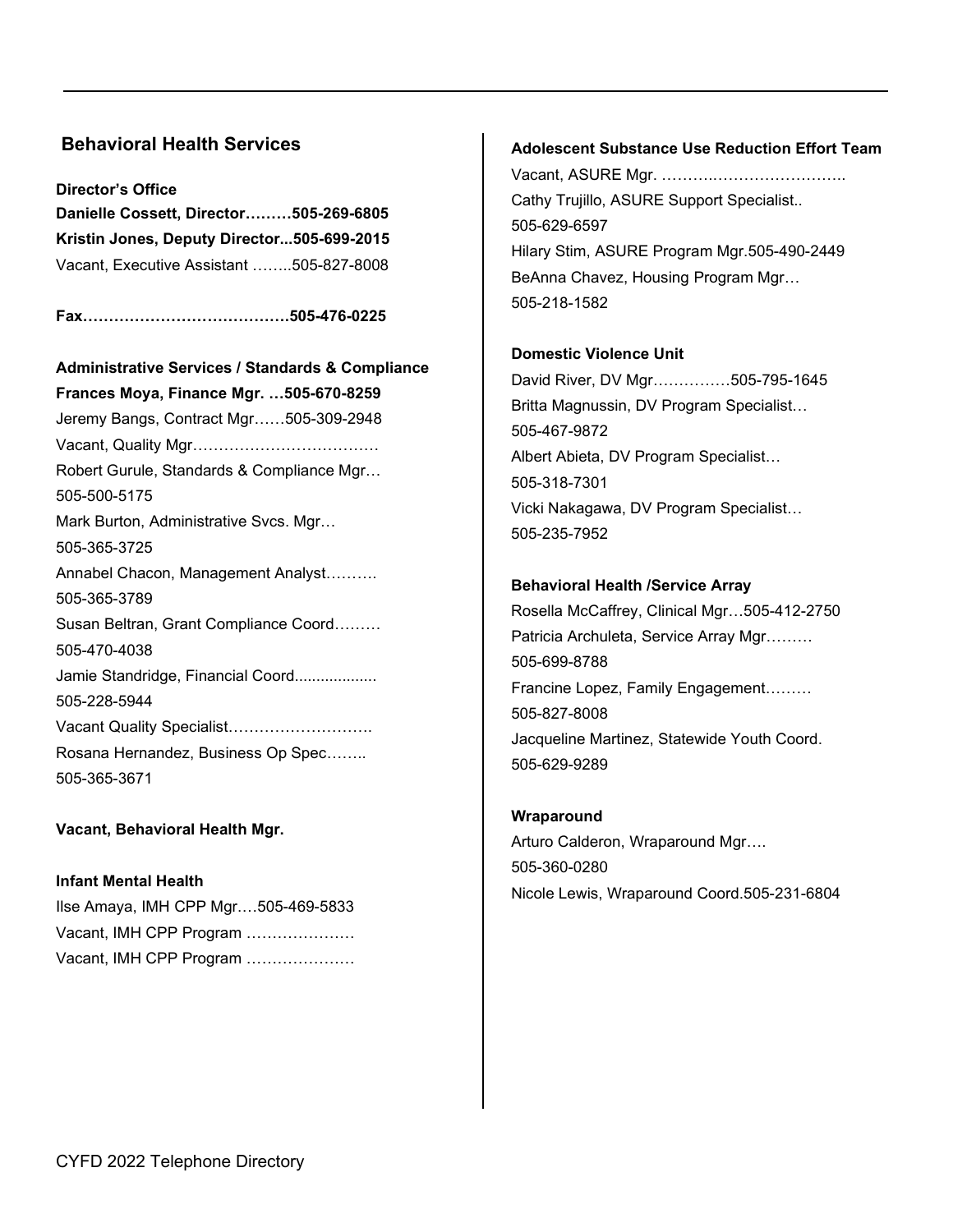## Behavioral Health Services

**Director's Office**
**Danielle Cossett, Director………505-269-6805**
**Kristin Jones, Deputy Director...505-699-2015**
Vacant, Executive Assistant ……..505-827-8008

**Fax………………………………….505-476-0225**

**Administrative Services / Standards & Compliance**
**Frances Moya, Finance Mgr. …505-670-8259**
Jeremy Bangs, Contract Mgr……505-309-2948
Vacant, Quality Mgr………………………………
Robert Gurule, Standards & Compliance Mgr… 505-500-5175
Mark Burton, Administrative Svcs. Mgr… 505-365-3725
Annabel Chacon, Management Analyst………. 505-365-3789
Susan Beltran, Grant Compliance Coord……… 505-470-4038
Jamie Standridge, Financial Coord.................. 505-228-5944
Vacant Quality Specialist……………………….
Rosana Hernandez, Business Op Spec…….. 505-365-3671

**Vacant, Behavioral Health Mgr.**

**Infant Mental Health**
Ilse Amaya, IMH CPP Mgr.…505-469-5833
Vacant, IMH CPP Program …………………
Vacant, IMH CPP Program …………………

**Adolescent Substance Use Reduction Effort Team**
Vacant, ASURE Mgr. ……………………………..
Cathy Trujillo, ASURE Support Specialist.. 505-629-6597
Hilary Stim, ASURE Program Mgr.505-490-2449
BeAnna Chavez, Housing Program Mgr… 505-218-1582

**Domestic Violence Unit**
David River, DV Mgr……………505-795-1645
Britta Magnussin, DV Program Specialist… 505-467-9872
Albert Abieta, DV Program Specialist… 505-318-7301
Vicki Nakagawa, DV Program Specialist… 505-235-7952

**Behavioral Health /Service Array**
Rosella McCaffrey, Clinical Mgr…505-412-2750
Patricia Archuleta, Service Array Mgr……… 505-699-8788
Francine Lopez, Family Engagement……… 505-827-8008
Jacqueline Martinez, Statewide Youth Coord. 505-629-9289

**Wraparound**
Arturo Calderon, Wraparound Mgr…. 505-360-0280
Nicole Lewis, Wraparound Coord.505-231-6804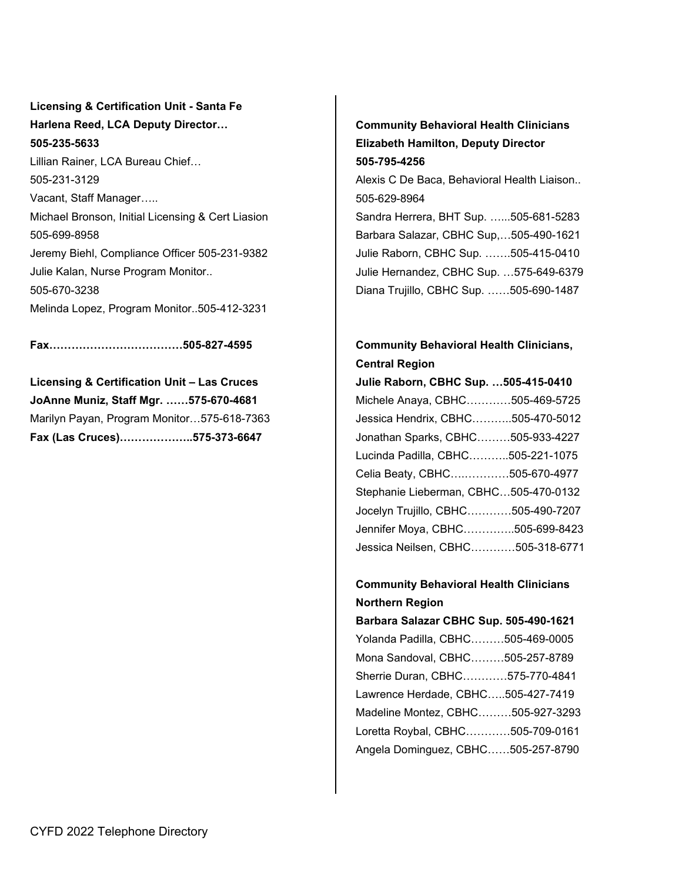**Licensing & Certification Unit - Santa Fe**
**Harlena Reed, LCA Deputy Director…**
**505-235-5633**
Lillian Rainer, LCA Bureau Chief…
505-231-3129
Vacant, Staff Manager…..
Michael Bronson, Initial Licensing & Cert Liasion
505-699-8958
Jeremy Biehl, Compliance Officer 505-231-9382
Julie Kalan, Nurse Program Monitor..
505-670-3238
Melinda Lopez, Program Monitor..505-412-3231

**Fax………………………………505-827-4595**

**Licensing & Certification Unit – Las Cruces**
**JoAnne Muniz, Staff Mgr. ……575-670-4681**
Marilyn Payan, Program Monitor…575-618-7363
**Fax (Las Cruces)………………..575-373-6647**

**Community Behavioral Health Clinicians**
**Elizabeth Hamilton, Deputy Director**
**505-795-4256**
Alexis C De Baca, Behavioral Health Liaison..
505-629-8964
Sandra Herrera, BHT Sup. …...505-681-5283
Barbara Salazar, CBHC Sup,…505-490-1621
Julie Raborn, CBHC Sup. …….505-415-0410
Julie Hernandez, CBHC Sup. …575-649-6379
Diana Trujillo, CBHC Sup. ……505-690-1487

**Community Behavioral Health Clinicians, Central Region**
**Julie Raborn, CBHC Sup. …505-415-0410**
Michele Anaya, CBHC…………505-469-5725
Jessica Hendrix, CBHC………..505-470-5012
Jonathan Sparks, CBHC………505-933-4227
Lucinda Padilla, CBHC………..505-221-1075
Celia Beaty, CBHC….…………505-670-4977
Stephanie Lieberman, CBHC…505-470-0132
Jocelyn Trujillo, CBHC…………505-490-7207
Jennifer Moya, CBHC…………..505-699-8423
Jessica Neilsen, CBHC…………505-318-6771

**Community Behavioral Health Clinicians Northern Region**
**Barbara Salazar CBHC Sup. 505-490-1621**
Yolanda Padilla, CBHC………505-469-0005
Mona Sandoval, CBHC………505-257-8789
Sherrie Duran, CBHC…………575-770-4841
Lawrence Herdade, CBHC…..505-427-7419
Madeline Montez, CBHC………505-927-3293
Loretta Roybal, CBHC…………505-709-0161
Angela Dominguez, CBHC……505-257-8790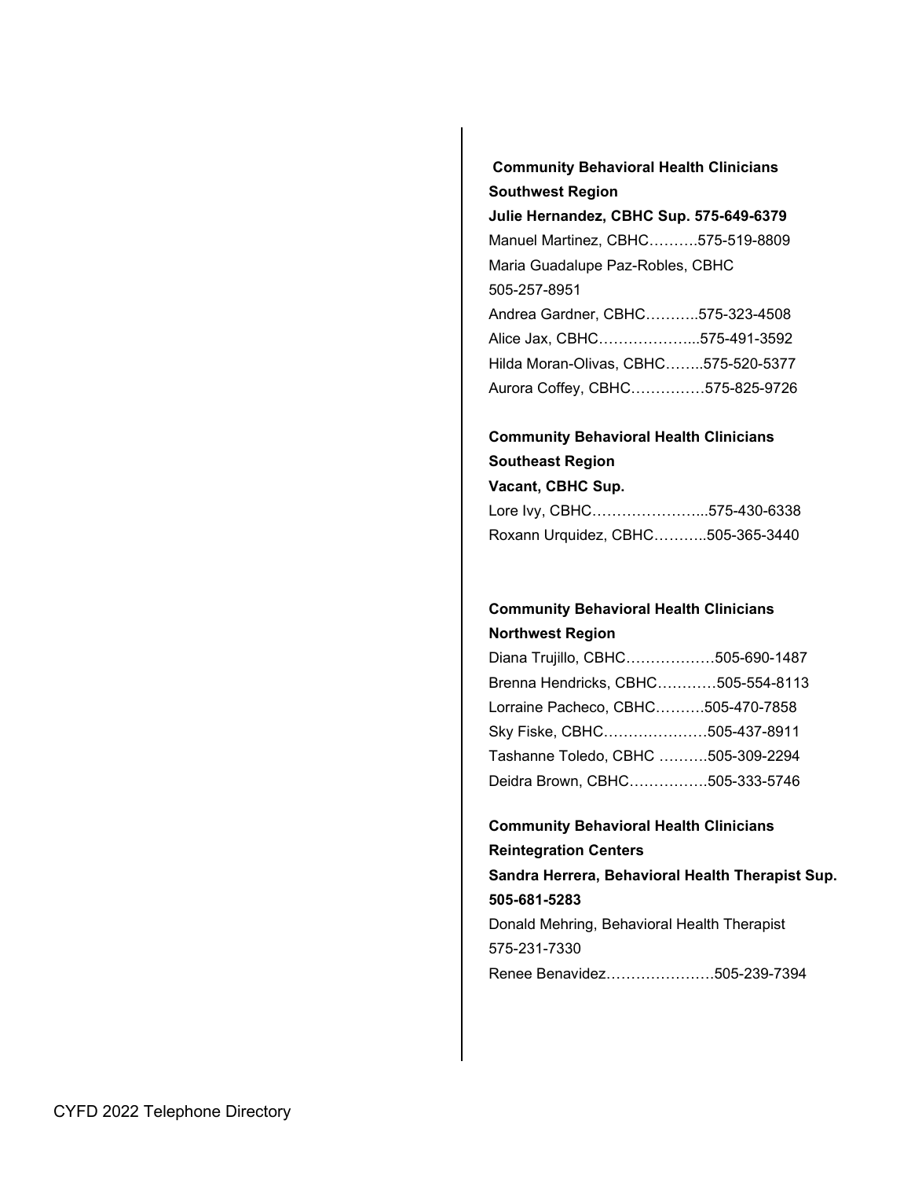**Community Behavioral Health Clinicians**
**Southwest Region**
**Julie Hernandez, CBHC Sup. 575-649-6379**

Manuel Martinez, CBHC……….575-519-8809
Maria Guadalupe Paz-Robles, CBHC
505-257-8951
Andrea Gardner, CBHC………..575-323-4508
Alice Jax, CBHC………………...575-491-3592
Hilda Moran-Olivas, CBHC……..575-520-5377
Aurora Coffey, CBHC……………575-825-9726

**Community Behavioral Health Clinicians**
**Southeast Region**
**Vacant, CBHC Sup.**

Lore Ivy, CBHC…………………...575-430-6338
Roxann Urquidez, CBHC………..505-365-3440

**Community Behavioral Health Clinicians**
**Northwest Region**

Diana Trujillo, CBHC………………505-690-1487
Brenna Hendricks, CBHC…………505-554-8113
Lorraine Pacheco, CBHC……….505-470-7858
Sky Fiske, CBHC…………………505-437-8911
Tashanne Toledo, CBHC ……….505-309-2294
Deidra Brown, CBHC…………….505-333-5746

**Community Behavioral Health Clinicians**
**Reintegration Centers**
**Sandra Herrera, Behavioral Health Therapist Sup.**
**505-681-5283**

Donald Mehring, Behavioral Health Therapist
575-231-7330
Renee Benavidez………………….505-239-7394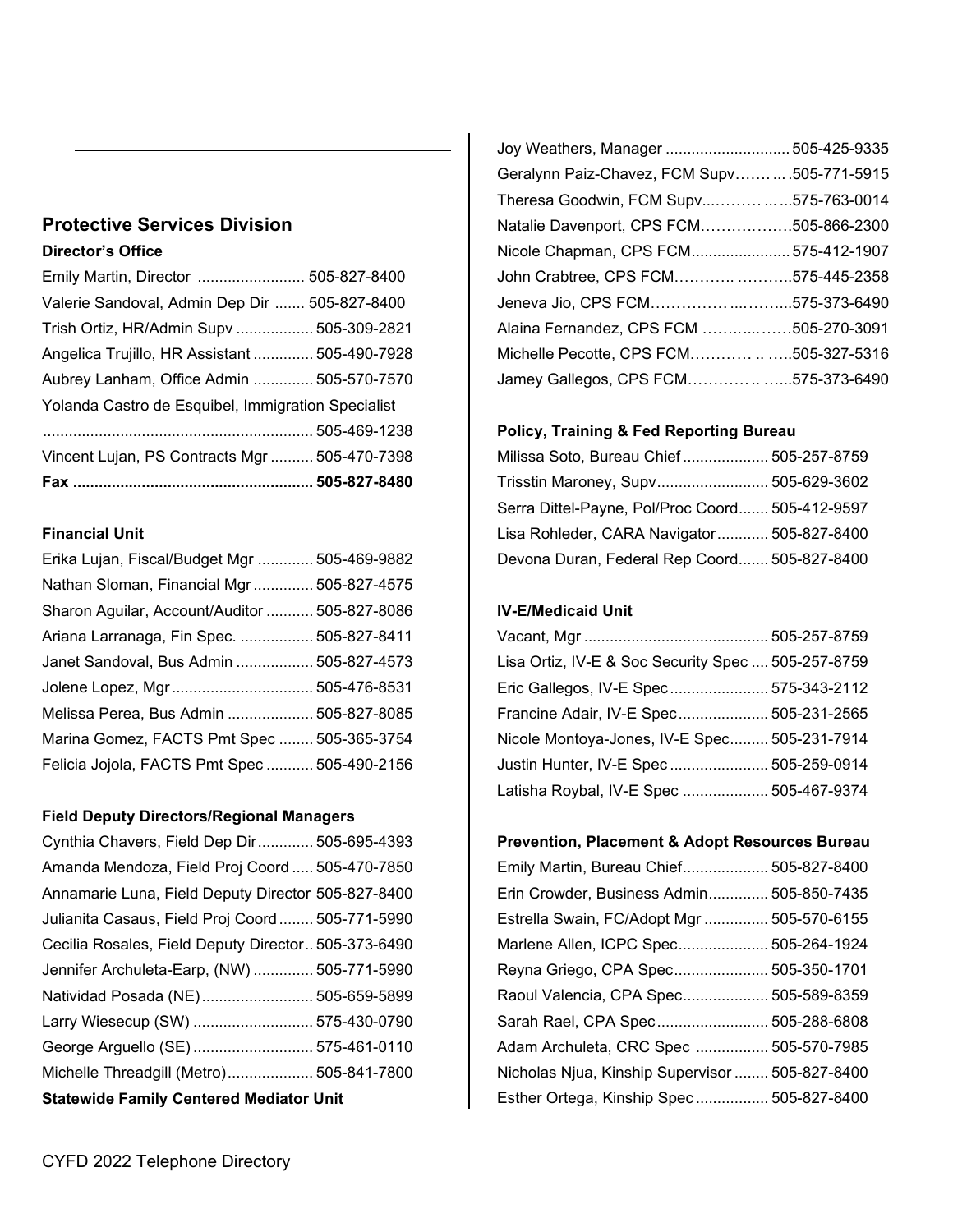## Protective Services Division

### Director's Office

Emily Martin, Director ......................... 505-827-8400
Valerie Sandoval, Admin Dep Dir ....... 505-827-8400
Trish Ortiz, HR/Admin Supv .................. 505-309-2821
Angelica Trujillo, HR Assistant .............. 505-490-7928
Aubrey Lanham, Office Admin .............. 505-570-7570
Yolanda Castro de Esquibel, Immigration Specialist
............................................................... 505-469-1238
Vincent Lujan, PS Contracts Mgr .......... 505-470-7398
**Fax ........................................................ 505-827-8480**

### Financial Unit

Erika Lujan, Fiscal/Budget Mgr ............. 505-469-9882
Nathan Sloman, Financial Mgr .............. 505-827-4575
Sharon Aguilar, Account/Auditor ........... 505-827-8086
Ariana Larranaga, Fin Spec. ................. 505-827-8411
Janet Sandoval, Bus Admin .................. 505-827-4573
Jolene Lopez, Mgr ................................. 505-476-8531
Melissa Perea, Bus Admin .................... 505-827-8085
Marina Gomez, FACTS Pmt Spec ........ 505-365-3754
Felicia Jojola, FACTS Pmt Spec ........... 505-490-2156

### Field Deputy Directors/Regional Managers

Cynthia Chavers, Field Dep Dir............. 505-695-4393
Amanda Mendoza, Field Proj Coord ..... 505-470-7850
Annamarie Luna, Field Deputy Director 505-827-8400
Julianita Casaus, Field Proj Coord ........ 505-771-5990
Cecilia Rosales, Field Deputy Director.. 505-373-6490
Jennifer Archuleta-Earp, (NW) .............. 505-771-5990
Natividad Posada (NE).......................... 505-659-5899
Larry Wiesecup (SW) ............................ 575-430-0790
George Arguello (SE) ............................ 575-461-0110
Michelle Threadgill (Metro).................... 505-841-7800

### Statewide Family Centered Mediator Unit

Joy Weathers, Manager ............................ 505-425-9335
Geralynn Paiz-Chavez, FCM Supv……… .. .505-771-5915
Theresa Goodwin, FCM Supv...……… .. ...575-763-0014
Natalie Davenport, CPS FCM………………505-866-2300
Nicole Chapman, CPS FCM...................... 575-412-1907
John Crabtree, CPS FCM……….. ………..575-445-2358
Jeneva Jio, CPS FCM……………...……....575-373-6490
Alaina Fernandez, CPS FCM ………..……505-270-3091
Michelle Pecotte, CPS FCM………… .. …..505-327-5316
Jamey Gallegos, CPS FCM…………. …...575-373-6490

### Policy, Training & Fed Reporting Bureau

Milissa Soto, Bureau Chief .................... 505-257-8759
Trisstin Maroney, Supv.......................... 505-629-3602
Serra Dittel-Payne, Pol/Proc Coord....... 505-412-9597
Lisa Rohleder, CARA Navigator............ 505-827-8400
Devona Duran, Federal Rep Coord....... 505-827-8400

### IV-E/Medicaid Unit

Vacant, Mgr ........................................... 505-257-8759
Lisa Ortiz, IV-E & Soc Security Spec .... 505-257-8759
Eric Gallegos, IV-E Spec....................... 575-343-2112
Francine Adair, IV-E Spec..................... 505-231-2565
Nicole Montoya-Jones, IV-E Spec......... 505-231-7914
Justin Hunter, IV-E Spec ....................... 505-259-0914
Latisha Roybal, IV-E Spec .................... 505-467-9374

### Prevention, Placement & Adopt Resources Bureau

Emily Martin, Bureau Chief.................... 505-827-8400
Erin Crowder, Business Admin.............. 505-850-7435
Estrella Swain, FC/Adopt Mgr ............... 505-570-6155
Marlene Allen, ICPC Spec..................... 505-264-1924
Reyna Griego, CPA Spec...................... 505-350-1701
Raoul Valencia, CPA Spec.................... 505-589-8359
Sarah Rael, CPA Spec.......................... 505-288-6808
Adam Archuleta, CRC Spec ................. 505-570-7985
Nicholas Njua, Kinship Supervisor ........ 505-827-8400
Esther Ortega, Kinship Spec ................. 505-827-8400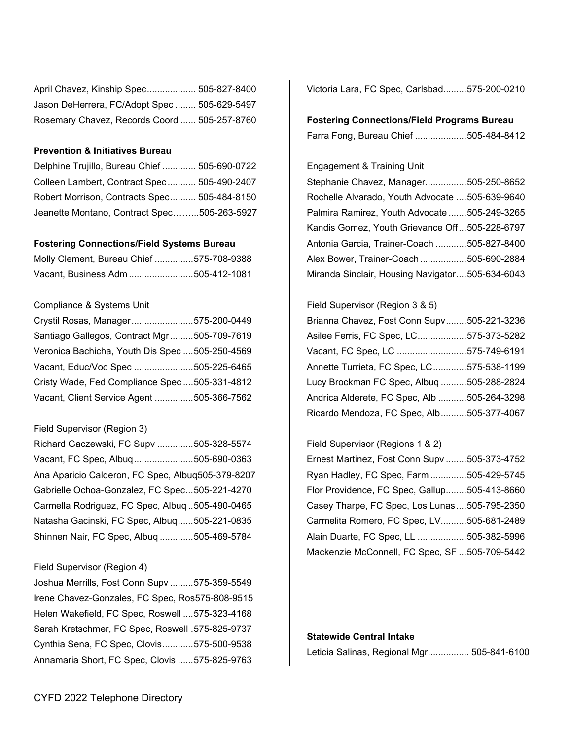April Chavez, Kinship Spec.................. 505-827-8400
Jason DeHerrera, FC/Adopt Spec ........ 505-629-5497
Rosemary Chavez, Records Coord ...... 505-257-8760

**Prevention & Initiatives Bureau**

Delphine Trujillo, Bureau Chief ............ 505-690-0722
Colleen Lambert, Contract Spec........... 505-490-2407
Robert Morrison, Contracts Spec.......... 505-484-8150
Jeanette Montano, Contract Spec……...505-263-5927

**Fostering Connections/Field Systems Bureau**

Molly Clement, Bureau Chief ...............575-708-9388
Vacant, Business Adm .........................505-412-1081

Compliance & Systems Unit
Crystil Rosas, Manager........................575-200-0449
Santiago Gallegos, Contract Mgr.........505-709-7619
Veronica Bachicha, Youth Dis Spec ....505-250-4569
Vacant, Educ/Voc Spec .......................505-225-6465
Cristy Wade, Fed Compliance Spec ....505-331-4812
Vacant, Client Service Agent ...............505-366-7562

Field Supervisor (Region 3)
Richard Gaczewski, FC Supv ..............505-328-5574
Vacant, FC Spec, Albuq.......................505-690-0363
Ana Aparicio Calderon, FC Spec, Albuq505-379-8207
Gabrielle Ochoa-Gonzalez, FC Spec...505-221-4270
Carmella Rodriguez, FC Spec, Albuq ..505-490-0465
Natasha Gacinski, FC Spec, Albuq......505-221-0835
Shinnen Nair, FC Spec, Albuq .............505-469-5784

Field Supervisor (Region 4)
Joshua Merrills, Fost Conn Supv .........575-359-5549
Irene Chavez-Gonzales, FC Spec, Ros575-808-9515
Helen Wakefield, FC Spec, Roswell ....575-323-4168
Sarah Kretschmer, FC Spec, Roswell .575-825-9737
Cynthia Sena, FC Spec, Clovis............575-500-9538
Annamaria Short, FC Spec, Clovis ......575-825-9763

Victoria Lara, FC Spec, Carlsbad.........575-200-0210

**Fostering Connections/Field Programs Bureau**

Farra Fong, Bureau Chief ....................505-484-8412

Engagement & Training Unit
Stephanie Chavez, Manager................505-250-8652
Rochelle Alvarado, Youth Advocate ....505-639-9640
Palmira Ramirez, Youth Advocate .......505-249-3265
Kandis Gomez, Youth Grievance Off...505-228-6797
Antonia Garcia, Trainer-Coach ............505-827-8400
Alex Bower, Trainer-Coach ..................505-690-2884
Miranda Sinclair, Housing Navigator....505-634-6043

Field Supervisor (Region 3 & 5)
Brianna Chavez, Fost Conn Supv........505-221-3236
Asilee Ferris, FC Spec, LC...................575-373-5282
Vacant, FC Spec, LC ...........................575-749-6191
Annette Turrieta, FC Spec, LC.............575-538-1199
Lucy Brockman FC Spec, Albuq ..........505-288-2824
Andrica Alderete, FC Spec, Alb ...........505-264-3298
Ricardo Mendoza, FC Spec, Alb..........505-377-4067

Field Supervisor (Regions 1 & 2)
Ernest Martinez, Fost Conn Supv ........505-373-4752
Ryan Hadley, FC Spec, Farm ..............505-429-5745
Flor Providence, FC Spec, Gallup........505-413-8660
Casey Tharpe, FC Spec, Los Lunas....505-795-2350
Carmelita Romero, FC Spec, LV..........505-681-2489
Alain Duarte, FC Spec, LL ...................505-382-5996
Mackenzie McConnell, FC Spec, SF ...505-709-5442

**Statewide Central Intake**

Leticia Salinas, Regional Mgr................ 505-841-6100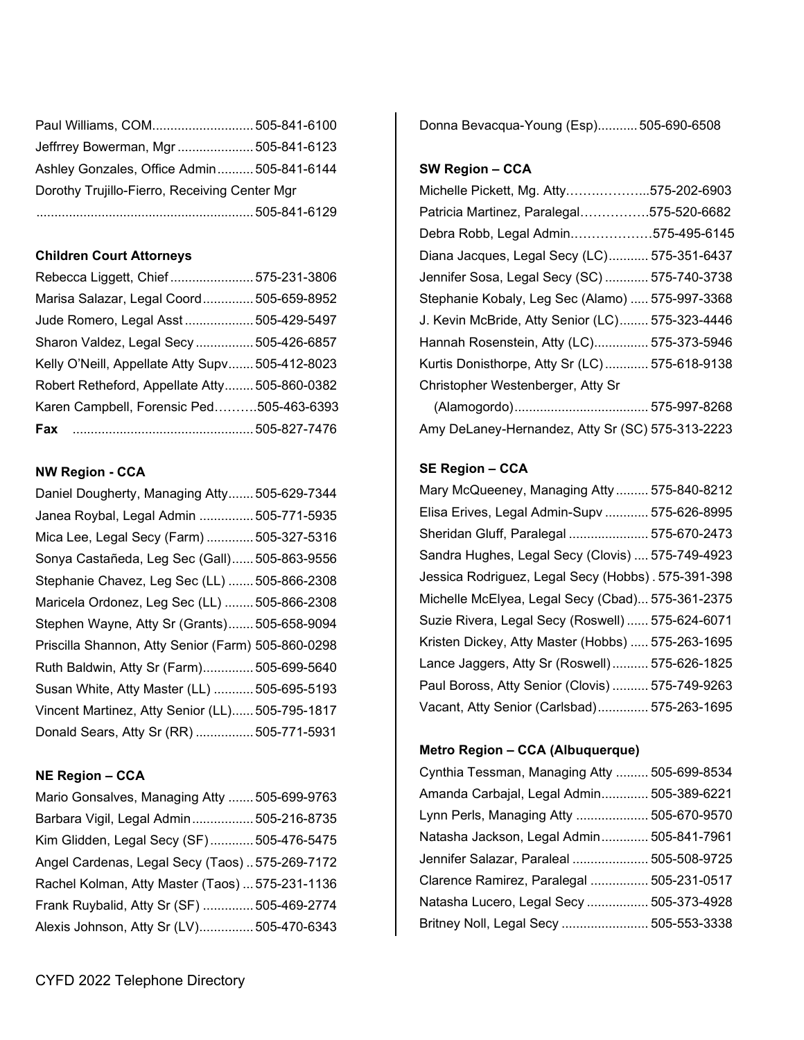Paul Williams, COM............................ 505-841-6100
Jeffrrey Bowerman, Mgr ..................... 505-841-6123
Ashley Gonzales, Office Admin.......... 505-841-6144
Dorothy Trujillo-Fierro, Receiving Center Mgr
............................................................ 505-841-6129

**Children Court Attorneys**

Rebecca Liggett, Chief ....................... 575-231-3806
Marisa Salazar, Legal Coord.............. 505-659-8952
Jude Romero, Legal Asst ................... 505-429-5497
Sharon Valdez, Legal Secy ................ 505-426-6857
Kelly O'Neill, Appellate Atty Supv....... 505-412-8023
Robert Retheford, Appellate Atty........ 505-860-0382
Karen Campbell, Forensic Ped……….505-463-6393
**Fax** .................................................. 505-827-7476

**NW Region - CCA**

Daniel Dougherty, Managing Atty....... 505-629-7344
Janea Roybal, Legal Admin ............... 505-771-5935
Mica Lee, Legal Secy (Farm) ............. 505-327-5316
Sonya Castañeda, Leg Sec (Gall)...... 505-863-9556
Stephanie Chavez, Leg Sec (LL) ....... 505-866-2308
Maricela Ordonez, Leg Sec (LL) ........ 505-866-2308
Stephen Wayne, Atty Sr (Grants)....... 505-658-9094
Priscilla Shannon, Atty Senior (Farm) 505-860-0298
Ruth Baldwin, Atty Sr (Farm).............. 505-699-5640
Susan White, Atty Master (LL) ........... 505-695-5193
Vincent Martinez, Atty Senior (LL)...... 505-795-1817
Donald Sears, Atty Sr (RR) ................ 505-771-5931

**NE Region – CCA**

Mario Gonsalves, Managing Atty ....... 505-699-9763
Barbara Vigil, Legal Admin................. 505-216-8735
Kim Glidden, Legal Secy (SF)............ 505-476-5475
Angel Cardenas, Legal Secy (Taos) .. 575-269-7172
Rachel Kolman, Atty Master (Taos) ... 575-231-1136
Frank Ruybalid, Atty Sr (SF) .............. 505-469-2774
Alexis Johnson, Atty Sr (LV)............... 505-470-6343

Donna Bevacqua-Young (Esp)........... 505-690-6508

**SW Region – CCA**

Michelle Pickett, Mg. Atty……….……...575-202-6903
Patricia Martinez, Paralegal……………575-520-6682
Debra Robb, Legal Admin.………………575-495-6145
Diana Jacques, Legal Secy (LC)........... 575-351-6437
Jennifer Sosa, Legal Secy (SC) ............ 575-740-3738
Stephanie Kobaly, Leg Sec (Alamo) ..... 575-997-3368
J. Kevin McBride, Atty Senior (LC)........ 575-323-4446
Hannah Rosenstein, Atty (LC)............... 575-373-5946
Kurtis Donisthorpe, Atty Sr (LC) ............ 575-618-9138
Christopher Westenberger, Atty Sr
(Alamogordo)..................................... 575-997-8268
Amy DeLaney-Hernandez, Atty Sr (SC) 575-313-2223

**SE Region – CCA**

Mary McQueeney, Managing Atty ......... 575-840-8212
Elisa Erives, Legal Admin-Supv ............ 575-626-8995
Sheridan Gluff, Paralegal ...................... 575-670-2473
Sandra Hughes, Legal Secy (Clovis) .... 575-749-4923
Jessica Rodriguez, Legal Secy (Hobbs) . 575-391-398
Michelle McElyea, Legal Secy (Cbad)... 575-361-2375
Suzie Rivera, Legal Secy (Roswell) ...... 575-624-6071
Kristen Dickey, Atty Master (Hobbs) ..... 575-263-1695
Lance Jaggers, Atty Sr (Roswell).......... 575-626-1825
Paul Boross, Atty Senior (Clovis) .......... 575-749-9263
Vacant, Atty Senior (Carlsbad).............. 575-263-1695

**Metro Region – CCA (Albuquerque)**

Cynthia Tessman, Managing Atty ......... 505-699-8534
Amanda Carbajal, Legal Admin............. 505-389-6221
Lynn Perls, Managing Atty .................... 505-670-9570
Natasha Jackson, Legal Admin............. 505-841-7961
Jennifer Salazar, Paraleal ..................... 505-508-9725
Clarence Ramirez, Paralegal ................ 505-231-0517
Natasha Lucero, Legal Secy ................. 505-373-4928
Britney Noll, Legal Secy ........................ 505-553-3338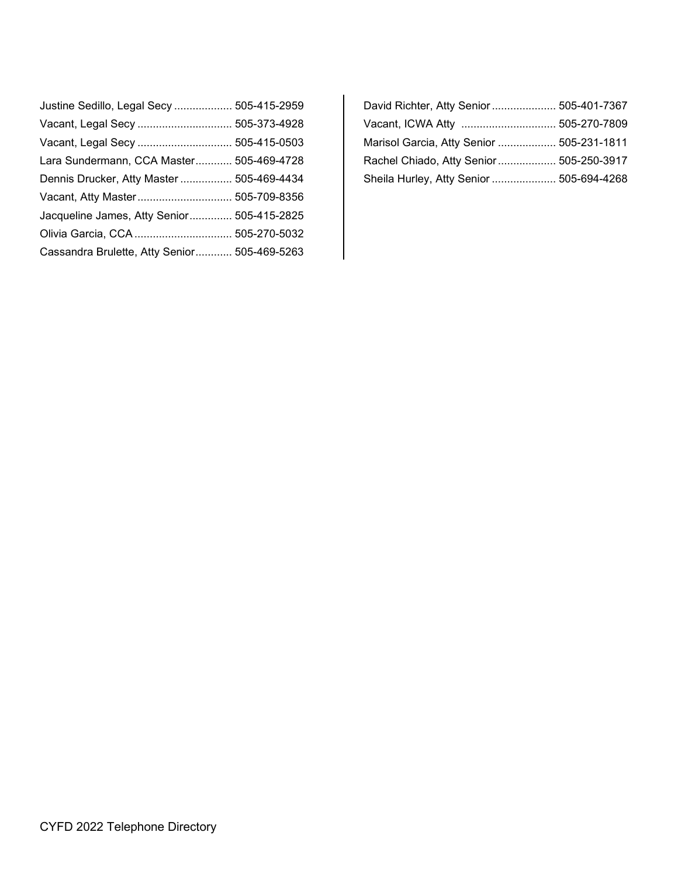Justine Sedillo, Legal Secy .................. 505-415-2959

Vacant, Legal Secy .............................. 505-373-4928

Vacant, Legal Secy .............................. 505-415-0503

Lara Sundermann, CCA Master........... 505-469-4728

Dennis Drucker, Atty Master ................ 505-469-4434

Vacant, Atty Master.............................. 505-709-8356

Jacqueline James, Atty Senior............. 505-415-2825

Olivia Garcia, CCA ............................... 505-270-5032

Cassandra Brulette, Atty Senior........... 505-469-5263

David Richter, Atty Senior.................... 505-401-7367

Vacant, ICWA Atty .............................. 505-270-7809

Marisol Garcia, Atty Senior .................. 505-231-1811

Rachel Chiado, Atty Senior.................. 505-250-3917

Sheila Hurley, Atty Senior .................... 505-694-4268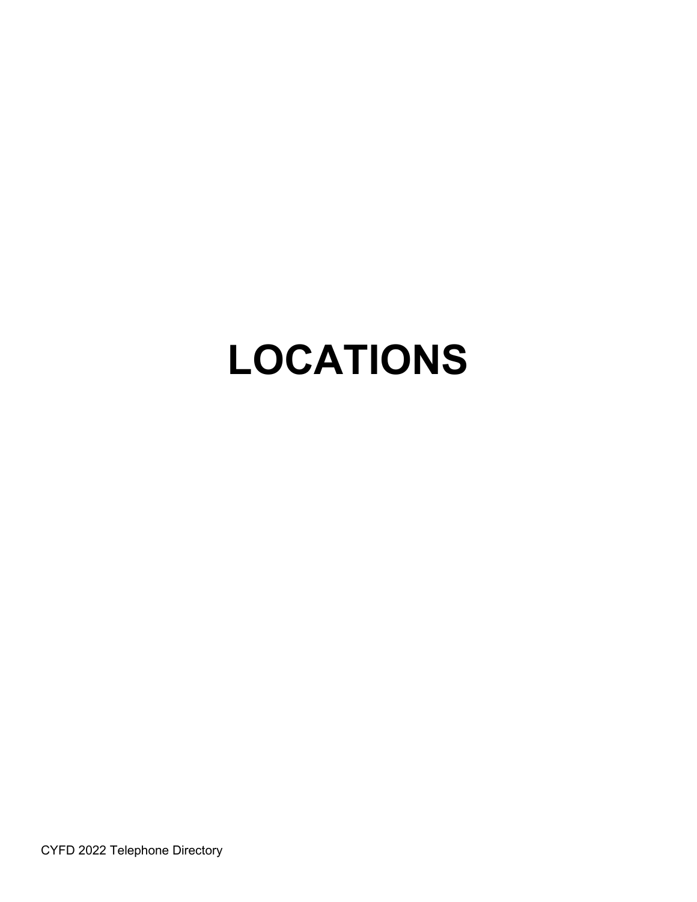# LOCATIONS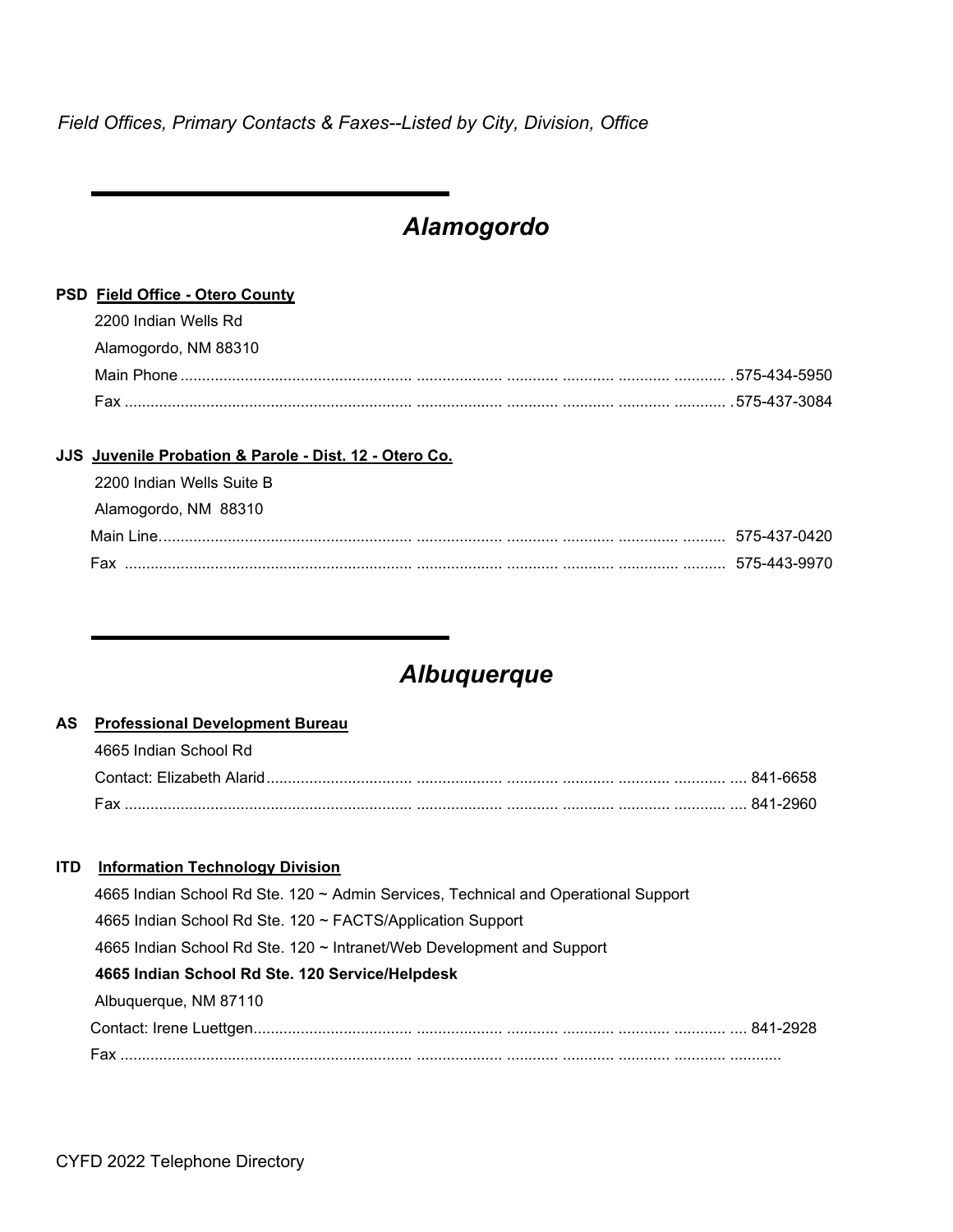*Field Offices, Primary Contacts & Faxes--Listed by City, Division, Office*

# *Alamogordo*

**PSD** **Field Office - Otero County**

2200 Indian Wells Rd

Alamogordo, NM 88310

Main Phone .......................................................... 575-434-5950

Fax .......................................................... 575-437-3084

**JJS** **Juvenile Probation & Parole - Dist. 12 - Otero Co.**

2200 Indian Wells Suite B

Alamogordo, NM 88310

Main Line.......................................................... 575-437-0420

Fax .......................................................... 575-443-9970

# *Albuquerque*

**AS** **Professional Development Bureau**

4665 Indian School Rd

Contact: Elizabeth Alarid.......................................................... 841-6658

Fax .......................................................... 841-2960

**ITD** **Information Technology Division**

4665 Indian School Rd Ste. 120 ~ Admin Services, Technical and Operational Support

4665 Indian School Rd Ste. 120 ~ FACTS/Application Support

4665 Indian School Rd Ste. 120 ~ Intranet/Web Development and Support

**4665 Indian School Rd Ste. 120 Service/Helpdesk**

Albuquerque, NM 87110

Contact: Irene Luettgen.......................................................... 841-2928

Fax ..........................................................

CYFD 2022 Telephone Directory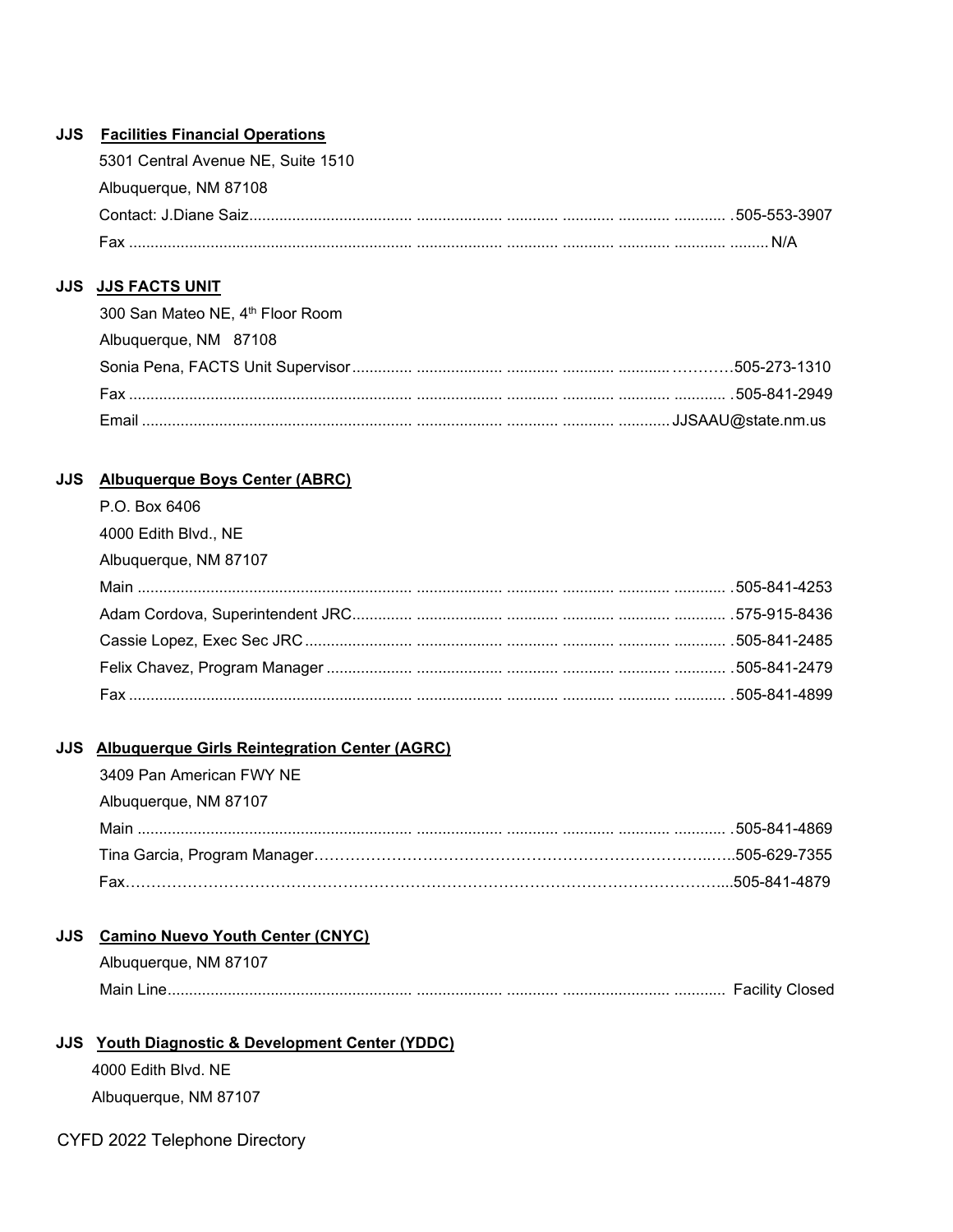**JJS Facilities Financial Operations**

5301 Central Avenue NE, Suite 1510
Albuquerque, NM 87108

Contact: J.Diane Saiz ........................................ .505-553-3907
Fax ........................................ N/A

**JJS JJS FACTS UNIT**

300 San Mateo NE, 4th Floor Room
Albuquerque, NM 87108

Sonia Pena, FACTS Unit Supervisor ........................................ 505-273-1310
Fax ........................................ .505-841-2949
Email ........................................ JJSAAU@state.nm.us

**JJS Albuquerque Boys Center (ABRC)**

P.O. Box 6406
4000 Edith Blvd., NE
Albuquerque, NM 87107

Main ........................................ .505-841-4253
Adam Cordova, Superintendent JRC ........................................ .575-915-8436
Cassie Lopez, Exec Sec JRC ........................................ .505-841-2485
Felix Chavez, Program Manager ........................................ .505-841-2479
Fax ........................................ .505-841-4899

**JJS Albuquerque Girls Reintegration Center (AGRC)**

3409 Pan American FWY NE
Albuquerque, NM 87107

Main ........................................ .505-841-4869
Tina Garcia, Program Manager ........................................ 505-629-7355
Fax ........................................ 505-841-4879

**JJS Camino Nuevo Youth Center (CNYC)**

Albuquerque, NM 87107

Main Line ........................................ Facility Closed

**JJS Youth Diagnostic & Development Center (YDDC)**

4000 Edith Blvd. NE
Albuquerque, NM 87107

CYFD 2022 Telephone Directory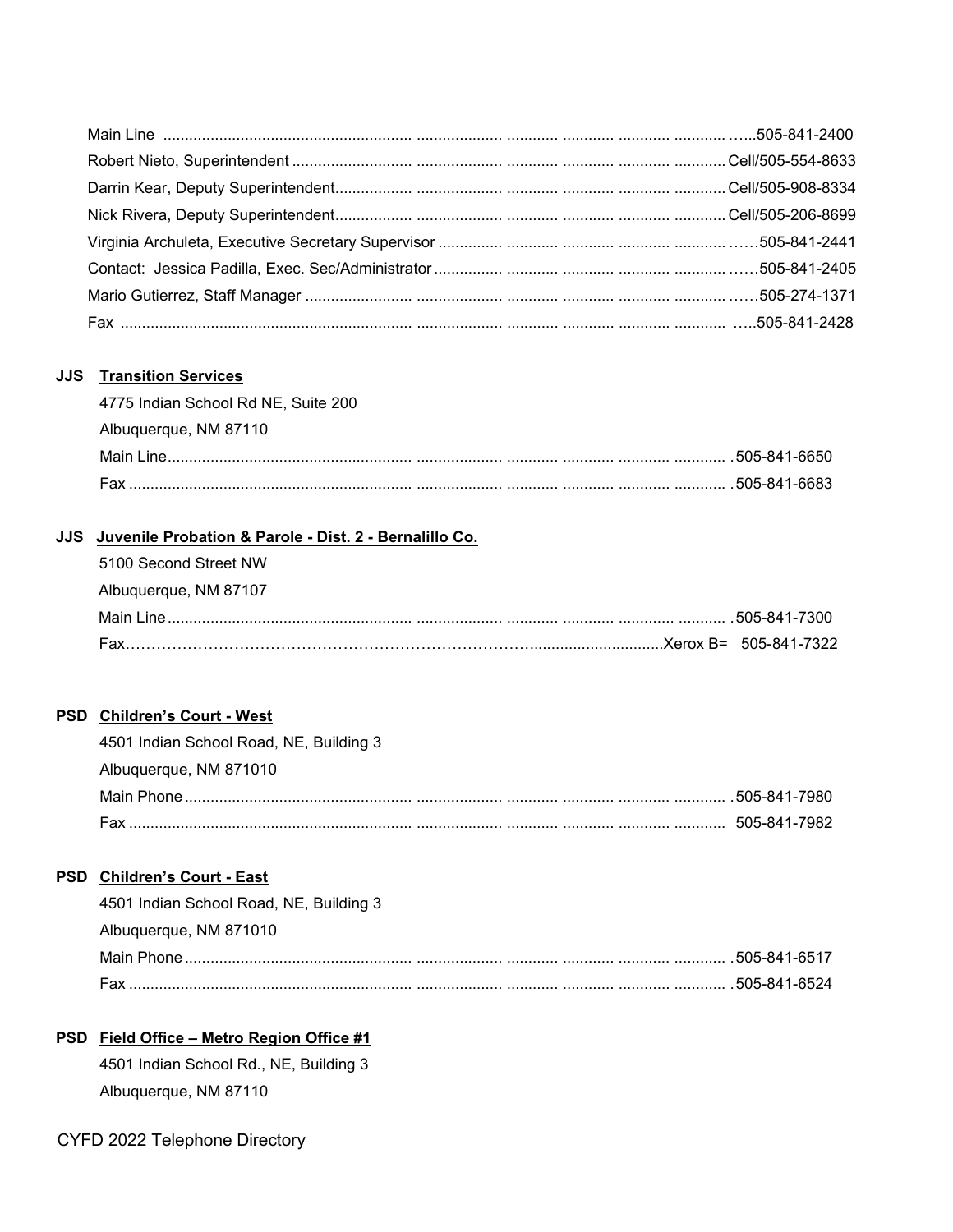Main Line ............................................................ .................... ............ ............ ............ ............ ......505-841-2400
Robert Nieto, Superintendent ............................ .................... ............ ............ ............ ............ Cell/505-554-8633
Darrin Kear, Deputy Superintendent.................. .................... ............ ............ ............ ............ Cell/505-908-8334
Nick Rivera, Deputy Superintendent.................. .................... ............ ............ ............ ............ Cell/505-206-8699
Virginia Archuleta, Executive Secretary Supervisor .............. ............ ............ ............ ............ ......505-841-2441
Contact: Jessica Padilla, Exec. Sec/Administrator ................ ............ ............ ............ ............ ......505-841-2405
Mario Gutierrez, Staff Manager .......................... .................... ............ ............ ............ ............ ......505-274-1371
Fax ...................................................................... .................... ............ ............ ............ ............ .....505-841-2428

**JJS** **Transition Services**

4775 Indian School Rd NE, Suite 200
Albuquerque, NM 87110
Main Line............................................................ .................... ............ ............ ............ ............ .505-841-6650
Fax ...................................................................... .................... ............ ............ ............ ............ .505-841-6683

**JJS** **Juvenile Probation & Parole - Dist. 2 - Bernalillo Co.**

5100 Second Street NW
Albuquerque, NM 87107
Main Line............................................................ .................... ............ ............ ............ ............ .505-841-7300
Fax………………………………………………………………...............................Xerox B= 505-841-7322

**PSD** **Children's Court - West**

4501 Indian School Road, NE, Building 3
Albuquerque, NM 871010
Main Phone ....................................................... .................... ............ ............ ............ ............ .505-841-7980
Fax ...................................................................... .................... ............ ............ ............ ............ 505-841-7982

**PSD** **Children's Court - East**

4501 Indian School Road, NE, Building 3
Albuquerque, NM 871010
Main Phone ....................................................... .................... ............ ............ ............ ............ .505-841-6517
Fax ...................................................................... .................... ............ ............ ............ ............ .505-841-6524

**PSD** **Field Office – Metro Region Office #1**

4501 Indian School Rd., NE, Building 3
Albuquerque, NM 87110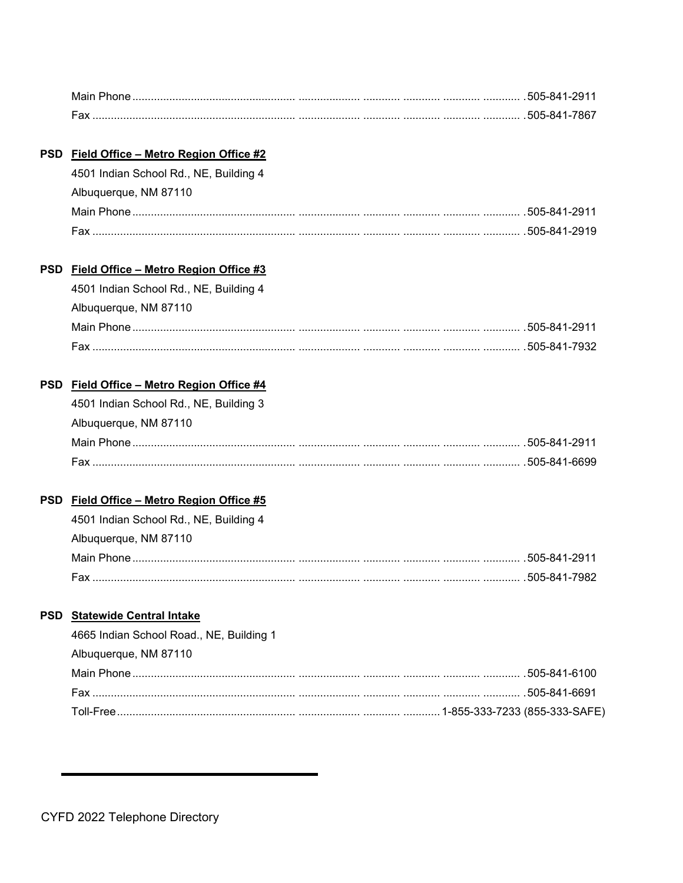Main Phone ........................................................ .505-841-2911
Fax ........................................................ .505-841-7867

**PSD** **Field Office – Metro Region Office #2**

4501 Indian School Rd., NE, Building 4
Albuquerque, NM 87110
Main Phone ........................................................ .505-841-2911
Fax ........................................................ .505-841-2919

**PSD** **Field Office – Metro Region Office #3**

4501 Indian School Rd., NE, Building 4
Albuquerque, NM 87110
Main Phone ........................................................ .505-841-2911
Fax ........................................................ .505-841-7932

**PSD** **Field Office – Metro Region Office #4**

4501 Indian School Rd., NE, Building 3
Albuquerque, NM 87110
Main Phone ........................................................ .505-841-2911
Fax ........................................................ .505-841-6699

**PSD** **Field Office – Metro Region Office #5**

4501 Indian School Rd., NE, Building 4
Albuquerque, NM 87110
Main Phone ........................................................ .505-841-2911
Fax ........................................................ .505-841-7982

**PSD** **Statewide Central Intake**

4665 Indian School Road., NE, Building 1
Albuquerque, NM 87110
Main Phone ........................................................ .505-841-6100
Fax ........................................................ .505-841-6691
Toll-Free........................................................ 1-855-333-7233 (855-333-SAFE)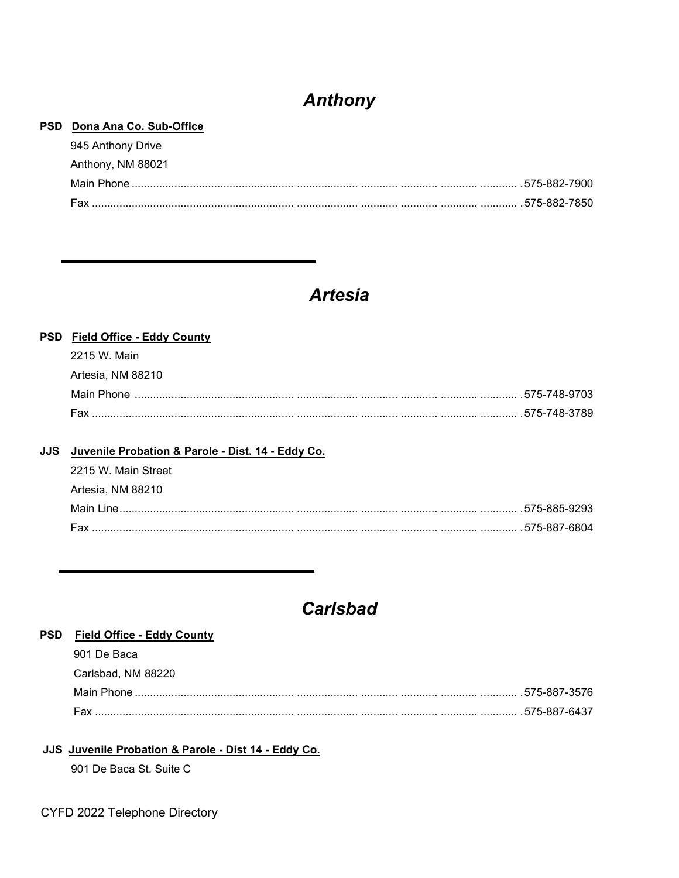## *Anthony*

**PSD** **Dona Ana Co. Sub-Office**

945 Anthony Drive

Anthony, NM 88021

Main Phone ........................................................................................................ 575-882-7900

Fax ..................................................................................................................... 575-882-7850

---

## *Artesia*

**PSD** **Field Office - Eddy County**

2215 W. Main

Artesia, NM 88210

Main Phone ........................................................................................................ 575-748-9703

Fax ..................................................................................................................... 575-748-3789

**JJS** **Juvenile Probation & Parole - Dist. 14 - Eddy Co.**

2215 W. Main Street

Artesia, NM 88210

Main Line ........................................................................................................... 575-885-9293

Fax ..................................................................................................................... 575-887-6804

---

## *Carlsbad*

**PSD** **Field Office - Eddy County**

901 De Baca

Carlsbad, NM 88220

Main Phone ........................................................................................................ 575-887-3576

Fax ..................................................................................................................... 575-887-6437

**JJS** **Juvenile Probation & Parole - Dist 14 - Eddy Co.**

901 De Baca St. Suite C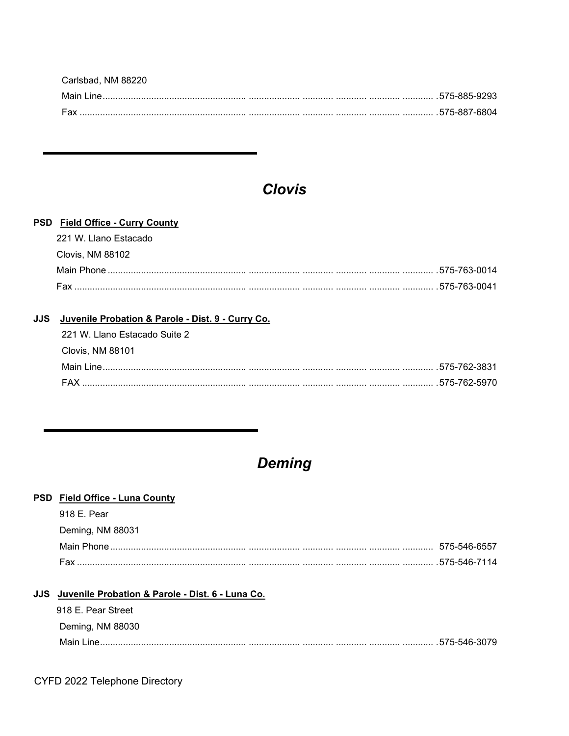Carlsbad, NM 88220

Main Line........................................................ .................... ............ ........... ........... ............ .575-885-9293

Fax ................................................................ .................... ............ ........... ........... ............ .575-887-6804

---

## *Clovis*

**PSD** **Field Office - Curry County**

221 W. Llano Estacado

Clovis, NM 88102

Main Phone ...................................................... .................... ............ ........... ........... ............ .575-763-0014

Fax ................................................................... .................... ............ ........... ........... ............ .575-763-0041

**JJS** **Juvenile Probation & Parole - Dist. 9 - Curry Co.**

221 W. Llano Estacado Suite 2

Clovis, NM 88101

Main Line........................................................ .................... ............ ........... ........... ............ .575-762-3831

FAX ................................................................ .................... ............ ........... ........... ............ .575-762-5970

---

## *Deming*

**PSD** **Field Office - Luna County**

918 E. Pear

Deming, NM 88031

Main Phone ..................................................... .................... ............ ........... ........... ............ 575-546-6557

Fax .................................................................. .................... ............ ........... ........... ............ .575-546-7114

**JJS** **Juvenile Probation & Parole - Dist. 6 - Luna Co.**

918 E. Pear Street

Deming, NM 88030

Main Line......................................................... .................... ............ ........... ........... ............ .575-546-3079

CYFD 2022 Telephone Directory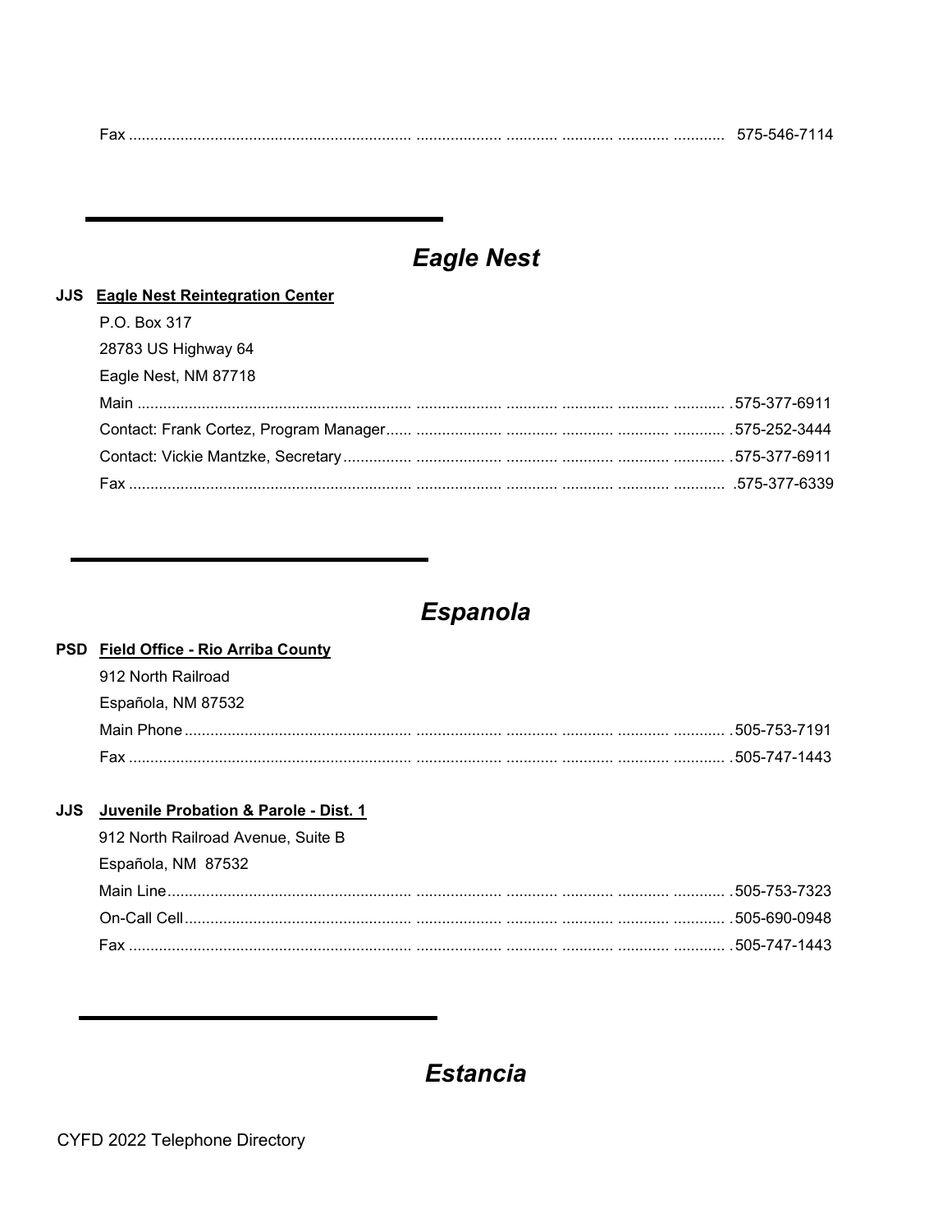Fax ........................................................................ 575-546-7114

---

## *Eagle Nest*

**JJS** **Eagle Nest Reintegration Center**

P.O. Box 317
28783 US Highway 64
Eagle Nest, NM 87718

Main ........................................................................ .575-377-6911
Contact: Frank Cortez, Program Manager...... .575-252-3444
Contact: Vickie Mantzke, Secretary ................ .575-377-6911
Fax ........................................................................ .575-377-6339

---

## *Espanola*

**PSD** **Field Office - Rio Arriba County**

912 North Railroad
Española, NM 87532

Main Phone ................................................................ .505-753-7191
Fax ........................................................................ .505-747-1443

**JJS** **Juvenile Probation & Parole - Dist. 1**

912 North Railroad Avenue, Suite B
Española, NM 87532

Main Line ................................................................ .505-753-7323
On-Call Cell ................................................................ .505-690-0948
Fax ........................................................................ .505-747-1443

---

## *Estancia*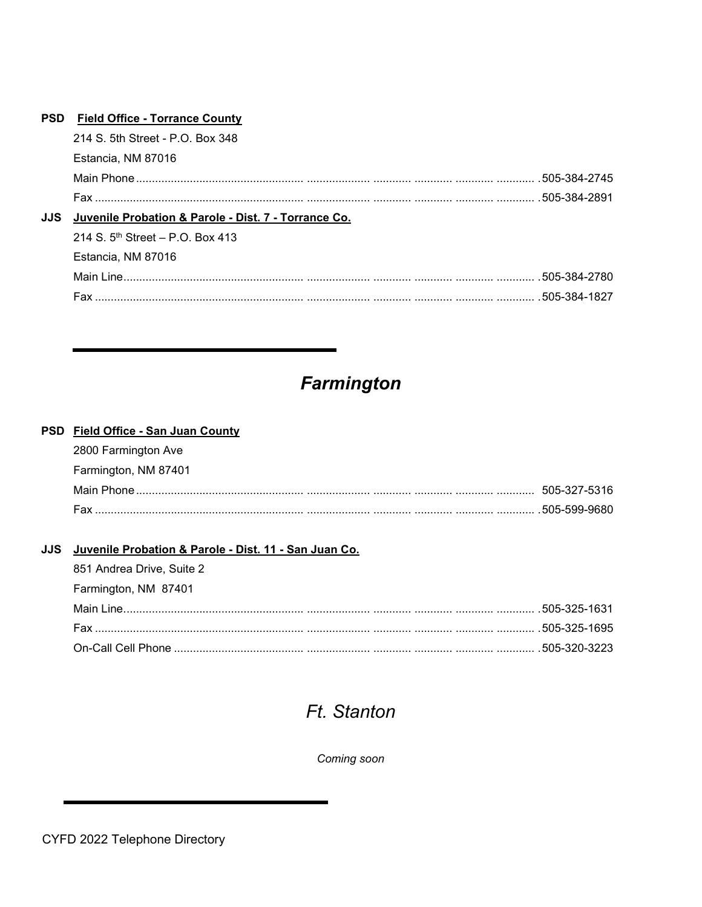**PSD** **Field Office - Torrance County**

214 S. 5th Street - P.O. Box 348

Estancia, NM 87016

Main Phone ........................................ .505-384-2745

Fax ........................................ .505-384-2891

**JJS** **Juvenile Probation & Parole - Dist. 7 - Torrance Co.**

214 S. 5th Street – P.O. Box 413

Estancia, NM 87016

Main Line........................................ .505-384-2780

Fax ........................................ .505-384-1827

---

## *Farmington*

**PSD** **Field Office - San Juan County**

2800 Farmington Ave

Farmington, NM 87401

Main Phone ........................................ 505-327-5316

Fax ........................................ .505-599-9680

**JJS** **Juvenile Probation & Parole - Dist. 11 - San Juan Co.**

851 Andrea Drive, Suite 2

Farmington, NM 87401

Main Line........................................ .505-325-1631

Fax ........................................ .505-325-1695

On-Call Cell Phone ........................................ .505-320-3223

## *Ft. Stanton*

*Coming soon*

---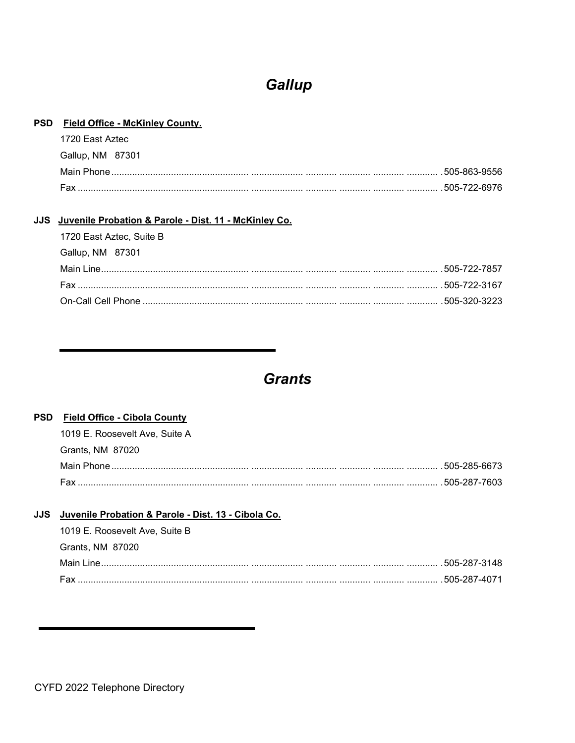## *Gallup*

**PSD** **Field Office - McKinley County.**

1720 East Aztec
Gallup, NM 87301

Main Phone ........................................................ 505-863-9556
Fax ........................................................ 505-722-6976

**JJS** **Juvenile Probation & Parole - Dist. 11 - McKinley Co.**

1720 East Aztec, Suite B
Gallup, NM 87301

Main Line ........................................................ 505-722-7857
Fax ........................................................ 505-722-3167
On-Call Cell Phone ........................................................ 505-320-3223

---

## *Grants*

**PSD** **Field Office - Cibola County**

1019 E. Roosevelt Ave, Suite A
Grants, NM 87020

Main Phone ........................................................ 505-285-6673
Fax ........................................................ 505-287-7603

**JJS** **Juvenile Probation & Parole - Dist. 13 - Cibola Co.**

1019 E. Roosevelt Ave, Suite B
Grants, NM 87020

Main Line ........................................................ 505-287-3148
Fax ........................................................ 505-287-4071

---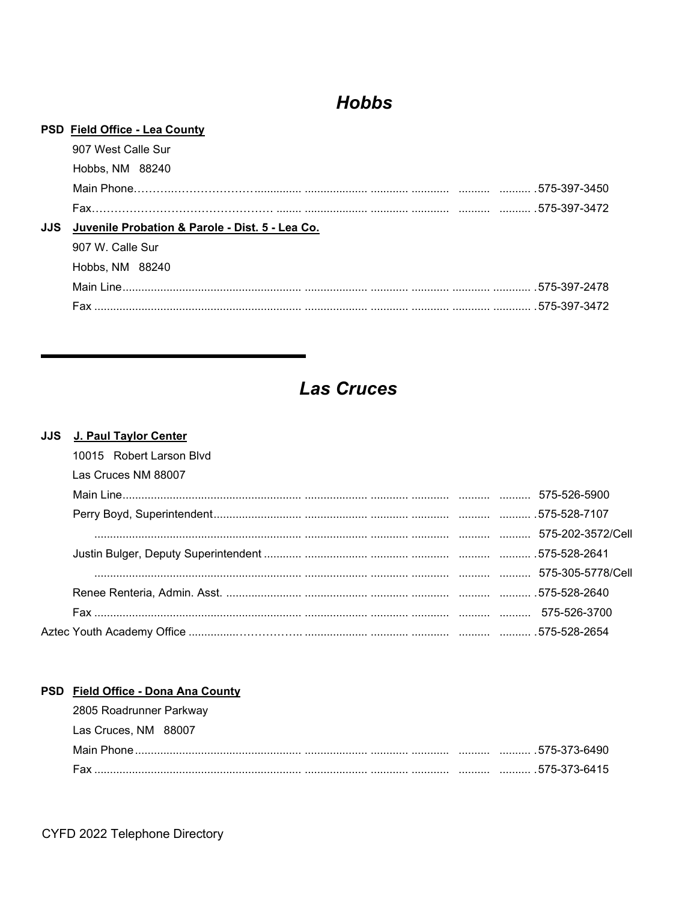## *Hobbs*

**PSD** **Field Office - Lea County**

907 West Calle Sur

Hobbs, NM 88240

Main Phone……….…………………................ ................... ........... ............ .......... .......... .575-397-3450

Fax………………………………………. ........ .................. ........... ............ .......... .......... .575-397-3472

**JJS** **Juvenile Probation & Parole - Dist. 5 - Lea Co.**

907 W. Calle Sur

Hobbs, NM 88240

Main Line.......................................................... ................... ........... ........... ........... ............ .575-397-2478

Fax .................................................................. ................... ........... ........... ........... ............ .575-397-3472

---

## *Las Cruces*

**JJS** **J. Paul Taylor Center**

10015 Robert Larson Blvd

Las Cruces NM 88007

Main Line.......................................................... .................. ........... ............ .......... .......... 575-526-5900

Perry Boyd, Superintendent............................ .................. ........... ............ .......... .......... .575-528-7107

.................................................................. .................. ........... ............ .......... .......... 575-202-3572/Cell

Justin Bulger, Deputy Superintendent ............ .................. ........... ............ .......... .......... .575-528-2641

.................................................................. .................. ........... ............ .......... .......... 575-305-5778/Cell

Renee Renteria, Admin. Asst. ......................... .................. ........... ............ .......... .......... .575-528-2640

Fax .................................................................. .................. ........... ............ .......... .......... 575-526-3700

Aztec Youth Academy Office ...............…………... .................. ........... ............ .......... .......... .575-528-2654

**PSD** **Field Office - Dona Ana County**

2805 Roadrunner Parkway

Las Cruces, NM 88007

Main Phone...................................................... .................. ........... ............ .......... .......... .575-373-6490

Fax .................................................................. .................. ........... ............ .......... .......... .575-373-6415

CYFD 2022 Telephone Directory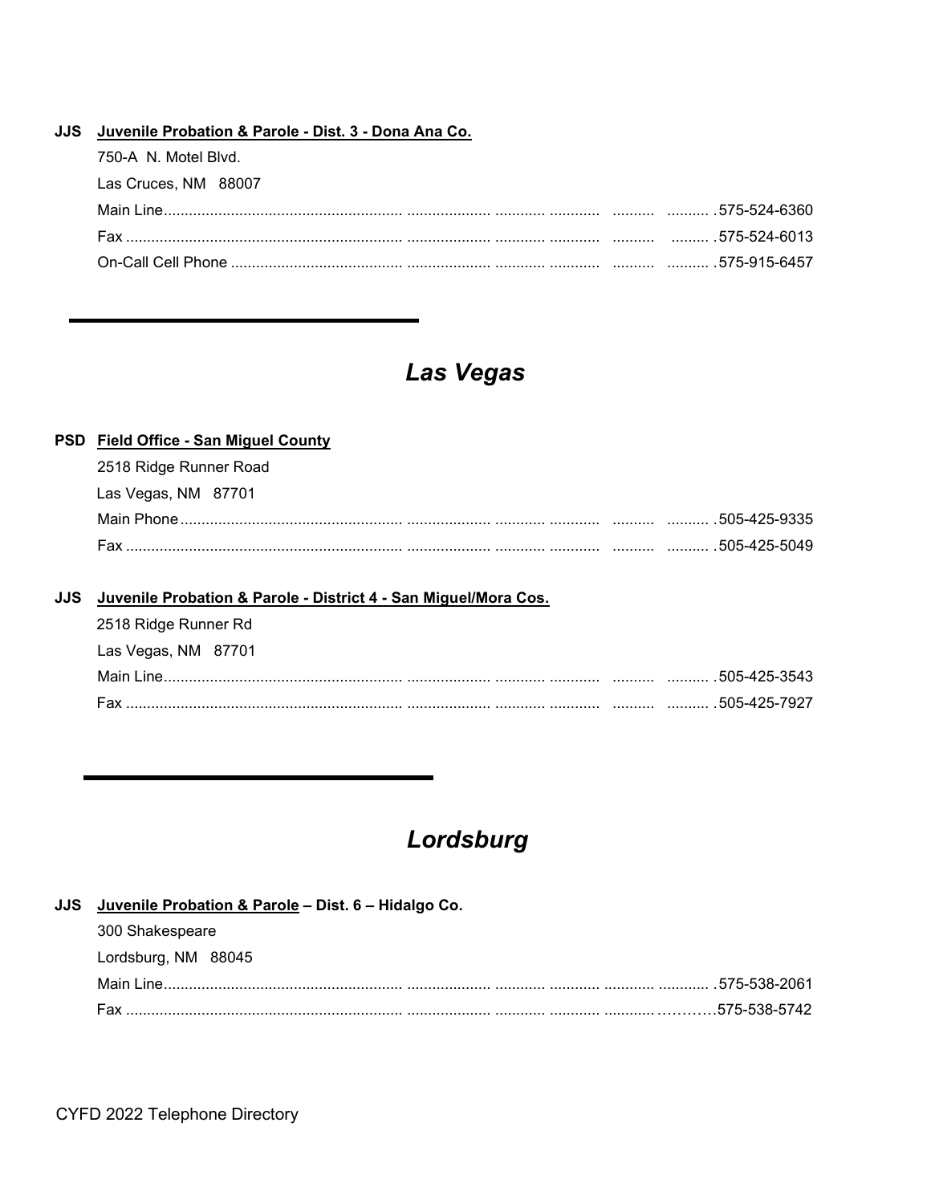**JJS** **Juvenile Probation & Parole - Dist. 3 - Dona Ana Co.**

750-A N. Motel Blvd.

Las Cruces, NM 88007

Main Line.......................................................... ................... ........... ........... .......... .......... .575-524-6360

Fax .................................................................. ................... ........... ........... .......... ......... .575-524-6013

On-Call Cell Phone .......................................... ................... ........... ........... .......... .......... .575-915-6457

---

## *Las Vegas*

**PSD** **Field Office - San Miguel County**

2518 Ridge Runner Road

Las Vegas, NM 87701

Main Phone ..................................................... ................... ........... ........... .......... .......... .505-425-9335

Fax .................................................................. ................... ........... ........... .......... .......... .505-425-5049

**JJS** **Juvenile Probation & Parole - District 4 - San Miguel/Mora Cos.**

2518 Ridge Runner Rd

Las Vegas, NM 87701

Main Line.......................................................... ................... ........... ........... .......... .......... .505-425-3543

Fax .................................................................. ................... ........... ........... .......... .......... .505-425-7927

---

## *Lordsburg*

**JJS** **Juvenile Probation & Parole – Dist. 6 – Hidalgo Co.**

300 Shakespeare

Lordsburg, NM 88045

Main Line.......................................................... ................... ........... ........... ........... ............ .575-538-2061

Fax .................................................................. ................... ........... ........... ........... ..........575-538-5742

CYFD 2022 Telephone Directory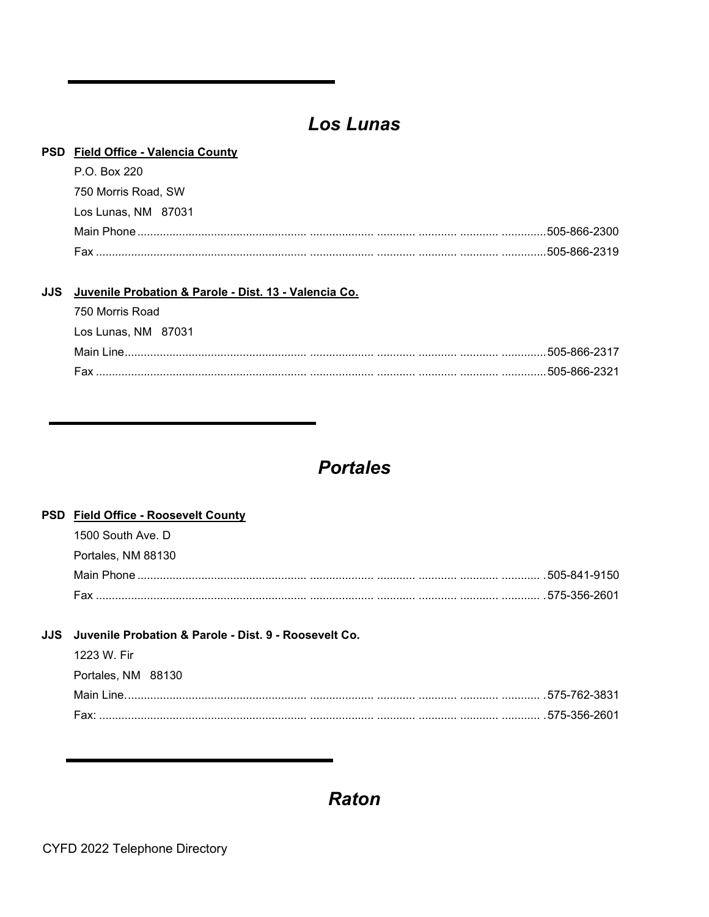## *Los Lunas*

**PSD** **Field Office - Valencia County**

P.O. Box 220

750 Morris Road, SW

Los Lunas, NM 87031

Main Phone ........................................................................................................505-866-2300

Fax ........................................................................................................505-866-2319

**JJS** **Juvenile Probation & Parole - Dist. 13 - Valencia Co.**

750 Morris Road

Los Lunas, NM 87031

Main Line........................................................................................................505-866-2317

Fax ........................................................................................................505-866-2321

## *Portales*

**PSD** **Field Office - Roosevelt County**

1500 South Ave. D

Portales, NM 88130

Main Phone ........................................................................................................ .505-841-9150

Fax ........................................................................................................ .575-356-2601

**JJS** **Juvenile Probation & Parole - Dist. 9 - Roosevelt Co.**

1223 W. Fir

Portales, NM 88130

Main Line........................................................................................................ .575-762-3831

Fax: ........................................................................................................ .575-356-2601

## *Raton*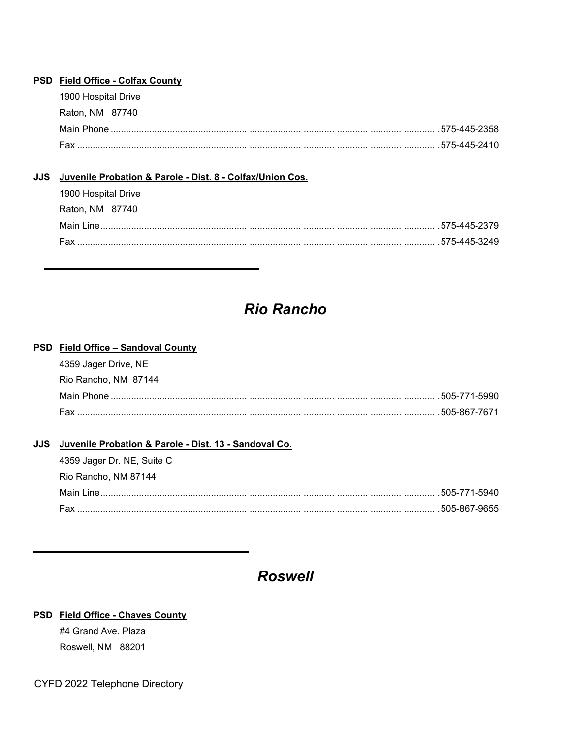**PSD** **Field Office - Colfax County**

1900 Hospital Drive
Raton, NM 87740

Main Phone .................................................................. .575-445-2358
Fax .................................................................. .575-445-2410

**JJS** **Juvenile Probation & Parole - Dist. 8 - Colfax/Union Cos.**

1900 Hospital Drive
Raton, NM 87740

Main Line .................................................................. .575-445-2379
Fax .................................................................. .575-445-3249

---

## *Rio Rancho*

**PSD** **Field Office – Sandoval County**

4359 Jager Drive, NE
Rio Rancho, NM 87144

Main Phone .................................................................. .505-771-5990
Fax .................................................................. .505-867-7671

**JJS** **Juvenile Probation & Parole - Dist. 13 - Sandoval Co.**

4359 Jager Dr. NE, Suite C
Rio Rancho, NM 87144

Main Line .................................................................. .505-771-5940
Fax .................................................................. .505-867-9655

---

## *Roswell*

**PSD** **Field Office - Chaves County**

#4 Grand Ave. Plaza
Roswell, NM 88201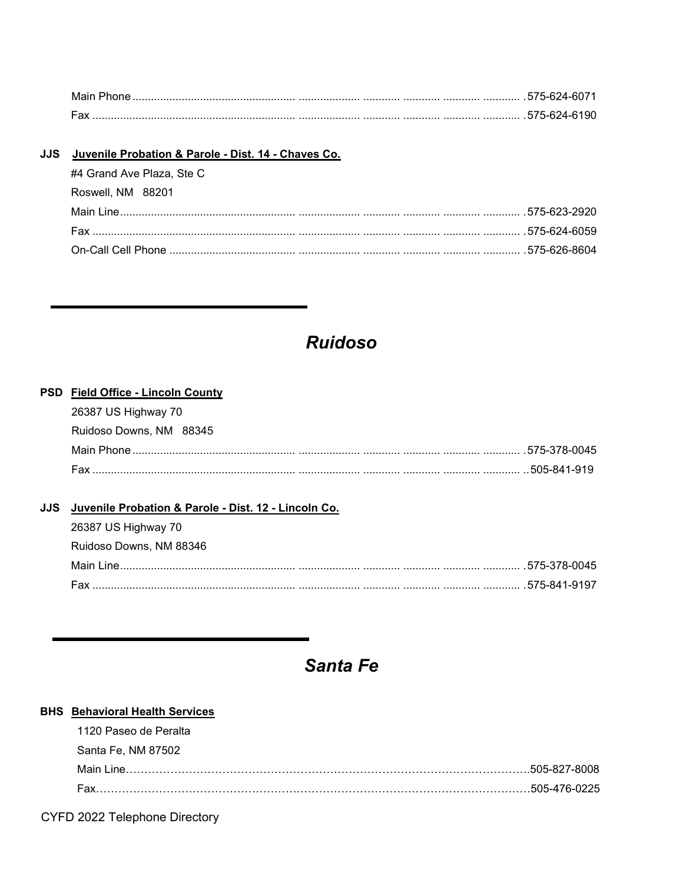Main Phone ....................................................................................................... .575-624-6071

Fax ................................................................................................................. .575-624-6190

**JJS** **Juvenile Probation & Parole - Dist. 14 - Chaves Co.**

#4 Grand Ave Plaza, Ste C

Roswell, NM 88201

Main Line.......................................................................................................... .575-623-2920

Fax ................................................................................................................. .575-624-6059

On-Call Cell Phone ........................................................................................ .575-626-8604

---

## *Ruidoso*

**PSD** **Field Office - Lincoln County**

26387 US Highway 70

Ruidoso Downs, NM 88345

Main Phone ....................................................................................................... .575-378-0045

Fax ................................................................................................................. ..505-841-919

**JJS** **Juvenile Probation & Parole - Dist. 12 - Lincoln Co.**

26387 US Highway 70

Ruidoso Downs, NM 88346

Main Line.......................................................................................................... .575-378-0045

Fax ................................................................................................................. .575-841-9197

---

## *Santa Fe*

**BHS** **Behavioral Health Services**

1120 Paseo de Peralta

Santa Fe, NM 87502

Main Line…………………………………………………………………………………………….505-827-8008

Fax…………………………………………………………………………………………………505-476-0225

CYFD 2022 Telephone Directory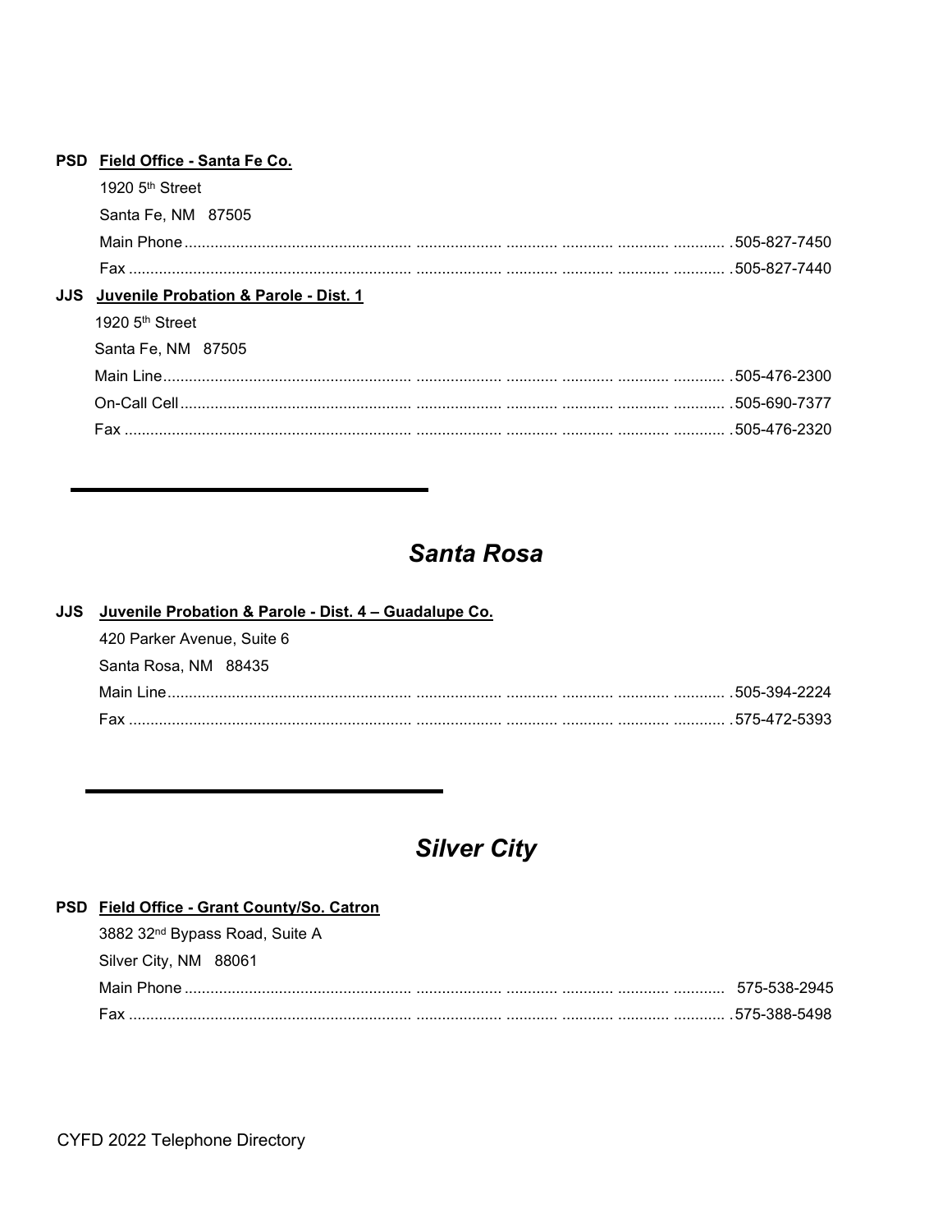**PSD** **Field Office - Santa Fe Co.**

1920 5th Street
Santa Fe, NM 87505

Main Phone ........................................................................................ 505-827-7450
Fax ........................................................................................ 505-827-7440

**JJS** **Juvenile Probation & Parole - Dist. 1**

1920 5th Street
Santa Fe, NM 87505

Main Line ........................................................................................ 505-476-2300
On-Call Cell ........................................................................................ 505-690-7377
Fax ........................................................................................ 505-476-2320

---

## *Santa Rosa*

**JJS** **Juvenile Probation & Parole - Dist. 4 – Guadalupe Co.**

420 Parker Avenue, Suite 6
Santa Rosa, NM 88435

Main Line ........................................................................................ 505-394-2224
Fax ........................................................................................ 575-472-5393

---

## *Silver City*

**PSD** **Field Office - Grant County/So. Catron**

3882 32nd Bypass Road, Suite A
Silver City, NM 88061

Main Phone ........................................................................................ 575-538-2945
Fax ........................................................................................ 575-388-5498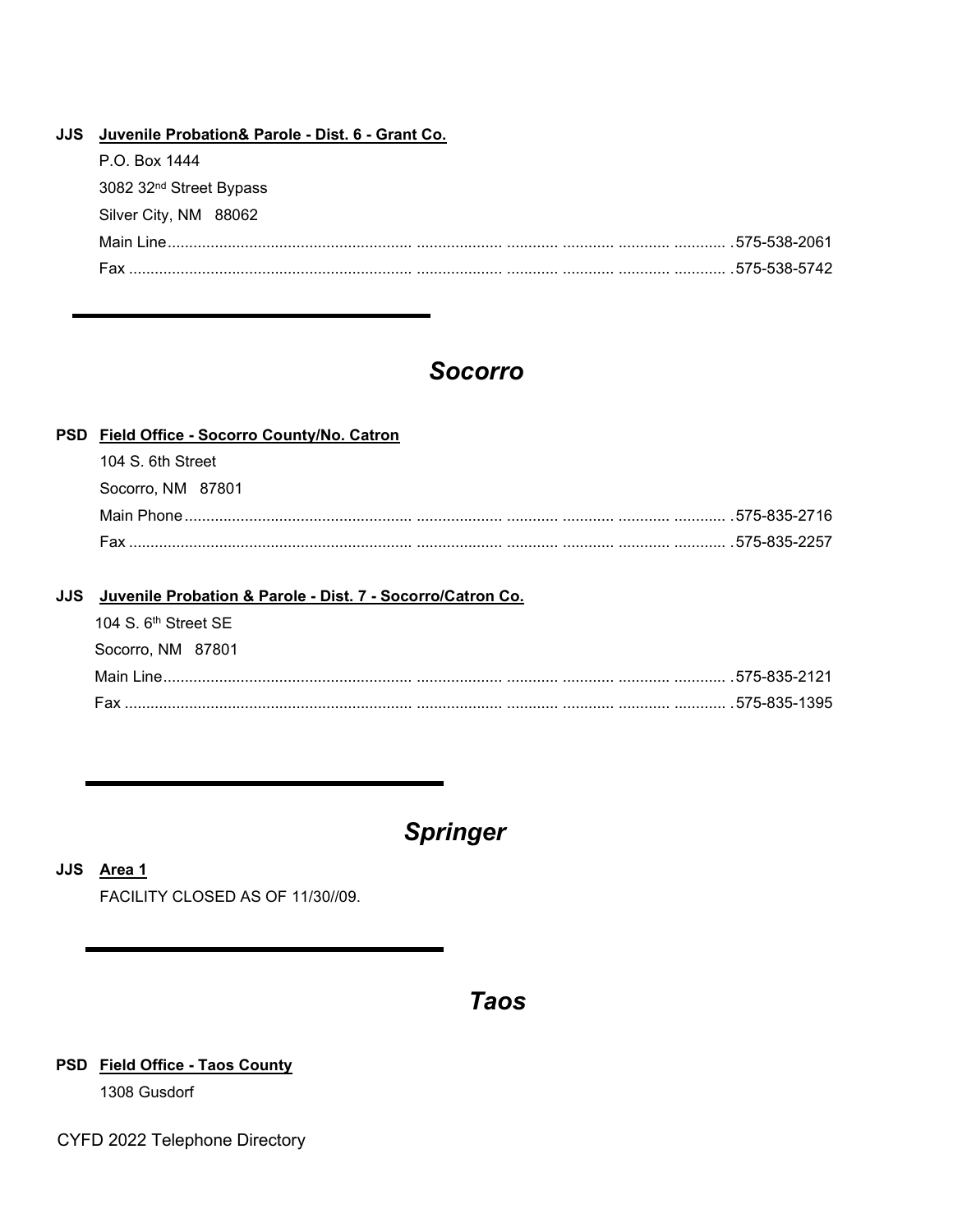**JJS** **Juvenile Probation& Parole - Dist. 6 - Grant Co.**

P.O. Box 1444
3082 32nd Street Bypass
Silver City, NM 88062

Main Line............................................................ .575-538-2061
Fax ................................................................... .575-538-5742

---

## *Socorro*

**PSD** **Field Office - Socorro County/No. Catron**

104 S. 6th Street
Socorro, NM 87801

Main Phone........................................................ .575-835-2716
Fax ................................................................... .575-835-2257

**JJS** **Juvenile Probation & Parole - Dist. 7 - Socorro/Catron Co.**

104 S. 6th Street SE
Socorro, NM 87801

Main Line............................................................ .575-835-2121
Fax ................................................................... .575-835-1395

---

## *Springer*

**JJS** **Area 1**

FACILITY CLOSED AS OF 11/30//09.

---

## *Taos*

**PSD** **Field Office - Taos County**

1308 Gusdorf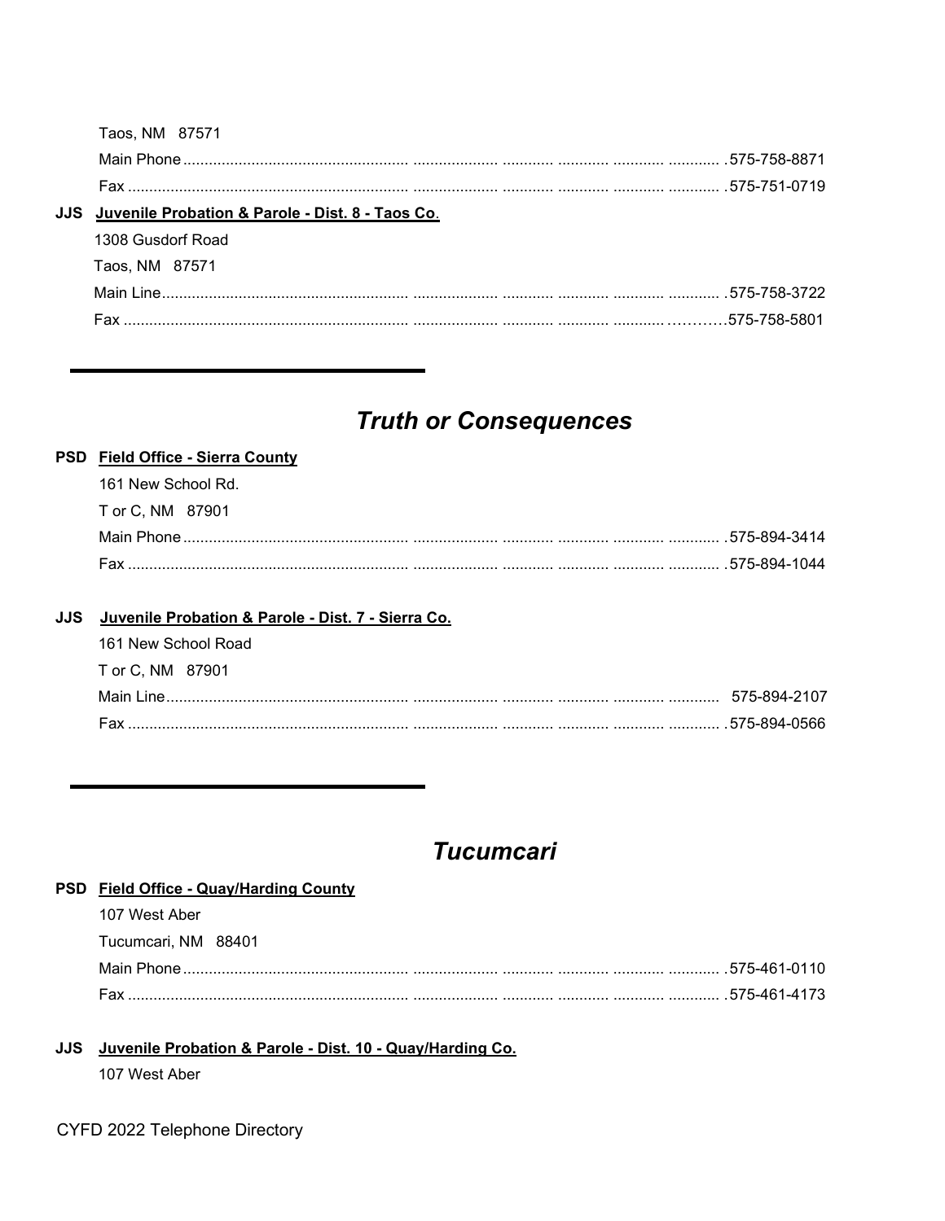Taos, NM 87571

Main Phone ............................................................................................................ 575-758-8871

Fax ........................................................................................................................ 575-751-0719

**JJS** **Juvenile Probation & Parole - Dist. 8 - Taos Co.**

1308 Gusdorf Road

Taos, NM 87571

Main Line ............................................................................................................... 575-758-3722

Fax ........................................................................................................................ 575-758-5801

---

## *Truth or Consequences*

**PSD** **Field Office - Sierra County**

161 New School Rd.

T or C, NM 87901

Main Phone ............................................................................................................ 575-894-3414

Fax ........................................................................................................................ 575-894-1044

**JJS** **Juvenile Probation & Parole - Dist. 7 - Sierra Co.**

161 New School Road

T or C, NM 87901

Main Line ............................................................................................................... 575-894-2107

Fax ........................................................................................................................ 575-894-0566

---

## *Tucumcari*

**PSD** **Field Office - Quay/Harding County**

107 West Aber

Tucumcari, NM 88401

Main Phone ............................................................................................................ 575-461-0110

Fax ........................................................................................................................ 575-461-4173

**JJS** **Juvenile Probation & Parole - Dist. 10 - Quay/Harding Co.**

107 West Aber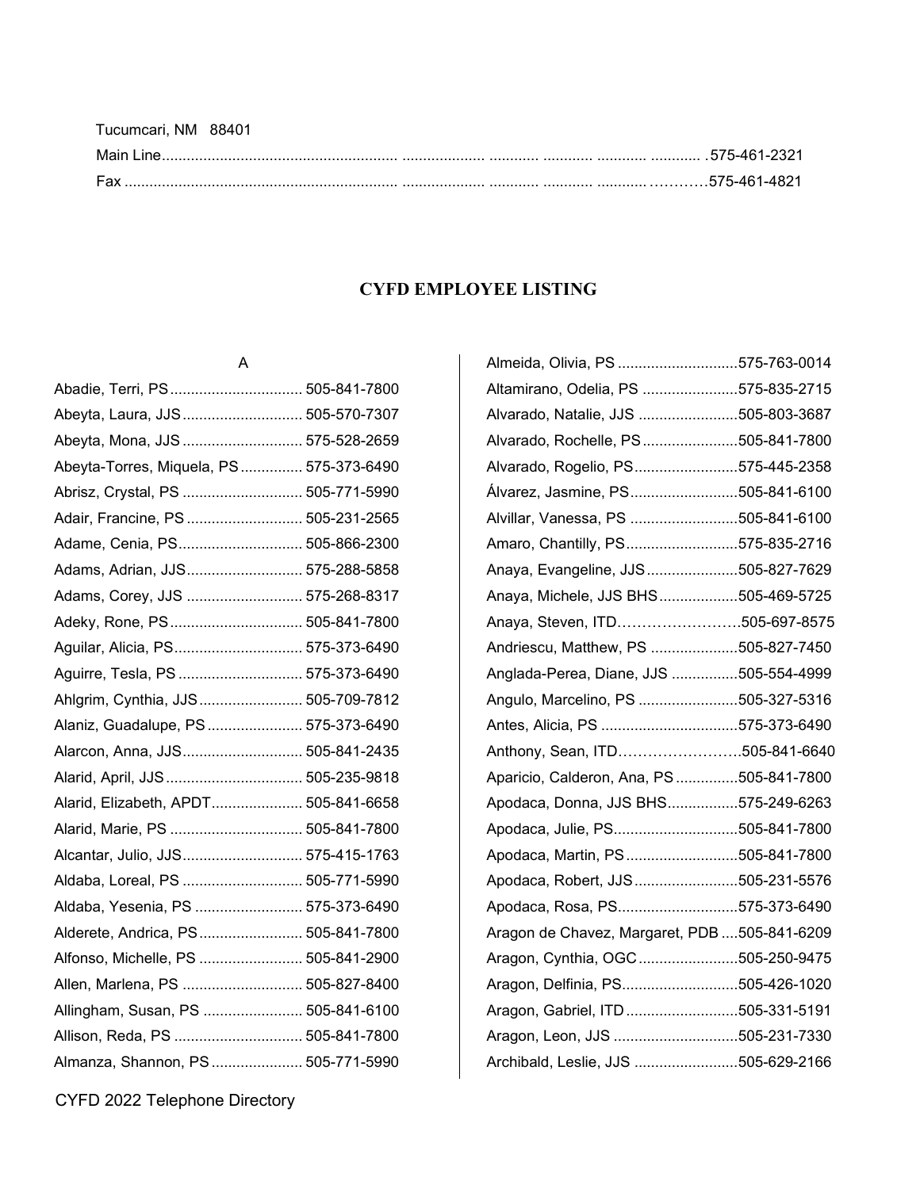Tucumcari, NM 88401

Main Line ........................................................ .575-461-2321

Fax ........................................................ 575-461-4821

## CYFD EMPLOYEE LISTING

### A

| Name | Phone |
|---|---|
| Abadie, Terri, PS | 505-841-7800 |
| Abeyta, Laura, JJS | 505-570-7307 |
| Abeyta, Mona, JJS | 575-528-2659 |
| Abeyta-Torres, Miquela, PS | 575-373-6490 |
| Abrisz, Crystal, PS | 505-771-5990 |
| Adair, Francine, PS | 505-231-2565 |
| Adame, Cenia, PS | 505-866-2300 |
| Adams, Adrian, JJS | 575-288-5858 |
| Adams, Corey, JJS | 575-268-8317 |
| Adeky, Rone, PS | 505-841-7800 |
| Aguilar, Alicia, PS | 575-373-6490 |
| Aguirre, Tesla, PS | 575-373-6490 |
| Ahlgrim, Cynthia, JJS | 505-709-7812 |
| Alaniz, Guadalupe, PS | 575-373-6490 |
| Alarcon, Anna, JJS | 505-841-2435 |
| Alarid, April, JJS | 505-235-9818 |
| Alarid, Elizabeth, APDT | 505-841-6658 |
| Alarid, Marie, PS | 505-841-7800 |
| Alcantar, Julio, JJS | 575-415-1763 |
| Aldaba, Loreal, PS | 505-771-5990 |
| Aldaba, Yesenia, PS | 575-373-6490 |
| Alderete, Andrica, PS | 505-841-7800 |
| Alfonso, Michelle, PS | 505-841-2900 |
| Allen, Marlena, PS | 505-827-8400 |
| Allingham, Susan, PS | 505-841-6100 |
| Allison, Reda, PS | 505-841-7800 |
| Almanza, Shannon, PS | 505-771-5990 |
| Almeida, Olivia, PS | 575-763-0014 |
| Altamirano, Odelia, PS | 575-835-2715 |
| Alvarado, Natalie, JJS | 505-803-3687 |
| Alvarado, Rochelle, PS | 505-841-7800 |
| Alvarado, Rogelio, PS | 575-445-2358 |
| Álvarez, Jasmine, PS | 505-841-6100 |
| Alvillar, Vanessa, PS | 505-841-6100 |
| Amaro, Chantilly, PS | 575-835-2716 |
| Anaya, Evangeline, JJS | 505-827-7629 |
| Anaya, Michele, JJS BHS | 505-469-5725 |
| Anaya, Steven, ITD | 505-697-8575 |
| Andriescu, Matthew, PS | 505-827-7450 |
| Anglada-Perea, Diane, JJS | 505-554-4999 |
| Angulo, Marcelino, PS | 505-327-5316 |
| Antes, Alicia, PS | 575-373-6490 |
| Anthony, Sean, ITD | 505-841-6640 |
| Aparicio, Calderon, Ana, PS | 505-841-7800 |
| Apodaca, Donna, JJS BHS | 575-249-6263 |
| Apodaca, Julie, PS | 505-841-7800 |
| Apodaca, Martin, PS | 505-841-7800 |
| Apodaca, Robert, JJS | 505-231-5576 |
| Apodaca, Rosa, PS | 575-373-6490 |
| Aragon de Chavez, Margaret, PDB | 505-841-6209 |
| Aragon, Cynthia, OGC | 505-250-9475 |
| Aragon, Delfinia, PS | 505-426-1020 |
| Aragon, Gabriel, ITD | 505-331-5191 |
| Aragon, Leon, JJS | 505-231-7330 |
| Archibald, Leslie, JJS | 505-629-2166 |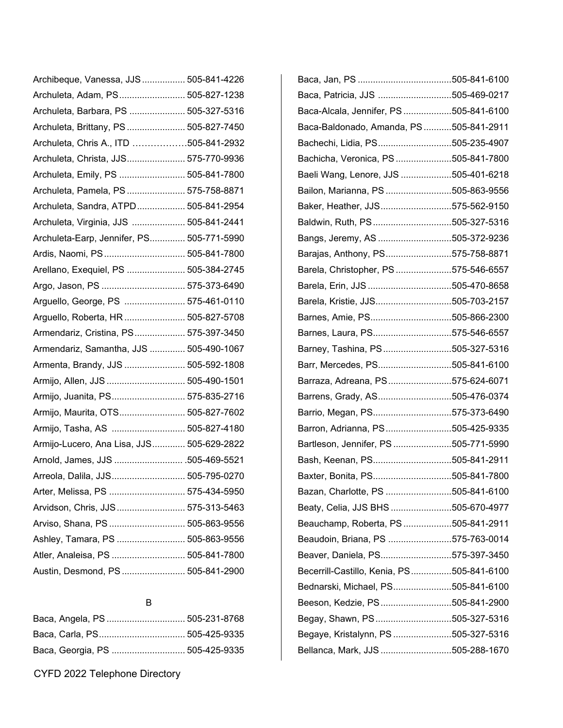Archibeque, Vanessa, JJS ................. 505-841-4226
Archuleta, Adam, PS .......................... 505-827-1238
Archuleta, Barbara, PS ...................... 505-327-5316
Archuleta, Brittany, PS ....................... 505-827-7450
Archuleta, Chris A., ITD ……………..505-841-2932
Archuleta, Christa, JJS....................... 575-770-9936
Archuleta, Emily, PS .......................... 505-841-7800
Archuleta, Pamela, PS ....................... 575-758-8871
Archuleta, Sandra, ATPD................... 505-841-2954
Archuleta, Virginia, JJS ..................... 505-841-2441
Archuleta-Earp, Jennifer, PS.............. 505-771-5990
Ardis, Naomi, PS ................................ 505-841-7800
Arellano, Exequiel, PS ....................... 505-384-2745
Argo, Jason, PS ................................. 575-373-6490
Arguello, George, PS ........................ 575-461-0110
Arguello, Roberta, HR ........................ 505-827-5708
Armendariz, Cristina, PS.................... 575-397-3450
Armendariz, Samantha, JJS .............. 505-490-1067
Armenta, Brandy, JJS ........................ 505-592-1808
Armijo, Allen, JJS ............................... 505-490-1501
Armijo, Juanita, PS............................. 575-835-2716
Armijo, Maurita, OTS.......................... 505-827-7602
Armijo, Tasha, AS ............................. 505-827-4180
Armijo-Lucero, Ana Lisa, JJS............. 505-629-2822
Arnold, James, JJS ........................... .505-469-5521
Arreola, Dalila, JJS............................. 505-795-0270
Arter, Melissa, PS .............................. 575-434-5950
Arvidson, Chris, JJS ........................... 575-313-5463
Arviso, Shana, PS .............................. 505-863-9556
Ashley, Tamara, PS ........................... 505-863-9556
Atler, Analeisa, PS ............................. 505-841-7800
Austin, Desmond, PS ......................... 505-841-2900

B

Baca, Angela, PS ............................... 505-231-8768
Baca, Carla, PS.................................. 505-425-9335
Baca, Georgia, PS ............................. 505-425-9335
Baca, Jan, PS .....................................505-841-6100
Baca, Patricia, JJS .............................505-469-0217
Baca-Alcala, Jennifer, PS ...................505-841-6100
Baca-Baldonado, Amanda, PS ...........505-841-2911
Bachechi, Lidia, PS.............................505-235-4907
Bachicha, Veronica, PS ......................505-841-7800
Baeli Wang, Lenore, JJS ....................505-401-6218
Bailon, Marianna, PS ..........................505-863-9556
Baker, Heather, JJS............................575-562-9150
Baldwin, Ruth, PS ...............................505-327-5316
Bangs, Jeremy, AS .............................505-372-9236
Barajas, Anthony, PS..........................575-758-8871
Barela, Christopher, PS ......................575-546-6557
Barela, Erin, JJS .................................505-470-8658
Barela, Kristie, JJS..............................505-703-2157
Barnes, Amie, PS................................505-866-2300
Barnes, Laura, PS...............................575-546-6557
Barney, Tashina, PS ...........................505-327-5316
Barr, Mercedes, PS.............................505-841-6100
Barraza, Adreana, PS .........................575-624-6071
Barrens, Grady, AS.............................505-476-0374
Barrio, Megan, PS...............................575-373-6490
Barron, Adrianna, PS ..........................505-425-9335
Bartleson, Jennifer, PS .......................505-771-5990
Bash, Keenan, PS...............................505-841-2911
Baxter, Bonita, PS...............................505-841-7800
Bazan, Charlotte, PS ..........................505-841-6100
Beaty, Celia, JJS BHS ........................505-670-4977
Beauchamp, Roberta, PS ...................505-841-2911
Beaudoin, Briana, PS .........................575-763-0014
Beaver, Daniela, PS............................575-397-3450
Becerrill-Castillo, Kenia, PS................505-841-6100
Bednarski, Michael, PS.......................505-841-6100
Beeson, Kedzie, PS ............................505-841-2900
Begay, Shawn, PS ..............................505-327-5316
Begaye, Kristalynn, PS .......................505-327-5316
Bellanca, Mark, JJS ............................505-288-1670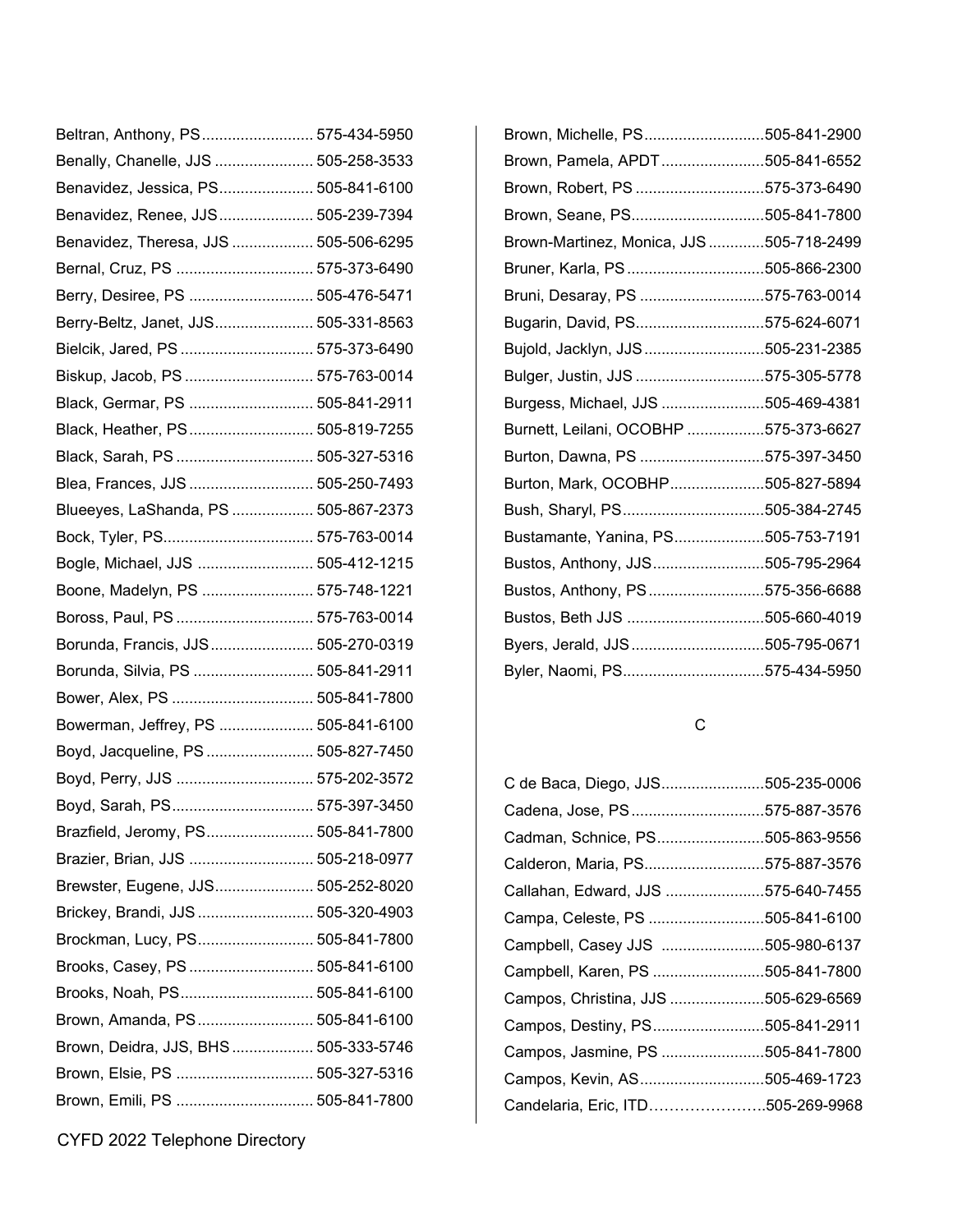Beltran, Anthony, PS.......................... 575-434-5950
Benally, Chanelle, JJS ....................... 505-258-3533
Benavidez, Jessica, PS...................... 505-841-6100
Benavidez, Renee, JJS...................... 505-239-7394
Benavidez, Theresa, JJS ................... 505-506-6295
Bernal, Cruz, PS ................................ 575-373-6490
Berry, Desiree, PS ............................. 505-476-5471
Berry-Beltz, Janet, JJS....................... 505-331-8563
Bielcik, Jared, PS ............................... 575-373-6490
Biskup, Jacob, PS .............................. 575-763-0014
Black, Germar, PS ............................. 505-841-2911
Black, Heather, PS............................. 505-819-7255
Black, Sarah, PS ................................ 505-327-5316
Blea, Frances, JJS ............................. 505-250-7493
Blueeyes, LaShanda, PS ................... 505-867-2373
Bock, Tyler, PS................................... 575-763-0014
Bogle, Michael, JJS ........................... 505-412-1215
Boone, Madelyn, PS .......................... 575-748-1221
Boross, Paul, PS ................................ 575-763-0014
Borunda, Francis, JJS........................ 505-270-0319
Borunda, Silvia, PS ............................ 505-841-2911
Bower, Alex, PS ................................. 505-841-7800
Bowerman, Jeffrey, PS ...................... 505-841-6100
Boyd, Jacqueline, PS......................... 505-827-7450
Boyd, Perry, JJS ................................ 575-202-3572
Boyd, Sarah, PS................................. 575-397-3450
Brazfield, Jeromy, PS......................... 505-841-7800
Brazier, Brian, JJS ............................. 505-218-0977
Brewster, Eugene, JJS....................... 505-252-8020
Brickey, Brandi, JJS ........................... 505-320-4903
Brockman, Lucy, PS........................... 505-841-7800
Brooks, Casey, PS ............................. 505-841-6100
Brooks, Noah, PS............................... 505-841-6100
Brown, Amanda, PS........................... 505-841-6100
Brown, Deidra, JJS, BHS................... 505-333-5746
Brown, Elsie, PS ................................ 505-327-5316
Brown, Emili, PS ................................ 505-841-7800
Brown, Michelle, PS...........................505-841-2900
Brown, Pamela, APDT.......................505-841-6552
Brown, Robert, PS .............................575-373-6490
Brown, Seane, PS..............................505-841-7800
Brown-Martinez, Monica, JJS .............505-718-2499
Bruner, Karla, PS ...............................505-866-2300
Bruni, Desaray, PS ............................575-763-0014
Bugarin, David, PS.............................575-624-6071
Bujold, Jacklyn, JJS ...........................505-231-2385
Bulger, Justin, JJS .............................575-305-5778
Burgess, Michael, JJS ........................505-469-4381
Burnett, Leilani, OCOBHP ..................575-373-6627
Burton, Dawna, PS ............................575-397-3450
Burton, Mark, OCOBHP......................505-827-5894
Bush, Sharyl, PS................................505-384-2745
Bustamante, Yanina, PS.....................505-753-7191
Bustos, Anthony, JJS..........................505-795-2964
Bustos, Anthony, PS ..........................575-356-6688
Bustos, Beth JJS ...............................505-660-4019
Byers, Jerald, JJS ..............................505-795-0671
Byler, Naomi, PS................................575-434-5950

## C

C de Baca, Diego, JJS........................505-235-0006
Cadena, Jose, PS ...............................575-887-3576
Cadman, Schnice, PS.........................505-863-9556
Calderon, Maria, PS............................575-887-3576
Callahan, Edward, JJS .......................575-640-7455
Campa, Celeste, PS ...........................505-841-6100
Campbell, Casey JJS ........................505-980-6137
Campbell, Karen, PS ..........................505-841-7800
Campos, Christina, JJS ......................505-629-6569
Campos, Destiny, PS..........................505-841-2911
Campos, Jasmine, PS ........................505-841-7800
Campos, Kevin, AS............................505-469-1723
Candelaria, Eric, ITD…………………..505-269-9968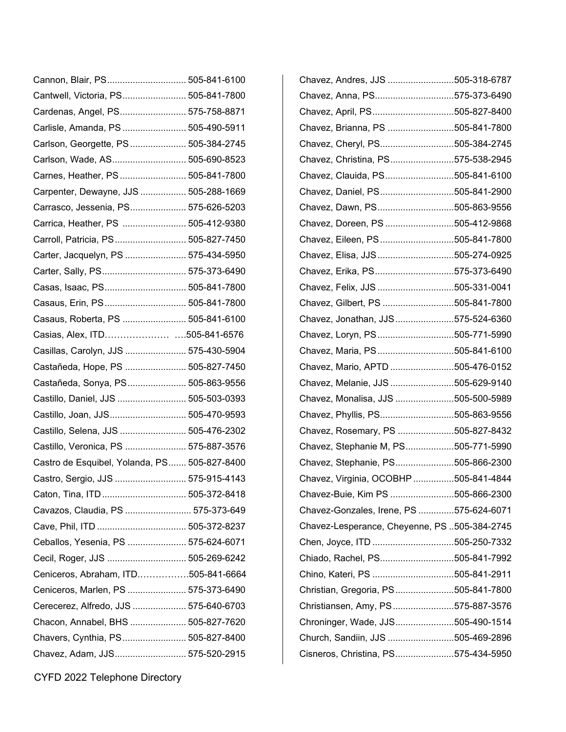Cannon, Blair, PS............................... 505-841-6100
Cantwell, Victoria, PS......................... 505-841-7800
Cardenas, Angel, PS.......................... 575-758-8871
Carlisle, Amanda, PS......................... 505-490-5911
Carlson, Georgette, PS...................... 505-384-2745
Carlson, Wade, AS............................. 505-690-8523
Carnes, Heather, PS.......................... 505-841-7800
Carpenter, Dewayne, JJS .................. 505-288-1669
Carrasco, Jessenia, PS...................... 575-626-5203
Carrica, Heather, PS ......................... 505-412-9380
Carroll, Patricia, PS............................ 505-827-7450
Carter, Jacquelyn, PS ........................ 575-434-5950
Carter, Sally, PS................................. 575-373-6490
Casas, Isaac, PS................................ 505-841-7800
Casaus, Erin, PS................................ 505-841-7800
Casaus, Roberta, PS ......................... 505-841-6100
Casias, Alex, ITD………………… ….505-841-6576
Casillas, Carolyn, JJS ........................ 575-430-5904
Castañeda, Hope, PS ........................ 505-827-7450
Castañeda, Sonya, PS....................... 505-863-9556
Castillo, Daniel, JJS ........................... 505-503-0393
Castillo, Joan, JJS.............................. 505-470-9593
Castillo, Selena, JJS .......................... 505-476-2302
Castillo, Veronica, PS ........................ 575-887-3576
Castro de Esquibel, Yolanda, PS....... 505-827-8400
Castro, Sergio, JJS ............................ 575-915-4143
Caton, Tina, ITD................................. 505-372-8418
Cavazos, Claudia, PS .......................... 575-373-649
Cave, Phil, ITD ................................... 505-372-8237
Ceballos, Yesenia, PS ....................... 575-624-6071
Cecil, Roger, JJS ............................... 505-269-6242
Ceniceros, Abraham, ITD……………..505-841-6664
Ceniceros, Marlen, PS ....................... 575-373-6490
Cerecerez, Alfredo, JJS ..................... 575-640-6703
Chacon, Annabel, BHS ...................... 505-827-7620
Chavers, Cynthia, PS......................... 505-827-8400
Chavez, Adam, JJS............................ 575-520-2915
Chavez, Andres, JJS ..........................505-318-6787
Chavez, Anna, PS...............................575-373-6490
Chavez, April, PS................................505-827-8400
Chavez, Brianna, PS ..........................505-841-7800
Chavez, Cheryl, PS.............................505-384-2745
Chavez, Christina, PS.........................575-538-2945
Chavez, Clauida, PS...........................505-841-6100
Chavez, Daniel, PS.............................505-841-2900
Chavez, Dawn, PS..............................505-863-9556
Chavez, Doreen, PS ...........................505-412-9868
Chavez, Eileen, PS .............................505-841-7800
Chavez, Elisa, JJS..............................505-274-0925
Chavez, Erika, PS...............................575-373-6490
Chavez, Felix, JJS ..............................505-331-0041
Chavez, Gilbert, PS ............................505-841-7800
Chavez, Jonathan, JJS.......................575-524-6360
Chavez, Loryn, PS..............................505-771-5990
Chavez, Maria, PS..............................505-841-6100
Chavez, Mario, APTD .........................505-476-0152
Chavez, Melanie, JJS .........................505-629-9140
Chavez, Monalisa, JJS .......................505-500-5989
Chavez, Phyllis, PS.............................505-863-9556
Chavez, Rosemary, PS ......................505-827-8432
Chavez, Stephanie M, PS...................505-771-5990
Chavez, Stephanie, PS.......................505-866-2300
Chavez, Virginia, OCOBHP ................505-841-4844
Chavez-Buie, Kim PS .........................505-866-2300
Chavez-Gonzales, Irene, PS ..............575-624-6071
Chavez-Lesperance, Cheyenne, PS ..505-384-2745
Chen, Joyce, ITD ................................505-250-7332
Chiado, Rachel, PS.............................505-841-7992
Chino, Kateri, PS ................................505-841-2911
Christian, Gregoria, PS.......................505-841-7800
Christiansen, Amy, PS........................575-887-3576
Chroninger, Wade, JJS.......................505-490-1514
Church, Sandiin, JJS ..........................505-469-2896
Cisneros, Christina, PS.......................575-434-5950

CYFD 2022 Telephone Directory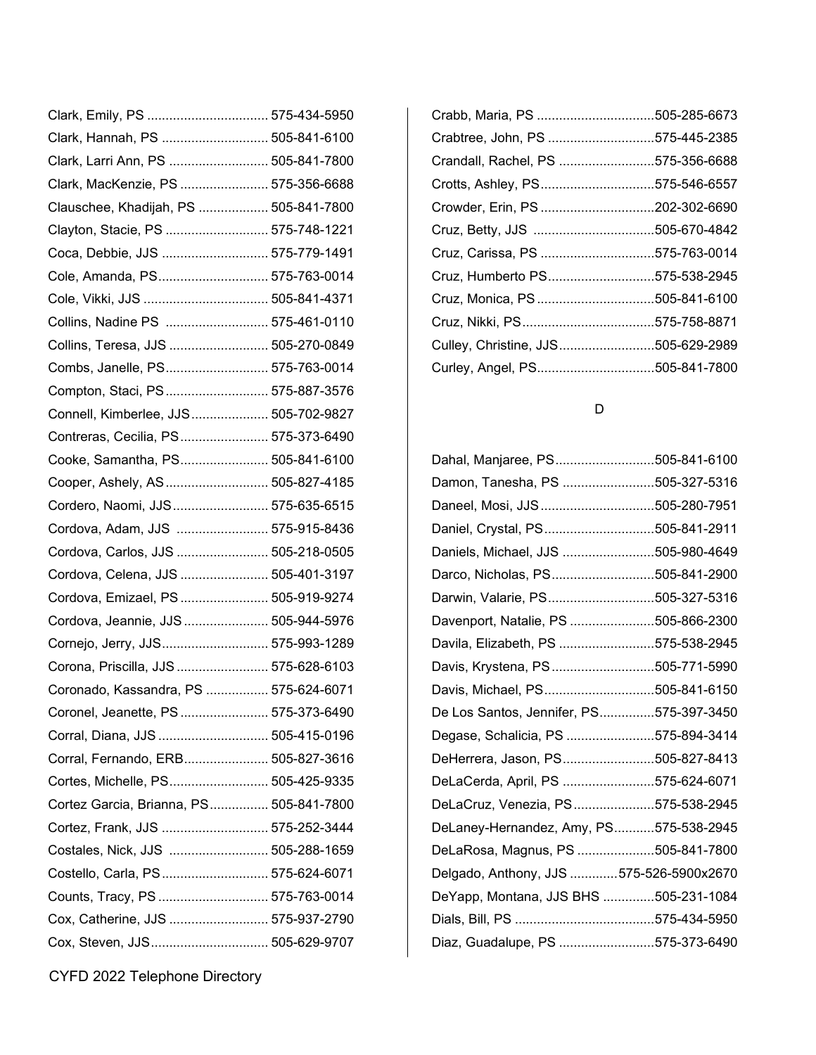Clark, Emily, PS ................................ 575-434-5950
Clark, Hannah, PS ............................ 505-841-6100
Clark, Larri Ann, PS .......................... 505-841-7800
Clark, MacKenzie, PS ........................ 575-356-6688
Clauschee, Khadijah, PS ................... 505-841-7800
Clayton, Stacie, PS ........................... 575-748-1221
Coca, Debbie, JJS ............................ 575-779-1491
Cole, Amanda, PS............................. 575-763-0014
Cole, Vikki, JJS ................................. 505-841-4371
Collins, Nadine PS ........................... 575-461-0110
Collins, Teresa, JJS .......................... 505-270-0849
Combs, Janelle, PS........................... 575-763-0014
Compton, Staci, PS........................... 575-887-3576
Connell, Kimberlee, JJS.................... 505-702-9827
Contreras, Cecilia, PS....................... 575-373-6490
Cooke, Samantha, PS....................... 505-841-6100
Cooper, Ashely, AS........................... 505-827-4185
Cordero, Naomi, JJS......................... 575-635-6515
Cordova, Adam, JJS ........................ 575-915-8436
Cordova, Carlos, JJS ........................ 505-218-0505
Cordova, Celena, JJS ....................... 505-401-3197
Cordova, Emizael, PS ....................... 505-919-9274
Cordova, Jeannie, JJS ...................... 505-944-5976
Cornejo, Jerry, JJS............................ 575-993-1289
Corona, Priscilla, JJS ........................ 575-628-6103
Coronado, Kassandra, PS ................ 575-624-6071
Coronel, Jeanette, PS ....................... 575-373-6490
Corral, Diana, JJS ............................. 505-415-0196
Corral, Fernando, ERB...................... 505-827-3616
Cortes, Michelle, PS.......................... 505-425-9335
Cortez Garcia, Brianna, PS............... 505-841-7800
Cortez, Frank, JJS ............................ 575-252-3444
Costales, Nick, JJS .......................... 505-288-1659
Costello, Carla, PS............................ 575-624-6071
Counts, Tracy, PS ............................. 575-763-0014
Cox, Catherine, JJS .......................... 575-937-2790
Cox, Steven, JJS............................... 505-629-9707
Crabb, Maria, PS ...............................505-285-6673
Crabtree, John, PS ............................575-445-2385
Crandall, Rachel, PS ..........................575-356-6688
Crotts, Ashley, PS...............................575-546-6557
Crowder, Erin, PS ..............................202-302-6690
Cruz, Betty, JJS .................................505-670-4842
Cruz, Carissa, PS ..............................575-763-0014
Cruz, Humberto PS............................575-538-2945
Cruz, Monica, PS ...............................505-841-6100
Cruz, Nikki, PS...................................575-758-8871
Culley, Christine, JJS..........................505-629-2989
Curley, Angel, PS................................505-841-7800

D

Dahal, Manjaree, PS...........................505-841-6100
Damon, Tanesha, PS .........................505-327-5316
Daneel, Mosi, JJS ..............................505-280-7951
Daniel, Crystal, PS.............................505-841-2911
Daniels, Michael, JJS .........................505-980-4649
Darco, Nicholas, PS............................505-841-2900
Darwin, Valarie, PS.............................505-327-5316
Davenport, Natalie, PS .......................505-866-2300
Davila, Elizabeth, PS ..........................575-538-2945
Davis, Krystena, PS ...........................505-771-5990
Davis, Michael, PS.............................505-841-6150
De Los Santos, Jennifer, PS..............575-397-3450
Degase, Schalicia, PS ........................575-894-3414
DeHerrera, Jason, PS.........................505-827-8413
DeLaCerda, April, PS .........................575-624-6071
DeLaCruz, Venezia, PS......................575-538-2945
DeLaney-Hernandez, Amy, PS...........575-538-2945
DeLaRosa, Magnus, PS .....................505-841-7800
Delgado, Anthony, JJS .............575-526-5900x2670
DeYapp, Montana, JJS BHS ..............505-231-1084
Dials, Bill, PS .....................................575-434-5950
Diaz, Guadalupe, PS ..........................575-373-6490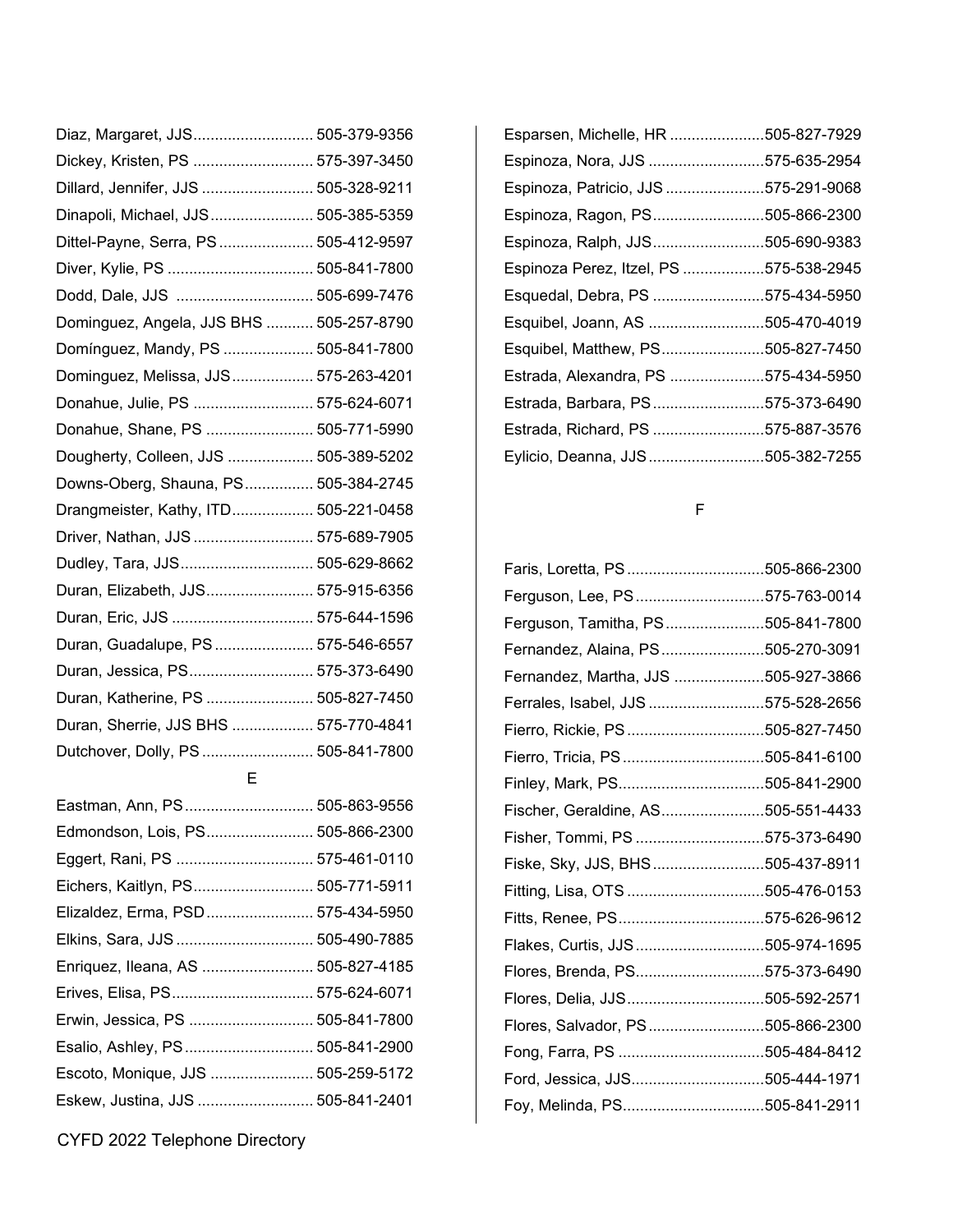Diaz, Margaret, JJS............................ 505-379-9356
Dickey, Kristen, PS ............................ 575-397-3450
Dillard, Jennifer, JJS .......................... 505-328-9211
Dinapoli, Michael, JJS........................ 505-385-5359
Dittel-Payne, Serra, PS ...................... 505-412-9597
Diver, Kylie, PS .................................. 505-841-7800
Dodd, Dale, JJS ................................ 505-699-7476
Dominguez, Angela, JJS BHS ........... 505-257-8790
Domínguez, Mandy, PS ..................... 505-841-7800
Dominguez, Melissa, JJS................... 575-263-4201
Donahue, Julie, PS ............................ 575-624-6071
Donahue, Shane, PS ......................... 505-771-5990
Dougherty, Colleen, JJS .................... 505-389-5202
Downs-Oberg, Shauna, PS................ 505-384-2745
Drangmeister, Kathy, ITD................... 505-221-0458
Driver, Nathan, JJS ............................ 575-689-7905
Dudley, Tara, JJS............................... 505-629-8662
Duran, Elizabeth, JJS......................... 575-915-6356
Duran, Eric, JJS ................................. 575-644-1596
Duran, Guadalupe, PS ....................... 575-546-6557
Duran, Jessica, PS............................. 575-373-6490
Duran, Katherine, PS ......................... 505-827-7450
Duran, Sherrie, JJS BHS ................... 575-770-4841
Dutchover, Dolly, PS .......................... 505-841-7800

## E

Eastman, Ann, PS.............................. 505-863-9556
Edmondson, Lois, PS......................... 505-866-2300
Eggert, Rani, PS ................................ 575-461-0110
Eichers, Kaitlyn, PS............................ 505-771-5911
Elizaldez, Erma, PSD......................... 575-434-5950
Elkins, Sara, JJS ................................ 505-490-7885
Enriquez, Ileana, AS .......................... 505-827-4185
Erives, Elisa, PS................................. 575-624-6071
Erwin, Jessica, PS ............................. 505-841-7800
Esalio, Ashley, PS.............................. 505-841-2900
Escoto, Monique, JJS ........................ 505-259-5172
Eskew, Justina, JJS ........................... 505-841-2401
Esparsen, Michelle, HR ......................505-827-7929
Espinoza, Nora, JJS ...........................575-635-2954
Espinoza, Patricio, JJS .......................575-291-9068
Espinoza, Ragon, PS..........................505-866-2300
Espinoza, Ralph, JJS..........................505-690-9383
Espinoza Perez, Itzel, PS ...................575-538-2945
Esquedal, Debra, PS ..........................575-434-5950
Esquibel, Joann, AS ...........................505-470-4019
Esquibel, Matthew, PS........................505-827-7450
Estrada, Alexandra, PS ......................575-434-5950
Estrada, Barbara, PS..........................575-373-6490
Estrada, Richard, PS ..........................575-887-3576
Eylicio, Deanna, JJS...........................505-382-7255

## F

Faris, Loretta, PS................................505-866-2300
Ferguson, Lee, PS..............................575-763-0014
Ferguson, Tamitha, PS.......................505-841-7800
Fernandez, Alaina, PS........................505-270-3091
Fernandez, Martha, JJS .....................505-927-3866
Ferrales, Isabel, JJS ...........................575-528-2656
Fierro, Rickie, PS................................505-827-7450
Fierro, Tricia, PS.................................505-841-6100
Finley, Mark, PS..................................505-841-2900
Fischer, Geraldine, AS........................505-551-4433
Fisher, Tommi, PS ..............................575-373-6490
Fiske, Sky, JJS, BHS..........................505-437-8911
Fitting, Lisa, OTS ................................505-476-0153
Fitts, Renee, PS..................................575-626-9612
Flakes, Curtis, JJS..............................505-974-1695
Flores, Brenda, PS..............................575-373-6490
Flores, Delia, JJS................................505-592-2571
Flores, Salvador, PS...........................505-866-2300
Fong, Farra, PS ..................................505-484-8412
Ford, Jessica, JJS...............................505-444-1971
Foy, Melinda, PS.................................505-841-2911

CYFD 2022 Telephone Directory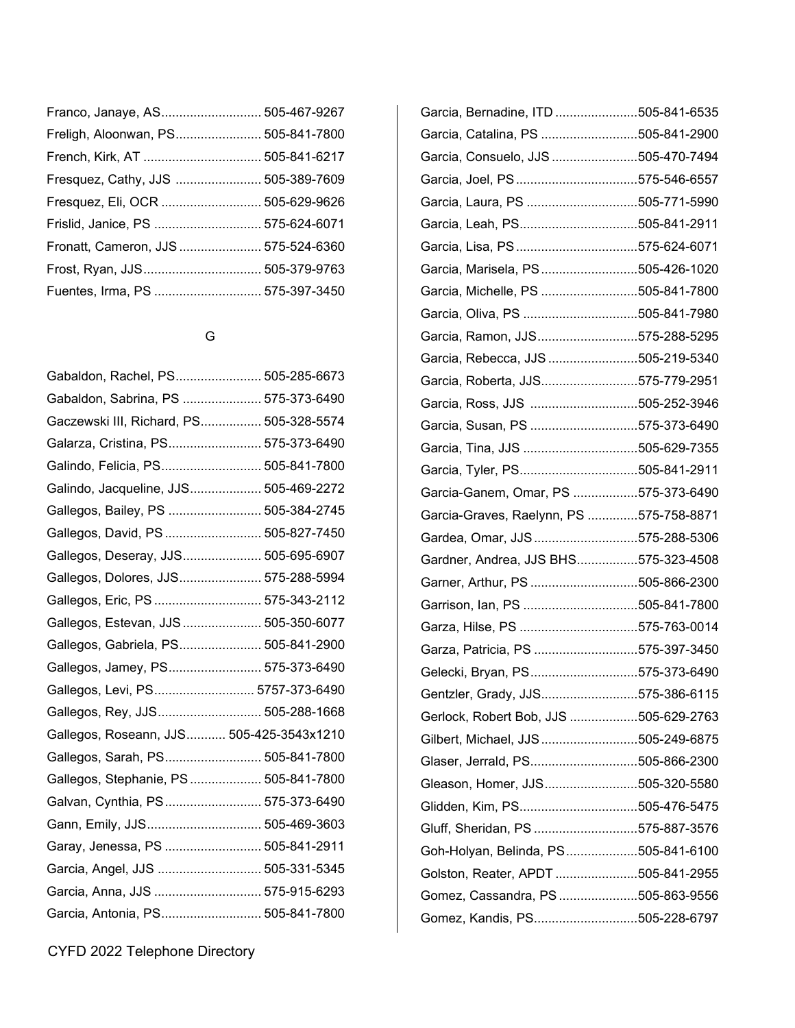Franco, Janaye, AS............................ 505-467-9267
Freligh, Aloonwan, PS........................ 505-841-7800
French, Kirk, AT ................................ 505-841-6217
Fresquez, Cathy, JJS ........................ 505-389-7609
Fresquez, Eli, OCR ........................... 505-629-9626
Frislid, Janice, PS ............................. 575-624-6071
Fronatt, Cameron, JJS ....................... 575-524-6360
Frost, Ryan, JJS................................. 505-379-9763
Fuentes, Irma, PS ............................. 575-397-3450

G

Gabaldon, Rachel, PS........................ 505-285-6673
Gabaldon, Sabrina, PS ...................... 575-373-6490
Gaczewski III, Richard, PS................. 505-328-5574
Galarza, Cristina, PS.......................... 575-373-6490
Galindo, Felicia, PS............................ 505-841-7800
Galindo, Jacqueline, JJS.................... 505-469-2272
Gallegos, Bailey, PS .......................... 505-384-2745
Gallegos, David, PS ........................... 505-827-7450
Gallegos, Deseray, JJS...................... 505-695-6907
Gallegos, Dolores, JJS....................... 575-288-5994
Gallegos, Eric, PS .............................. 575-343-2112
Gallegos, Estevan, JJS ...................... 505-350-6077
Gallegos, Gabriela, PS....................... 505-841-2900
Gallegos, Jamey, PS.......................... 575-373-6490
Gallegos, Levi, PS............................ 5757-373-6490
Gallegos, Rey, JJS............................. 505-288-1668
Gallegos, Roseann, JJS........... 505-425-3543x1210
Gallegos, Sarah, PS........................... 505-841-7800
Gallegos, Stephanie, PS .................... 505-841-7800
Galvan, Cynthia, PS ........................... 575-373-6490
Gann, Emily, JJS................................ 505-469-3603
Garay, Jenessa, PS ........................... 505-841-2911
Garcia, Angel, JJS ............................. 505-331-5345
Garcia, Anna, JJS .............................. 575-915-6293
Garcia, Antonia, PS............................ 505-841-7800
Garcia, Bernadine, ITD .......................505-841-6535
Garcia, Catalina, PS ...........................505-841-2900
Garcia, Consuelo, JJS ........................505-470-7494
Garcia, Joel, PS ..................................575-546-6557
Garcia, Laura, PS ...............................505-771-5990
Garcia, Leah, PS.................................505-841-2911
Garcia, Lisa, PS ..................................575-624-6071
Garcia, Marisela, PS ...........................505-426-1020
Garcia, Michelle, PS ...........................505-841-7800
Garcia, Oliva, PS ................................505-841-7980
Garcia, Ramon, JJS............................575-288-5295
Garcia, Rebecca, JJS .........................505-219-5340
Garcia, Roberta, JJS...........................575-779-2951
Garcia, Ross, JJS ..............................505-252-3946
Garcia, Susan, PS ..............................575-373-6490
Garcia, Tina, JJS ................................505-629-7355
Garcia, Tyler, PS.................................505-841-2911
Garcia-Ganem, Omar, PS ..................575-373-6490
Garcia-Graves, Raelynn, PS ..............575-758-8871
Gardea, Omar, JJS .............................575-288-5306
Gardner, Andrea, JJS BHS.................575-323-4508
Garner, Arthur, PS ..............................505-866-2300
Garrison, Ian, PS ................................505-841-7800
Garza, Hilse, PS .................................575-763-0014
Garza, Patricia, PS .............................575-397-3450
Gelecki, Bryan, PS..............................575-373-6490
Gentzler, Grady, JJS...........................575-386-6115
Gerlock, Robert Bob, JJS ...................505-629-2763
Gilbert, Michael, JJS ...........................505-249-6875
Glaser, Jerrald, PS..............................505-866-2300
Gleason, Homer, JJS..........................505-320-5580
Glidden, Kim, PS.................................505-476-5475
Gluff, Sheridan, PS .............................575-887-3576
Goh-Holyan, Belinda, PS....................505-841-6100
Golston, Reater, APDT .......................505-841-2955
Gomez, Cassandra, PS ......................505-863-9556
Gomez, Kandis, PS.............................505-228-6797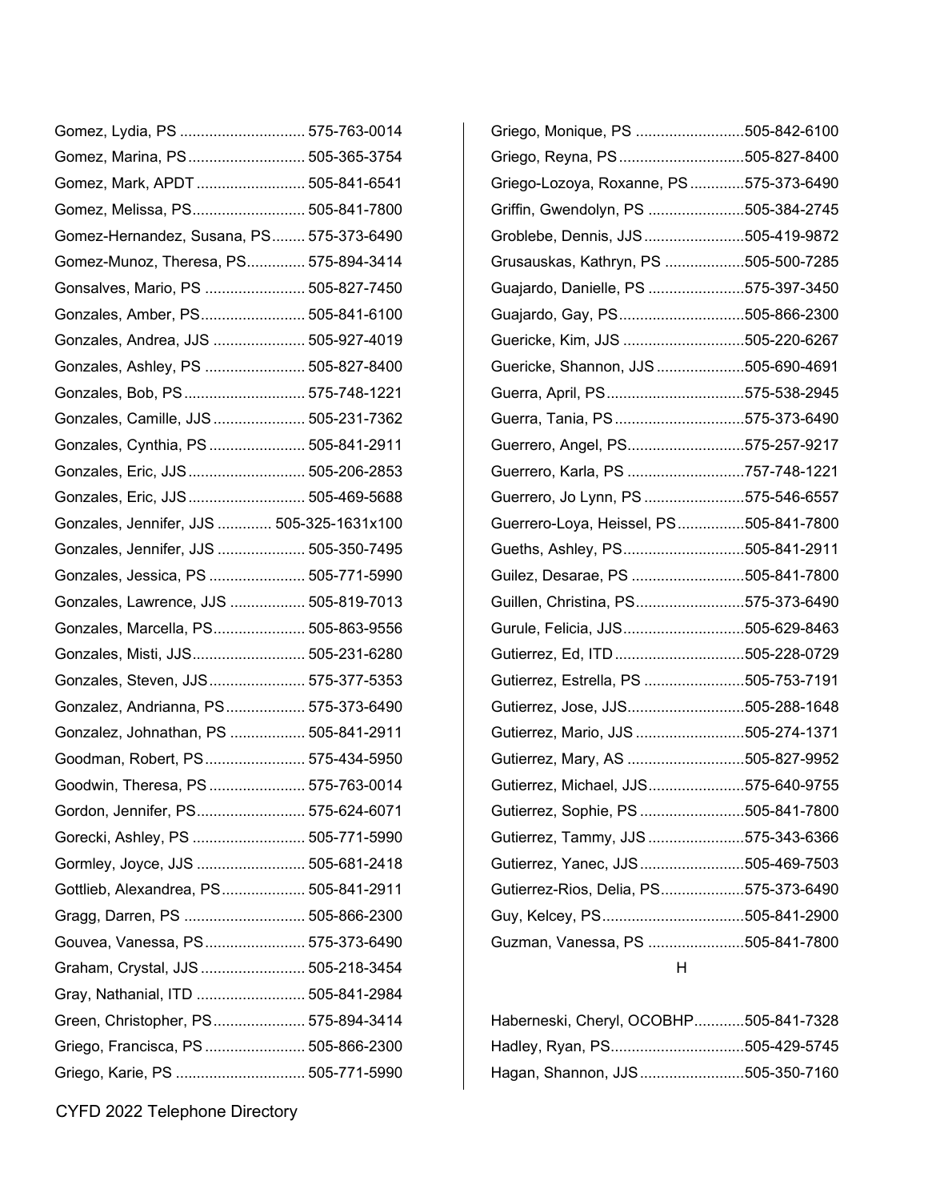Gomez, Lydia, PS .............................. 575-763-0014
Gomez, Marina, PS ............................ 505-365-3754
Gomez, Mark, APDT .......................... 505-841-6541
Gomez, Melissa, PS........................... 505-841-7800
Gomez-Hernandez, Susana, PS........ 575-373-6490
Gomez-Munoz, Theresa, PS.............. 575-894-3414
Gonsalves, Mario, PS ........................ 505-827-7450
Gonzales, Amber, PS......................... 505-841-6100
Gonzales, Andrea, JJS ...................... 505-927-4019
Gonzales, Ashley, PS ........................ 505-827-8400
Gonzales, Bob, PS............................. 575-748-1221
Gonzales, Camille, JJS ...................... 505-231-7362
Gonzales, Cynthia, PS ....................... 505-841-2911
Gonzales, Eric, JJS ............................ 505-206-2853
Gonzales, Eric, JJS ............................ 505-469-5688
Gonzales, Jennifer, JJS ............. 505-325-1631x100
Gonzales, Jennifer, JJS ..................... 505-350-7495
Gonzales, Jessica, PS ....................... 505-771-5990
Gonzales, Lawrence, JJS .................. 505-819-7013
Gonzales, Marcella, PS...................... 505-863-9556
Gonzales, Misti, JJS........................... 505-231-6280
Gonzales, Steven, JJS ....................... 575-377-5353
Gonzalez, Andrianna, PS................... 575-373-6490
Gonzalez, Johnathan, PS .................. 505-841-2911
Goodman, Robert, PS........................ 575-434-5950
Goodwin, Theresa, PS ....................... 575-763-0014
Gordon, Jennifer, PS.......................... 575-624-6071
Gorecki, Ashley, PS ........................... 505-771-5990
Gormley, Joyce, JJS .......................... 505-681-2418
Gottlieb, Alexandrea, PS.................... 505-841-2911
Gragg, Darren, PS ............................. 505-866-2300
Gouvea, Vanessa, PS........................ 575-373-6490
Graham, Crystal, JJS ......................... 505-218-3454
Gray, Nathanial, ITD .......................... 505-841-2984
Green, Christopher, PS...................... 575-894-3414
Griego, Francisca, PS ........................ 505-866-2300
Griego, Karie, PS ............................... 505-771-5990
Griego, Monique, PS ..........................505-842-6100
Griego, Reyna, PS.............................505-827-8400
Griego-Lozoya, Roxanne, PS.............575-373-6490
Griffin, Gwendolyn, PS .......................505-384-2745
Groblebe, Dennis, JJS........................505-419-9872
Grusauskas, Kathryn, PS ...................505-500-7285
Guajardo, Danielle, PS .......................575-397-3450
Guajardo, Gay, PS.............................505-866-2300
Guericke, Kim, JJS .............................505-220-6267
Guericke, Shannon, JJS .....................505-690-4691
Guerra, April, PS.................................575-538-2945
Guerra, Tania, PS...............................575-373-6490
Guerrero, Angel, PS...........................575-257-9217
Guerrero, Karla, PS ...........................757-748-1221
Guerrero, Jo Lynn, PS ........................575-546-6557
Guerrero-Loya, Heissel, PS................505-841-7800
Gueths, Ashley, PS.............................505-841-2911
Guilez, Desarae, PS ...........................505-841-7800
Guillen, Christina, PS..........................575-373-6490
Gurule, Felicia, JJS.............................505-629-8463
Gutierrez, Ed, ITD ...............................505-228-0729
Gutierrez, Estrella, PS ........................505-753-7191
Gutierrez, Jose, JJS............................505-288-1648
Gutierrez, Mario, JJS ..........................505-274-1371
Gutierrez, Mary, AS ............................505-827-9952
Gutierrez, Michael, JJS.......................575-640-9755
Gutierrez, Sophie, PS .........................505-841-7800
Gutierrez, Tammy, JJS .......................575-343-6366
Gutierrez, Yanec, JJS .........................505-469-7503
Gutierrez-Rios, Delia, PS....................575-373-6490
Guy, Kelcey, PS..................................505-841-2900
Guzman, Vanessa, PS .......................505-841-7800

## H

Haberneski, Cheryl, OCOBHP............505-841-7328
Hadley, Ryan, PS................................505-429-5745
Hagan, Shannon, JJS.........................505-350-7160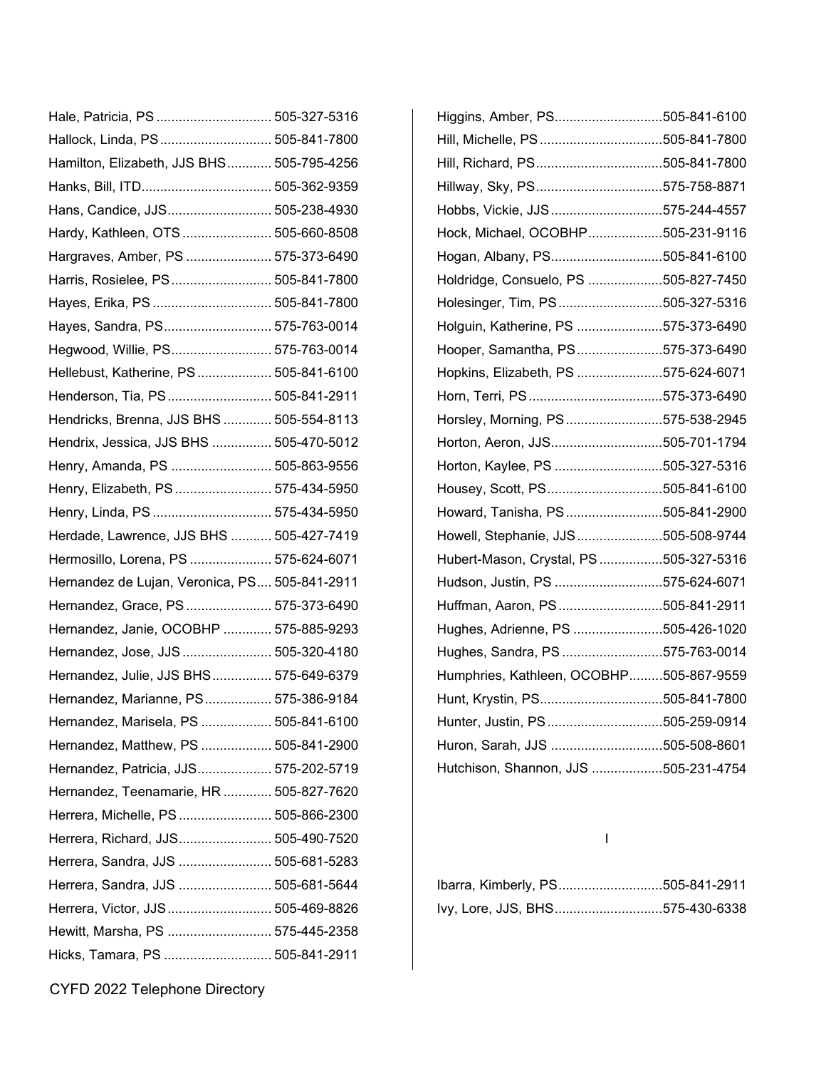Hale, Patricia, PS ............................... 505-327-5316
Hallock, Linda, PS .............................. 505-841-7800
Hamilton, Elizabeth, JJS BHS............ 505-795-4256
Hanks, Bill, ITD................................... 505-362-9359
Hans, Candice, JJS............................ 505-238-4930
Hardy, Kathleen, OTS ........................ 505-660-8508
Hargraves, Amber, PS ....................... 575-373-6490
Harris, Rosielee, PS........................... 505-841-7800
Hayes, Erika, PS ................................ 505-841-7800
Hayes, Sandra, PS............................. 575-763-0014
Hegwood, Willie, PS........................... 575-763-0014
Hellebust, Katherine, PS .................... 505-841-6100
Henderson, Tia, PS............................ 505-841-2911
Hendricks, Brenna, JJS BHS ............. 505-554-8113
Hendrix, Jessica, JJS BHS ................ 505-470-5012
Henry, Amanda, PS ........................... 505-863-9556
Henry, Elizabeth, PS .......................... 575-434-5950
Henry, Linda, PS ................................ 575-434-5950
Herdade, Lawrence, JJS BHS ........... 505-427-7419
Hermosillo, Lorena, PS ...................... 575-624-6071
Hernandez de Lujan, Veronica, PS.... 505-841-2911
Hernandez, Grace, PS ....................... 575-373-6490
Hernandez, Janie, OCOBHP ............. 575-885-9293
Hernandez, Jose, JJS ........................ 505-320-4180
Hernandez, Julie, JJS BHS................ 575-649-6379
Hernandez, Marianne, PS.................. 575-386-9184
Hernandez, Marisela, PS ................... 505-841-6100
Hernandez, Matthew, PS ................... 505-841-2900
Hernandez, Patricia, JJS.................... 575-202-5719
Hernandez, Teenamarie, HR ............. 505-827-7620
Herrera, Michelle, PS ......................... 505-866-2300
Herrera, Richard, JJS......................... 505-490-7520
Herrera, Sandra, JJS ......................... 505-681-5283
Herrera, Sandra, JJS ......................... 505-681-5644
Herrera, Victor, JJS............................ 505-469-8826
Hewitt, Marsha, PS ............................ 575-445-2358
Hicks, Tamara, PS ............................. 505-841-2911
Higgins, Amber, PS............................505-841-6100
Hill, Michelle, PS ................................505-841-7800
Hill, Richard, PS.................................505-841-7800
Hillway, Sky, PS.................................575-758-8871
Hobbs, Vickie, JJS .............................575-244-4557
Hock, Michael, OCOBHP....................505-231-9116
Hogan, Albany, PS.............................505-841-6100
Holdridge, Consuelo, PS ....................505-827-7450
Holesinger, Tim, PS ...........................505-327-5316
Holguin, Katherine, PS .......................575-373-6490
Hooper, Samantha, PS.......................575-373-6490
Hopkins, Elizabeth, PS .......................575-624-6071
Horn, Terri, PS ...................................575-373-6490
Horsley, Morning, PS..........................575-538-2945
Horton, Aeron, JJS.............................505-701-1794
Horton, Kaylee, PS ............................505-327-5316
Housey, Scott, PS..............................505-841-6100
Howard, Tanisha, PS..........................505-841-2900
Howell, Stephanie, JJS.......................505-508-9744
Hubert-Mason, Crystal, PS .................505-327-5316
Hudson, Justin, PS ............................575-624-6071
Huffman, Aaron, PS ...........................505-841-2911
Hughes, Adrienne, PS ........................505-426-1020
Hughes, Sandra, PS ...........................575-763-0014
Humphries, Kathleen, OCOBHP.........505-867-9559
Hunt, Krystin, PS................................505-841-7800
Hunter, Justin, PS ..............................505-259-0914
Huron, Sarah, JJS .............................505-508-8601
Hutchison, Shannon, JJS ...................505-231-4754

## I

Ibarra, Kimberly, PS...........................505-841-2911
Ivy, Lore, JJS, BHS............................575-430-6338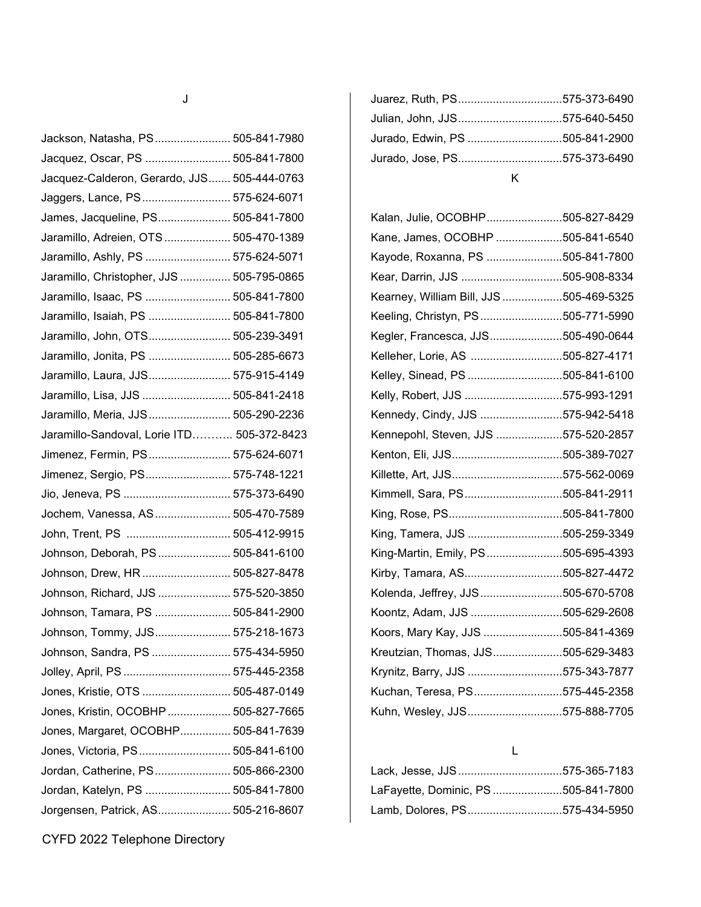## J

Jackson, Natasha, PS........................ 505-841-7980
Jacquez, Oscar, PS ........................... 505-841-7800
Jacquez-Calderon, Gerardo, JJS....... 505-444-0763
Jaggers, Lance, PS............................ 575-624-6071
James, Jacqueline, PS....................... 505-841-7800
Jaramillo, Adreien, OTS..................... 505-470-1389
Jaramillo, Ashly, PS ........................... 575-624-5071
Jaramillo, Christopher, JJS ................ 505-795-0865
Jaramillo, Isaac, PS ........................... 505-841-7800
Jaramillo, Isaiah, PS .......................... 505-841-7800
Jaramillo, John, OTS.......................... 505-239-3491
Jaramillo, Jonita, PS .......................... 505-285-6673
Jaramillo, Laura, JJS.......................... 575-915-4149
Jaramillo, Lisa, JJS ............................ 505-841-2418
Jaramillo, Meria, JJS.......................... 505-290-2236
Jaramillo-Sandoval, Lorie ITD……….. 505-372-8423
Jimenez, Fermin, PS.......................... 575-624-6071
Jimenez, Sergio, PS........................... 575-748-1221
Jio, Jeneva, PS .................................. 575-373-6490
Jochem, Vanessa, AS........................ 505-470-7589
John, Trent, PS ................................. 505-412-9915
Johnson, Deborah, PS....................... 505-841-6100
Johnson, Drew, HR ............................ 505-827-8478
Johnson, Richard, JJS ....................... 575-520-3850
Johnson, Tamara, PS ........................ 505-841-2900
Johnson, Tommy, JJS........................ 575-218-1673
Johnson, Sandra, PS ......................... 575-434-5950
Jolley, April, PS .................................. 575-445-2358
Jones, Kristie, OTS ............................ 505-487-0149
Jones, Kristin, OCOBHP.................... 505-827-7665
Jones, Margaret, OCOBHP................ 505-841-7639
Jones, Victoria, PS............................. 505-841-6100
Jordan, Catherine, PS........................ 505-866-2300
Jordan, Katelyn, PS ........................... 505-841-7800
Jorgensen, Patrick, AS....................... 505-216-8607
Juarez, Ruth, PS.................................575-373-6490
Julian, John, JJS.................................575-640-5450
Jurado, Edwin, PS ..............................505-841-2900
Jurado, Jose, PS.................................575-373-6490

## K

Kalan, Julie, OCOBHP........................505-827-8429
Kane, James, OCOBHP .....................505-841-6540
Kayode, Roxanna, PS ........................505-841-7800
Kear, Darrin, JJS ................................505-908-8334
Kearney, William Bill, JJS ...................505-469-5325
Keeling, Christyn, PS..........................505-771-5990
Kegler, Francesca, JJS.......................505-490-0644
Kelleher, Lorie, AS .............................505-827-4171
Kelley, Sinead, PS ..............................505-841-6100
Kelly, Robert, JJS ...............................575-993-1291
Kennedy, Cindy, JJS ..........................575-942-5418
Kennepohl, Steven, JJS .....................575-520-2857
Kenton, Eli, JJS...................................505-389-7027
Killette, Art, JJS...................................575-562-0069
Kimmell, Sara, PS...............................505-841-2911
King, Rose, PS....................................505-841-7800
King, Tamera, JJS ..............................505-259-3349
King-Martin, Emily, PS........................505-695-4393
Kirby, Tamara, AS...............................505-827-4472
Kolenda, Jeffrey, JJS..........................505-670-5708
Koontz, Adam, JJS .............................505-629-2608
Koors, Mary Kay, JJS .........................505-841-4369
Kreutzian, Thomas, JJS......................505-629-3483
Krynitz, Barry, JJS ..............................575-343-7877
Kuchan, Teresa, PS............................575-445-2358
Kuhn, Wesley, JJS..............................575-888-7705

## L

Lack, Jesse, JJS.................................575-365-7183
LaFayette, Dominic, PS ......................505-841-7800
Lamb, Dolores, PS..............................575-434-5950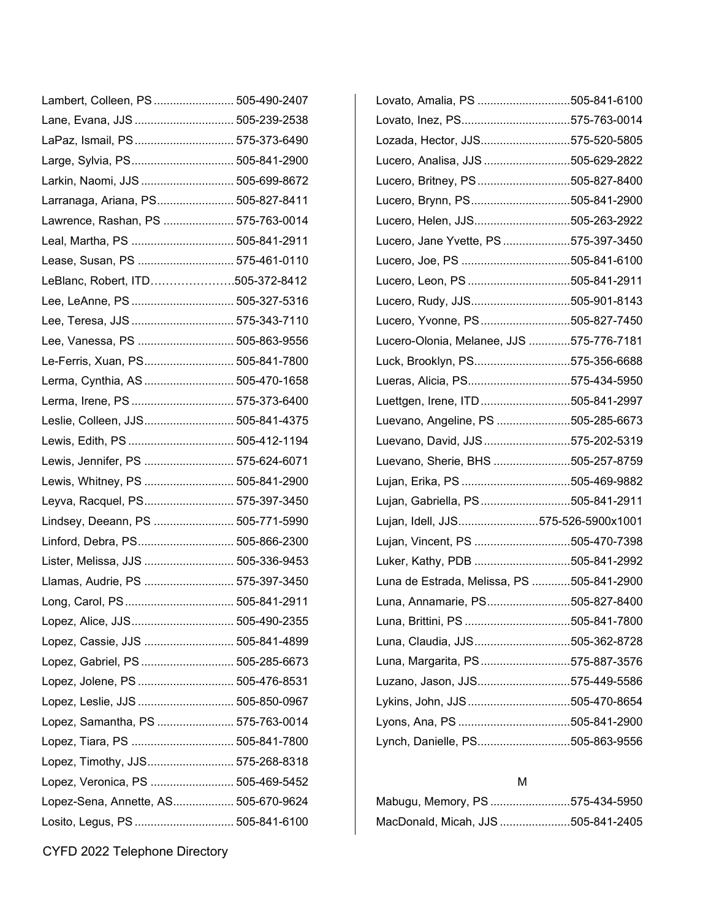Lambert, Colleen, PS ......................... 505-490-2407
Lane, Evana, JJS ............................... 505-239-2538
LaPaz, Ismail, PS............................... 575-373-6490
Large, Sylvia, PS................................ 505-841-2900
Larkin, Naomi, JJS ............................. 505-699-8672
Larranaga, Ariana, PS........................ 505-827-8411
Lawrence, Rashan, PS ...................... 575-763-0014
Leal, Martha, PS ................................ 505-841-2911
Lease, Susan, PS .............................. 575-461-0110
LeBlanc, Robert, ITD…………………505-372-8412
Lee, LeAnne, PS ................................ 505-327-5316
Lee, Teresa, JJS ................................ 575-343-7110
Lee, Vanessa, PS .............................. 505-863-9556
Le-Ferris, Xuan, PS............................ 505-841-7800
Lerma, Cynthia, AS ............................ 505-470-1658
Lerma, Irene, PS ................................ 575-373-6400
Leslie, Colleen, JJS............................ 505-841-4375
Lewis, Edith, PS ................................. 505-412-1194
Lewis, Jennifer, PS ............................ 575-624-6071
Lewis, Whitney, PS ............................ 505-841-2900
Leyva, Racquel, PS............................ 575-397-3450
Lindsey, Deeann, PS ......................... 505-771-5990
Linford, Debra, PS.............................. 505-866-2300
Lister, Melissa, JJS ............................ 505-336-9453
Llamas, Audrie, PS ............................ 575-397-3450
Long, Carol, PS .................................. 505-841-2911
Lopez, Alice, JJS................................ 505-490-2355
Lopez, Cassie, JJS ............................ 505-841-4899
Lopez, Gabriel, PS ............................. 505-285-6673
Lopez, Jolene, PS .............................. 505-476-8531
Lopez, Leslie, JJS .............................. 505-850-0967
Lopez, Samantha, PS ........................ 575-763-0014
Lopez, Tiara, PS ................................ 505-841-7800
Lopez, Timothy, JJS........................... 575-268-8318
Lopez, Veronica, PS .......................... 505-469-5452
Lopez-Sena, Annette, AS................... 505-670-9624
Losito, Legus, PS ............................... 505-841-6100
Lovato, Amalia, PS ............................505-841-6100
Lovato, Inez, PS.................................575-763-0014
Lozada, Hector, JJS...........................575-520-5805
Lucero, Analisa, JJS ..........................505-629-2822
Lucero, Britney, PS ............................505-827-8400
Lucero, Brynn, PS..............................505-841-2900
Lucero, Helen, JJS.............................505-263-2922
Lucero, Jane Yvette, PS ....................575-397-3450
Lucero, Joe, PS .................................505-841-6100
Lucero, Leon, PS ...............................505-841-2911
Lucero, Rudy, JJS..............................505-901-8143
Lucero, Yvonne, PS ...........................505-827-7450
Lucero-Olonia, Melanee, JJS ............575-776-7181
Luck, Brooklyn, PS.............................575-356-6688
Lueras, Alicia, PS...............................575-434-5950
Luettgen, Irene, ITD ...........................505-841-2997
Luevano, Angeline, PS ......................505-285-6673
Luevano, David, JJS ..........................575-202-5319
Luevano, Sherie, BHS .......................505-257-8759
Lujan, Erika, PS .................................505-469-9882
Lujan, Gabriella, PS ...........................505-841-2911
Lujan, Idell, JJS.........................575-526-5900x1001
Lujan, Vincent, PS .............................505-470-7398
Luker, Kathy, PDB .............................505-841-2992
Luna de Estrada, Melissa, PS ...........505-841-2900
Luna, Annamarie, PS.........................505-827-8400
Luna, Brittini, PS ................................505-841-7800
Luna, Claudia, JJS.............................505-362-8728
Luna, Margarita, PS ...........................575-887-3576
Luzano, Jason, JJS............................575-449-5586
Lykins, John, JJS ...............................505-470-8654
Lyons, Ana, PS ..................................505-841-2900
Lynch, Danielle, PS............................505-863-9556

M

Mabugu, Memory, PS .........................575-434-5950
MacDonald, Micah, JJS .....................505-841-2405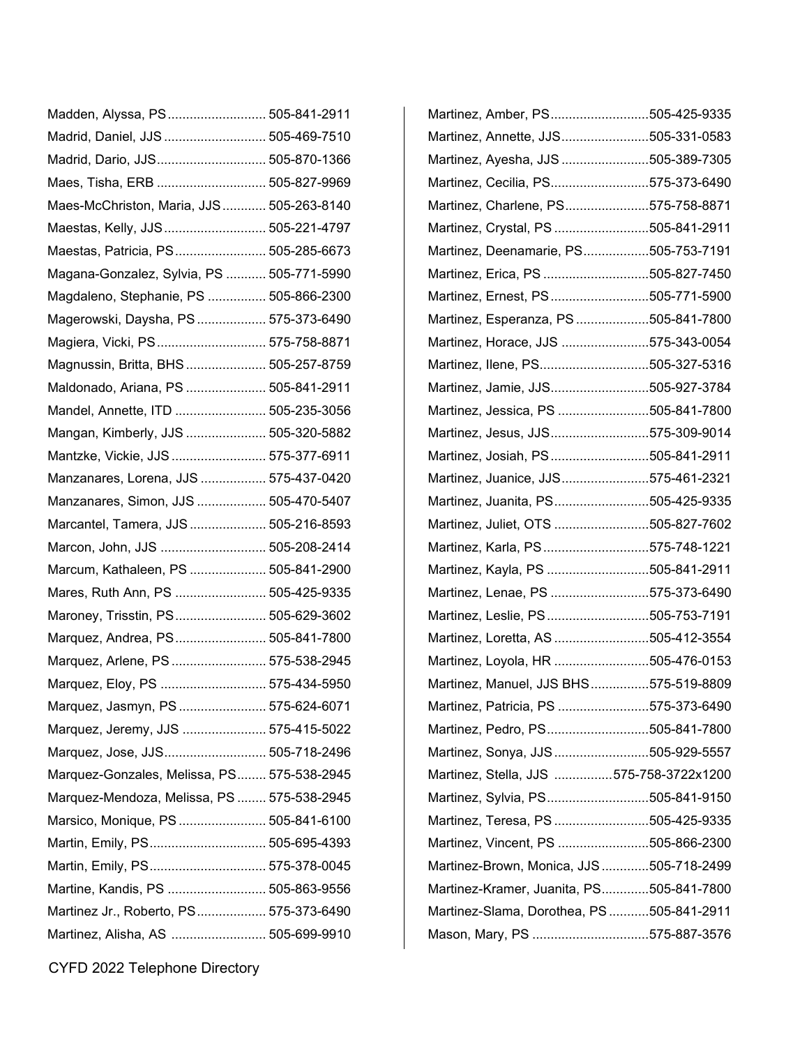Madden, Alyssa, PS .......................... 505-841-2911
Madrid, Daniel, JJS .......................... 505-469-7510
Madrid, Dario, JJS .......................... 505-870-1366
Maes, Tisha, ERB .......................... 505-827-9969
Maes-McChriston, Maria, JJS .......................... 505-263-8140
Maestas, Kelly, JJS .......................... 505-221-4797
Maestas, Patricia, PS .......................... 505-285-6673
Magana-Gonzalez, Sylvia, PS .......................... 505-771-5990
Magdaleno, Stephanie, PS .......................... 505-866-2300
Magerowski, Daysha, PS .......................... 575-373-6490
Magiera, Vicki, PS .......................... 575-758-8871
Magnussin, Britta, BHS .......................... 505-257-8759
Maldonado, Ariana, PS .......................... 505-841-2911
Mandel, Annette, ITD .......................... 505-235-3056
Mangan, Kimberly, JJS .......................... 505-320-5882
Mantzke, Vickie, JJS .......................... 575-377-6911
Manzanares, Lorena, JJS .......................... 575-437-0420
Manzanares, Simon, JJS .......................... 505-470-5407
Marcantel, Tamera, JJS .......................... 505-216-8593
Marcon, John, JJS .......................... 505-208-2414
Marcum, Kathaleen, PS .......................... 505-841-2900
Mares, Ruth Ann, PS .......................... 505-425-9335
Maroney, Trisstin, PS .......................... 505-629-3602
Marquez, Andrea, PS .......................... 505-841-7800
Marquez, Arlene, PS .......................... 575-538-2945
Marquez, Eloy, PS .......................... 575-434-5950
Marquez, Jasmyn, PS .......................... 575-624-6071
Marquez, Jeremy, JJS .......................... 575-415-5022
Marquez, Jose, JJS .......................... 505-718-2496
Marquez-Gonzales, Melissa, PS .......................... 575-538-2945
Marquez-Mendoza, Melissa, PS .......................... 575-538-2945
Marsico, Monique, PS .......................... 505-841-6100
Martin, Emily, PS .......................... 505-695-4393
Martin, Emily, PS .......................... 575-378-0045
Martine, Kandis, PS .......................... 505-863-9556
Martinez Jr., Roberto, PS .......................... 575-373-6490
Martinez, Alisha, AS .......................... 505-699-9910
Martinez, Amber, PS .......................... 505-425-9335
Martinez, Annette, JJS .......................... 505-331-0583
Martinez, Ayesha, JJS .......................... 505-389-7305
Martinez, Cecilia, PS .......................... 575-373-6490
Martinez, Charlene, PS .......................... 575-758-8871
Martinez, Crystal, PS .......................... 505-841-2911
Martinez, Deenamarie, PS .......................... 505-753-7191
Martinez, Erica, PS .......................... 505-827-7450
Martinez, Ernest, PS .......................... 505-771-5900
Martinez, Esperanza, PS .......................... 505-841-7800
Martinez, Horace, JJS .......................... 575-343-0054
Martinez, Ilene, PS .......................... 505-327-5316
Martinez, Jamie, JJS .......................... 505-927-3784
Martinez, Jessica, PS .......................... 505-841-7800
Martinez, Jesus, JJS .......................... 575-309-9014
Martinez, Josiah, PS .......................... 505-841-2911
Martinez, Juanice, JJS .......................... 575-461-2321
Martinez, Juanita, PS .......................... 505-425-9335
Martinez, Juliet, OTS .......................... 505-827-7602
Martinez, Karla, PS .......................... 575-748-1221
Martinez, Kayla, PS .......................... 505-841-2911
Martinez, Lenae, PS .......................... 575-373-6490
Martinez, Leslie, PS .......................... 505-753-7191
Martinez, Loretta, AS .......................... 505-412-3554
Martinez, Loyola, HR .......................... 505-476-0153
Martinez, Manuel, JJS BHS .......................... 575-519-8809
Martinez, Patricia, PS .......................... 575-373-6490
Martinez, Pedro, PS .......................... 505-841-7800
Martinez, Sonya, JJS .......................... 505-929-5557
Martinez, Stella, JJS .......................... 575-758-3722x1200
Martinez, Sylvia, PS .......................... 505-841-9150
Martinez, Teresa, PS .......................... 505-425-9335
Martinez, Vincent, PS .......................... 505-866-2300
Martinez-Brown, Monica, JJS .......................... 505-718-2499
Martinez-Kramer, Juanita, PS .......................... 505-841-7800
Martinez-Slama, Dorothea, PS .......................... 505-841-2911
Mason, Mary, PS .......................... 575-887-3576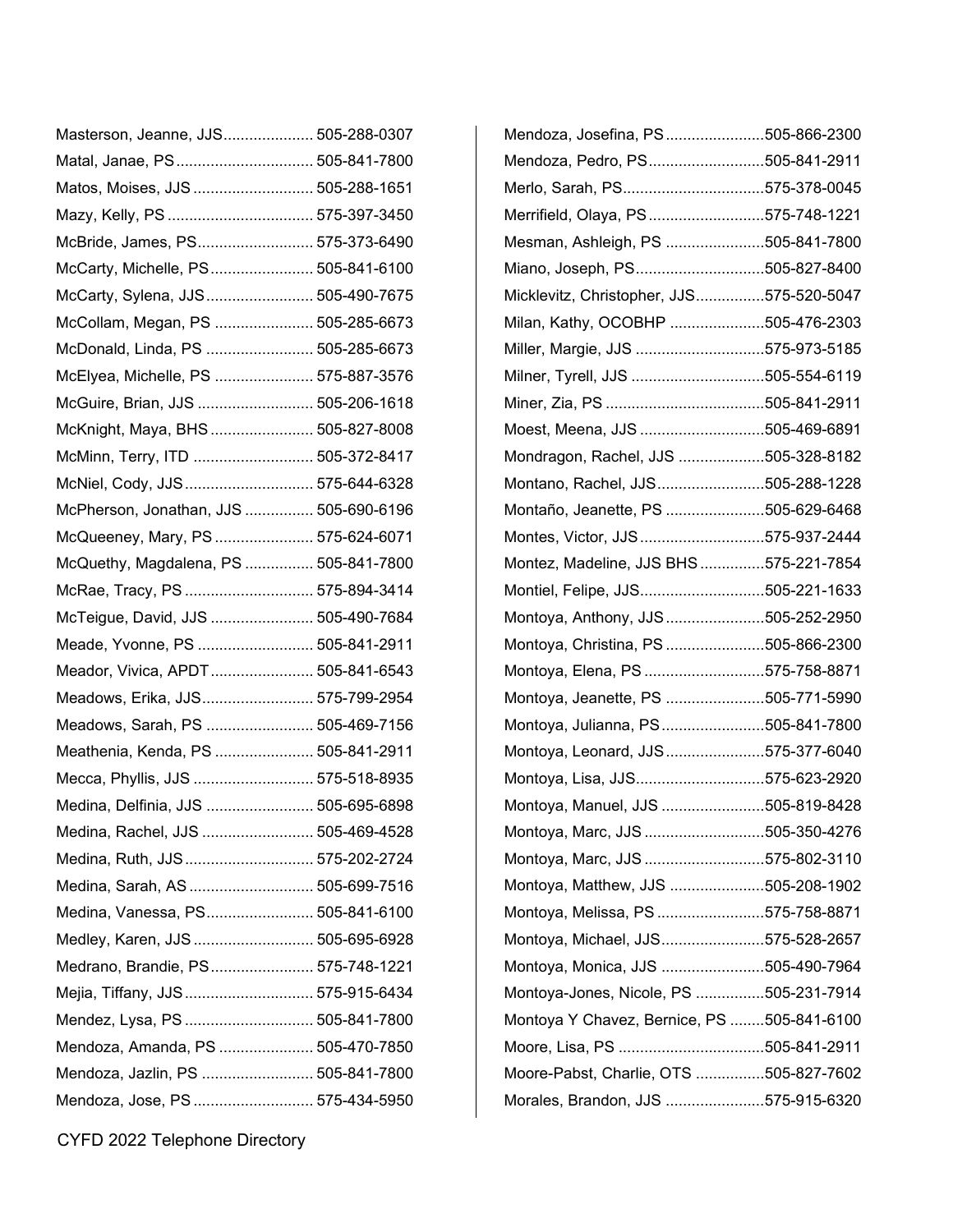Masterson, Jeanne, JJS..................... 505-288-0307
Matal, Janae, PS................................ 505-841-7800
Matos, Moises, JJS ............................ 505-288-1651
Mazy, Kelly, PS .................................. 575-397-3450
McBride, James, PS........................... 575-373-6490
McCarty, Michelle, PS........................ 505-841-6100
McCarty, Sylena, JJS......................... 505-490-7675
McCollam, Megan, PS ....................... 505-285-6673
McDonald, Linda, PS ......................... 505-285-6673
McElyea, Michelle, PS ....................... 575-887-3576
McGuire, Brian, JJS ........................... 505-206-1618
McKnight, Maya, BHS........................ 505-827-8008
McMinn, Terry, ITD ............................ 505-372-8417
McNiel, Cody, JJS.............................. 575-644-6328
McPherson, Jonathan, JJS ................ 505-690-6196
McQueeney, Mary, PS ....................... 575-624-6071
McQuethy, Magdalena, PS ................ 505-841-7800
McRae, Tracy, PS .............................. 575-894-3414
McTeigue, David, JJS ........................ 505-490-7684
Meade, Yvonne, PS ........................... 505-841-2911
Meador, Vivica, APDT........................ 505-841-6543
Meadows, Erika, JJS.......................... 575-799-2954
Meadows, Sarah, PS ......................... 505-469-7156
Meathenia, Kenda, PS ....................... 505-841-2911
Mecca, Phyllis, JJS ............................ 575-518-8935
Medina, Delfinia, JJS ......................... 505-695-6898
Medina, Rachel, JJS .......................... 505-469-4528
Medina, Ruth, JJS.............................. 575-202-2724
Medina, Sarah, AS ............................. 505-699-7516
Medina, Vanessa, PS......................... 505-841-6100
Medley, Karen, JJS ............................ 505-695-6928
Medrano, Brandie, PS........................ 575-748-1221
Mejia, Tiffany, JJS.............................. 575-915-6434
Mendez, Lysa, PS .............................. 505-841-7800
Mendoza, Amanda, PS ...................... 505-470-7850
Mendoza, Jazlin, PS .......................... 505-841-7800
Mendoza, Jose, PS ............................ 575-434-5950
Mendoza, Josefina, PS.......................505-866-2300
Mendoza, Pedro, PS...........................505-841-2911
Merlo, Sarah, PS.................................575-378-0045
Merrifield, Olaya, PS...........................575-748-1221
Mesman, Ashleigh, PS .......................505-841-7800
Miano, Joseph, PS..............................505-827-8400
Micklevitz, Christopher, JJS................575-520-5047
Milan, Kathy, OCOBHP ......................505-476-2303
Miller, Margie, JJS ..............................575-973-5185
Milner, Tyrell, JJS ...............................505-554-6119
Miner, Zia, PS .....................................505-841-2911
Moest, Meena, JJS .............................505-469-6891
Mondragon, Rachel, JJS ....................505-328-8182
Montano, Rachel, JJS.........................505-288-1228
Montaño, Jeanette, PS .......................505-629-6468
Montes, Victor, JJS .............................575-937-2444
Montez, Madeline, JJS BHS ...............575-221-7854
Montiel, Felipe, JJS.............................505-221-1633
Montoya, Anthony, JJS.......................505-252-2950
Montoya, Christina, PS .......................505-866-2300
Montoya, Elena, PS ............................575-758-8871
Montoya, Jeanette, PS .......................505-771-5990
Montoya, Julianna, PS........................505-841-7800
Montoya, Leonard, JJS.......................575-377-6040
Montoya, Lisa, JJS..............................575-623-2920
Montoya, Manuel, JJS ........................505-819-8428
Montoya, Marc, JJS ............................505-350-4276
Montoya, Marc, JJS ............................575-802-3110
Montoya, Matthew, JJS ......................505-208-1902
Montoya, Melissa, PS .........................575-758-8871
Montoya, Michael, JJS........................575-528-2657
Montoya, Monica, JJS ........................505-490-7964
Montoya-Jones, Nicole, PS ................505-231-7914
Montoya Y Chavez, Bernice, PS ........505-841-6100
Moore, Lisa, PS ..................................505-841-2911
Moore-Pabst, Charlie, OTS ................505-827-7602
Morales, Brandon, JJS .......................575-915-6320

CYFD 2022 Telephone Directory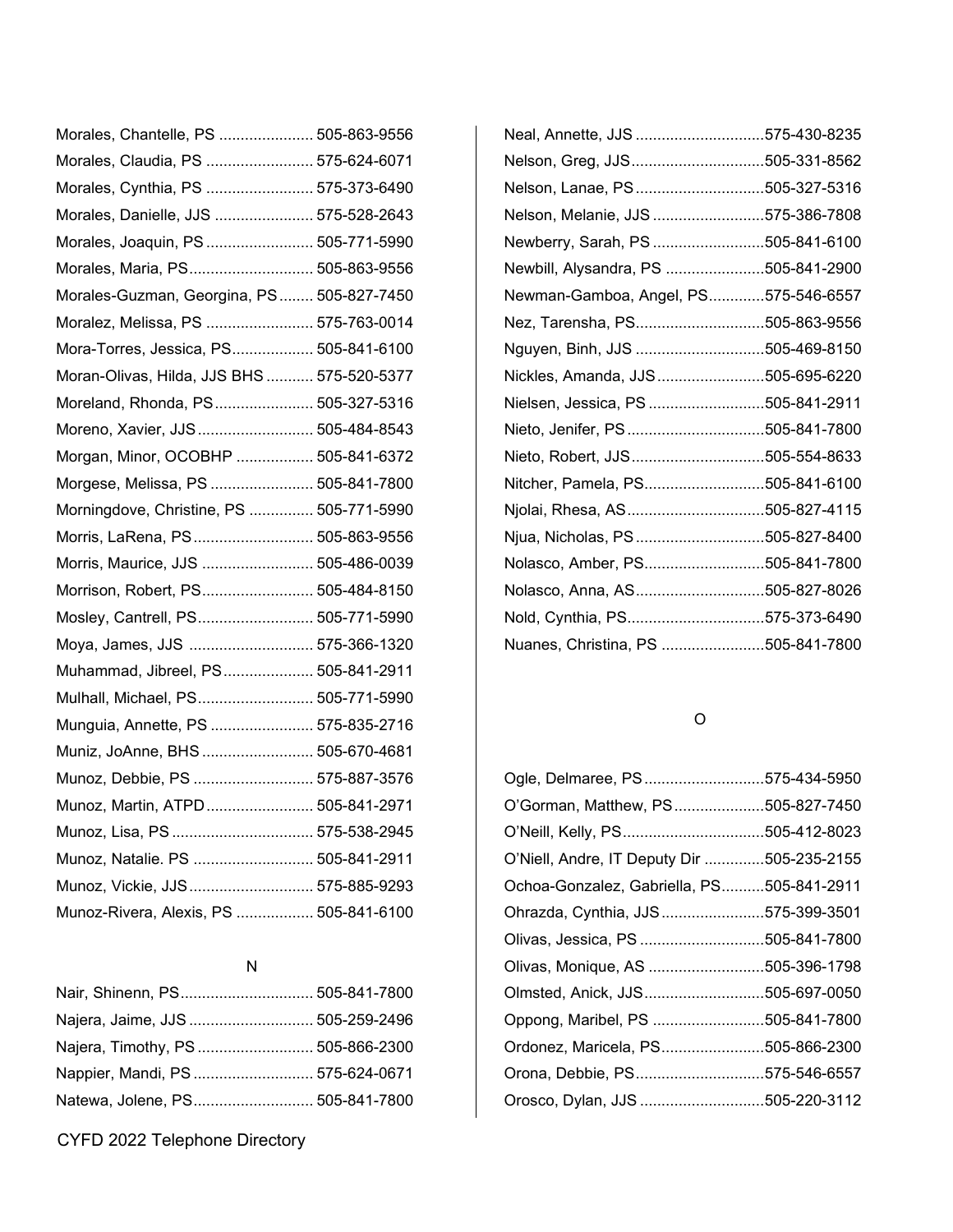Morales, Chantelle, PS ...................... 505-863-9556
Morales, Claudia, PS ......................... 575-624-6071
Morales, Cynthia, PS ......................... 575-373-6490
Morales, Danielle, JJS ....................... 575-528-2643
Morales, Joaquin, PS ......................... 505-771-5990
Morales, Maria, PS............................. 505-863-9556
Morales-Guzman, Georgina, PS ........ 505-827-7450
Moralez, Melissa, PS ......................... 575-763-0014
Mora-Torres, Jessica, PS................... 505-841-6100
Moran-Olivas, Hilda, JJS BHS ........... 575-520-5377
Moreland, Rhonda, PS....................... 505-327-5316
Moreno, Xavier, JJS........................... 505-484-8543
Morgan, Minor, OCOBHP .................. 505-841-6372
Morgese, Melissa, PS ........................ 505-841-7800
Morningdove, Christine, PS ............... 505-771-5990
Morris, LaRena, PS............................ 505-863-9556
Morris, Maurice, JJS .......................... 505-486-0039
Morrison, Robert, PS.......................... 505-484-8150
Mosley, Cantrell, PS........................... 505-771-5990
Moya, James, JJS ............................. 575-366-1320
Muhammad, Jibreel, PS..................... 505-841-2911
Mulhall, Michael, PS........................... 505-771-5990
Munguia, Annette, PS ........................ 575-835-2716
Muniz, JoAnne, BHS .......................... 505-670-4681
Munoz, Debbie, PS ............................ 575-887-3576
Munoz, Martin, ATPD......................... 505-841-2971
Munoz, Lisa, PS ................................. 575-538-2945
Munoz, Natalie. PS ............................ 505-841-2911
Munoz, Vickie, JJS............................. 575-885-9293
Munoz-Rivera, Alexis, PS .................. 505-841-6100

## N

Nair, Shinenn, PS............................... 505-841-7800
Najera, Jaime, JJS ............................. 505-259-2496
Najera, Timothy, PS ........................... 505-866-2300
Nappier, Mandi, PS ............................ 575-624-0671
Natewa, Jolene, PS............................ 505-841-7800
Neal, Annette, JJS .............................575-430-8235
Nelson, Greg, JJS..............................505-331-8562
Nelson, Lanae, PS.............................505-327-5316
Nelson, Melanie, JJS .........................575-386-7808
Newberry, Sarah, PS .........................505-841-6100
Newbill, Alysandra, PS .......................505-841-2900
Newman-Gamboa, Angel, PS.............575-546-6557
Nez, Tarensha, PS.............................505-863-9556
Nguyen, Binh, JJS .............................505-469-8150
Nickles, Amanda, JJS.........................505-695-6220
Nielsen, Jessica, PS ..........................505-841-2911
Nieto, Jenifer, PS ...............................505-841-7800
Nieto, Robert, JJS..............................505-554-8633
Nitcher, Pamela, PS...........................505-841-6100
Njolai, Rhesa, AS...............................505-827-4115
Njua, Nicholas, PS .............................505-827-8400
Nolasco, Amber, PS...........................505-841-7800
Nolasco, Anna, AS.............................505-827-8026
Nold, Cynthia, PS...............................575-373-6490
Nuanes, Christina, PS ........................505-841-7800

## O

Ogle, Delmaree, PS...........................575-434-5950
O'Gorman, Matthew, PS....................505-827-7450
O'Neill, Kelly, PS................................505-412-8023
O'Niell, Andre, IT Deputy Dir ..............505-235-2155
Ochoa-Gonzalez, Gabriella, PS..........505-841-2911
Ohrazda, Cynthia, JJS........................575-399-3501
Olivas, Jessica, PS ............................505-841-7800
Olivas, Monique, AS ...........................505-396-1798
Olmsted, Anick, JJS...........................505-697-0050
Oppong, Maribel, PS ..........................505-841-7800
Ordonez, Maricela, PS........................505-866-2300
Orona, Debbie, PS.............................575-546-6557
Orosco, Dylan, JJS ............................505-220-3112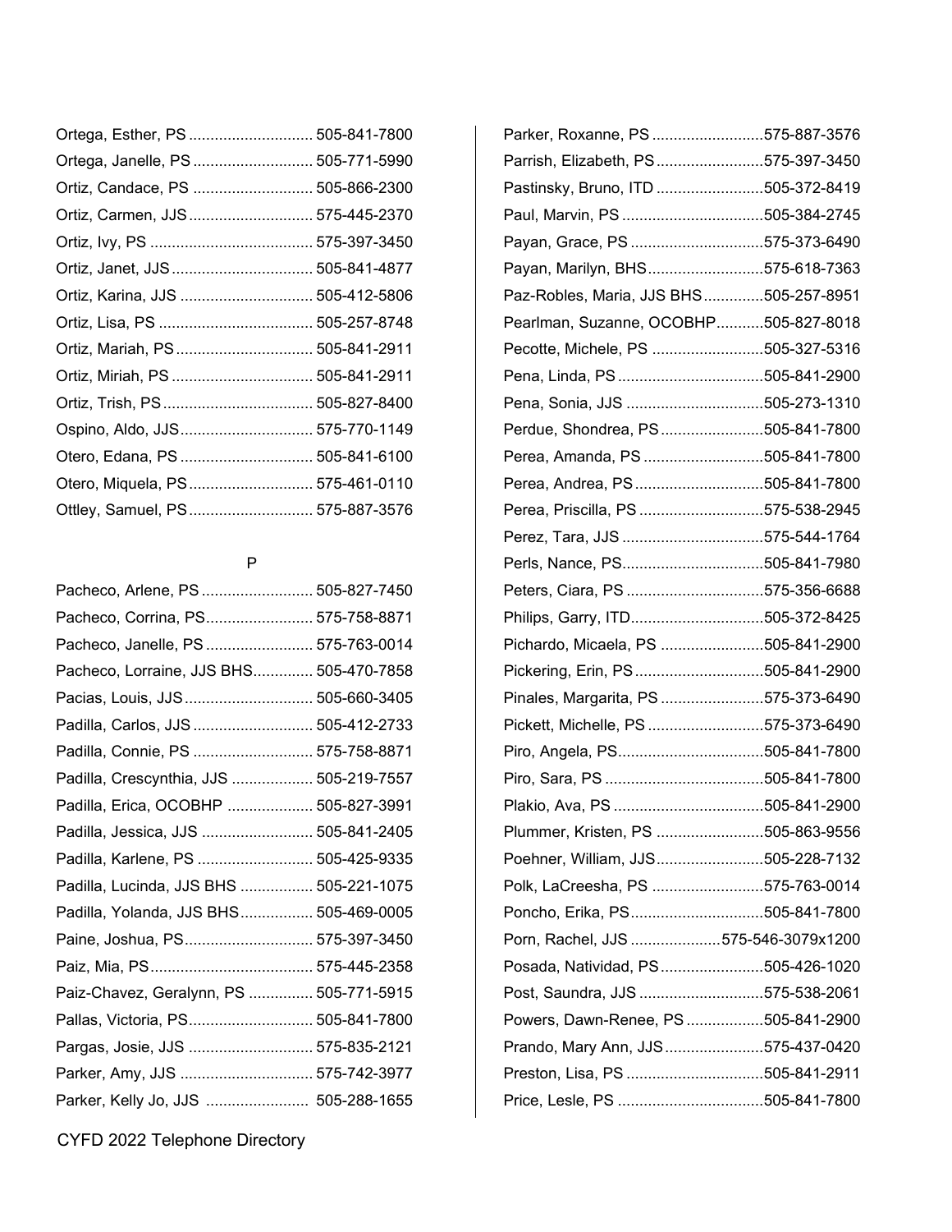Ortega, Esther, PS ............................ 505-841-7800
Ortega, Janelle, PS ........................... 505-771-5990
Ortiz, Candace, PS ........................... 505-866-2300
Ortiz, Carmen, JJS ............................ 575-445-2370
Ortiz, Ivy, PS ..................................... 575-397-3450
Ortiz, Janet, JJS ................................ 505-841-4877
Ortiz, Karina, JJS .............................. 505-412-5806
Ortiz, Lisa, PS ................................... 505-257-8748
Ortiz, Mariah, PS ............................... 505-841-2911
Ortiz, Miriah, PS ................................ 505-841-2911
Ortiz, Trish, PS .................................. 505-827-8400
Ospino, Aldo, JJS .............................. 575-770-1149
Otero, Edana, PS .............................. 505-841-6100
Otero, Miquela, PS ............................ 575-461-0110
Ottley, Samuel, PS ............................ 575-887-3576

P

Pacheco, Arlene, PS .......................... 505-827-7450
Pacheco, Corrina, PS ......................... 575-758-8871
Pacheco, Janelle, PS ......................... 575-763-0014
Pacheco, Lorraine, JJS BHS.............. 505-470-7858
Pacias, Louis, JJS ............................. 505-660-3405
Padilla, Carlos, JJS ........................... 505-412-2733
Padilla, Connie, PS ........................... 575-758-8871
Padilla, Crescynthia, JJS ................... 505-219-7557
Padilla, Erica, OCOBHP .................... 505-827-3991
Padilla, Jessica, JJS .......................... 505-841-2405
Padilla, Karlene, PS .......................... 505-425-9335
Padilla, Lucinda, JJS BHS ................ 505-221-1075
Padilla, Yolanda, JJS BHS................. 505-469-0005
Paine, Joshua, PS ............................. 575-397-3450
Paiz, Mia, PS ..................................... 575-445-2358
Paiz-Chavez, Geralynn, PS ............... 505-771-5915
Pallas, Victoria, PS ............................ 505-841-7800
Pargas, Josie, JJS ............................. 575-835-2121
Parker, Amy, JJS ............................... 575-742-3977
Parker, Kelly Jo, JJS ........................ 505-288-1655
Parker, Roxanne, PS ..........................575-887-3576
Parrish, Elizabeth, PS .........................575-397-3450
Pastinsky, Bruno, ITD .........................505-372-8419
Paul, Marvin, PS .................................505-384-2745
Payan, Grace, PS ...............................575-373-6490
Payan, Marilyn, BHS...........................575-618-7363
Paz-Robles, Maria, JJS BHS..............505-257-8951
Pearlman, Suzanne, OCOBHP...........505-827-8018
Pecotte, Michele, PS ..........................505-327-5316
Pena, Linda, PS ..................................505-841-2900
Pena, Sonia, JJS ................................505-273-1310
Perdue, Shondrea, PS ........................505-841-7800
Perea, Amanda, PS ............................505-841-7800
Perea, Andrea, PS ..............................505-841-7800
Perea, Priscilla, PS .............................575-538-2945
Perez, Tara, JJS .................................575-544-1764
Perls, Nance, PS.................................505-841-7980
Peters, Ciara, PS ................................575-356-6688
Philips, Garry, ITD...............................505-372-8425
Pichardo, Micaela, PS ........................505-841-2900
Pickering, Erin, PS ..............................505-841-2900
Pinales, Margarita, PS ........................575-373-6490
Pickett, Michelle, PS ...........................575-373-6490
Piro, Angela, PS..................................505-841-7800
Piro, Sara, PS .....................................505-841-7800
Plakio, Ava, PS ...................................505-841-2900
Plummer, Kristen, PS .........................505-863-9556
Poehner, William, JJS.........................505-228-7132
Polk, LaCreesha, PS ..........................575-763-0014
Poncho, Erika, PS ...............................505-841-7800
Porn, Rachel, JJS .....................575-546-3079x1200
Posada, Natividad, PS ........................505-426-1020
Post, Saundra, JJS .............................575-538-2061
Powers, Dawn-Renee, PS ..................505-841-2900
Prando, Mary Ann, JJS .......................575-437-0420
Preston, Lisa, PS ................................505-841-2911
Price, Lesle, PS ..................................505-841-7800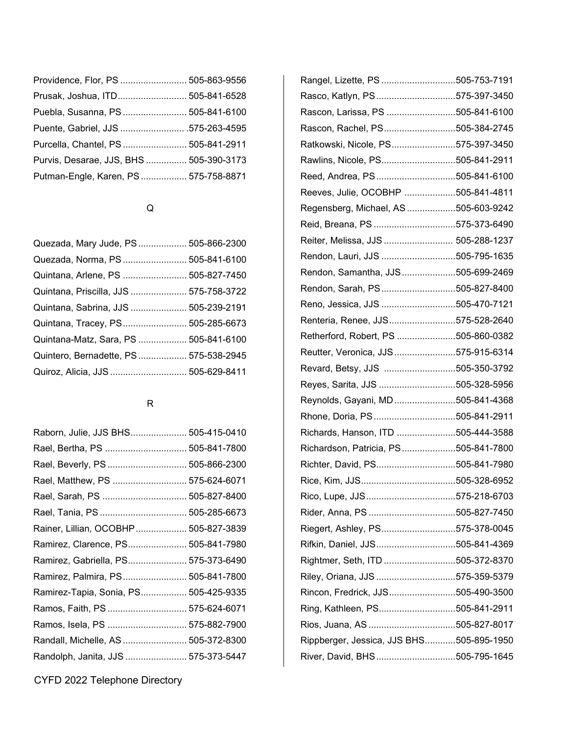Providence, Flor, PS .......................... 505-863-9556
Prusak, Joshua, ITD........................... 505-841-6528
Puebla, Susanna, PS ......................... 505-841-6100
Puente, Gabriel, JJS ......................... .575-263-4595
Purcella, Chantel, PS ......................... 505-841-2911
Purvis, Desarae, JJS, BHS ................ 505-390-3173
Putman-Engle, Karen, PS .................. 575-758-8871

## Q

Quezada, Mary Jude, PS ................... 505-866-2300
Quezada, Norma, PS ......................... 505-841-6100
Quintana, Arlene, PS ......................... 505-827-7450
Quintana, Priscilla, JJS ...................... 575-758-3722
Quintana, Sabrina, JJS ...................... 505-239-2191
Quintana, Tracey, PS ......................... 505-285-6673
Quintana-Matz, Sara, PS ................... 505-841-6100
Quintero, Bernadette, PS ................... 575-538-2945
Quiroz, Alicia, JJS .............................. 505-629-8411

## R

Raborn, Julie, JJS BHS...................... 505-415-0410
Rael, Bertha, PS ................................ 505-841-7800
Rael, Beverly, PS ............................... 505-866-2300
Rael, Matthew, PS ............................. 575-624-6071
Rael, Sarah, PS ................................. 505-827-8400
Rael, Tania, PS .................................. 505-285-6673
Rainer, Lillian, OCOBHP .................... 505-827-3839
Ramirez, Clarence, PS....................... 505-841-7980
Ramirez, Gabriella, PS....................... 575-373-6490
Ramirez, Palmira, PS......................... 505-841-7800
Ramirez-Tapia, Sonia, PS.................. 505-425-9335
Ramos, Faith, PS ............................... 575-624-6071
Ramos, Isela, PS ............................... 575-882-7900
Randall, Michelle, AS ......................... 505-372-8300
Randolph, Janita, JJS ........................ 575-373-5447
Rangel, Lizette, PS ............................505-753-7191
Rasco, Katlyn, PS ..............................575-397-3450
Rascon, Larissa, PS ..........................505-841-6100
Rascon, Rachel, PS............................505-384-2745
Ratkowski, Nicole, PS.........................575-397-3450
Rawlins, Nicole, PS.............................505-841-2911
Reed, Andrea, PS ...............................505-841-6100
Reeves, Julie, OCOBHP ....................505-841-4811
Regensberg, Michael, AS ...................505-603-9242
Reid, Breana, PS ................................575-373-6490
Reiter, Melissa, JJS ........................... 505-288-1237
Rendon, Lauri, JJS .............................505-795-1635
Rendon, Samantha, JJS.....................505-699-2469
Rendon, Sarah, PS .............................505-827-8400
Reno, Jessica, JJS .............................505-470-7121
Renteria, Renee, JJS..........................575-528-2640
Retherford, Robert, PS .......................505-860-0382
Reutter, Veronica, JJS ........................575-915-6314
Revard, Betsy, JJS ............................505-350-3792
Reyes, Sarita, JJS ..............................505-328-5956
Reynolds, Gayani, MD ........................505-841-4368
Rhone, Doria, PS ................................505-841-2911
Richards, Hanson, ITD .......................505-444-3588
Richardson, Patricia, PS.....................505-841-7800
Richter, David, PS...............................505-841-7980
Rice, Kim, JJS.....................................505-328-6952
Rico, Lupe, JJS...................................575-218-6703
Rider, Anna, PS ..................................505-827-7450
Riegert, Ashley, PS.............................575-378-0045
Rifkin, Daniel, JJS...............................505-841-4369
Rightmer, Seth, ITD ............................505-372-8370
Riley, Oriana, JJS ...............................575-359-5379
Rincon, Fredrick, JJS..........................505-490-3500
Ring, Kathleen, PS..............................505-841-2911
Rios, Juana, AS ..................................505-827-8017
Rippberger, Jessica, JJS BHS............505-895-1950
River, David, BHS ...............................505-795-1645

CYFD 2022 Telephone Directory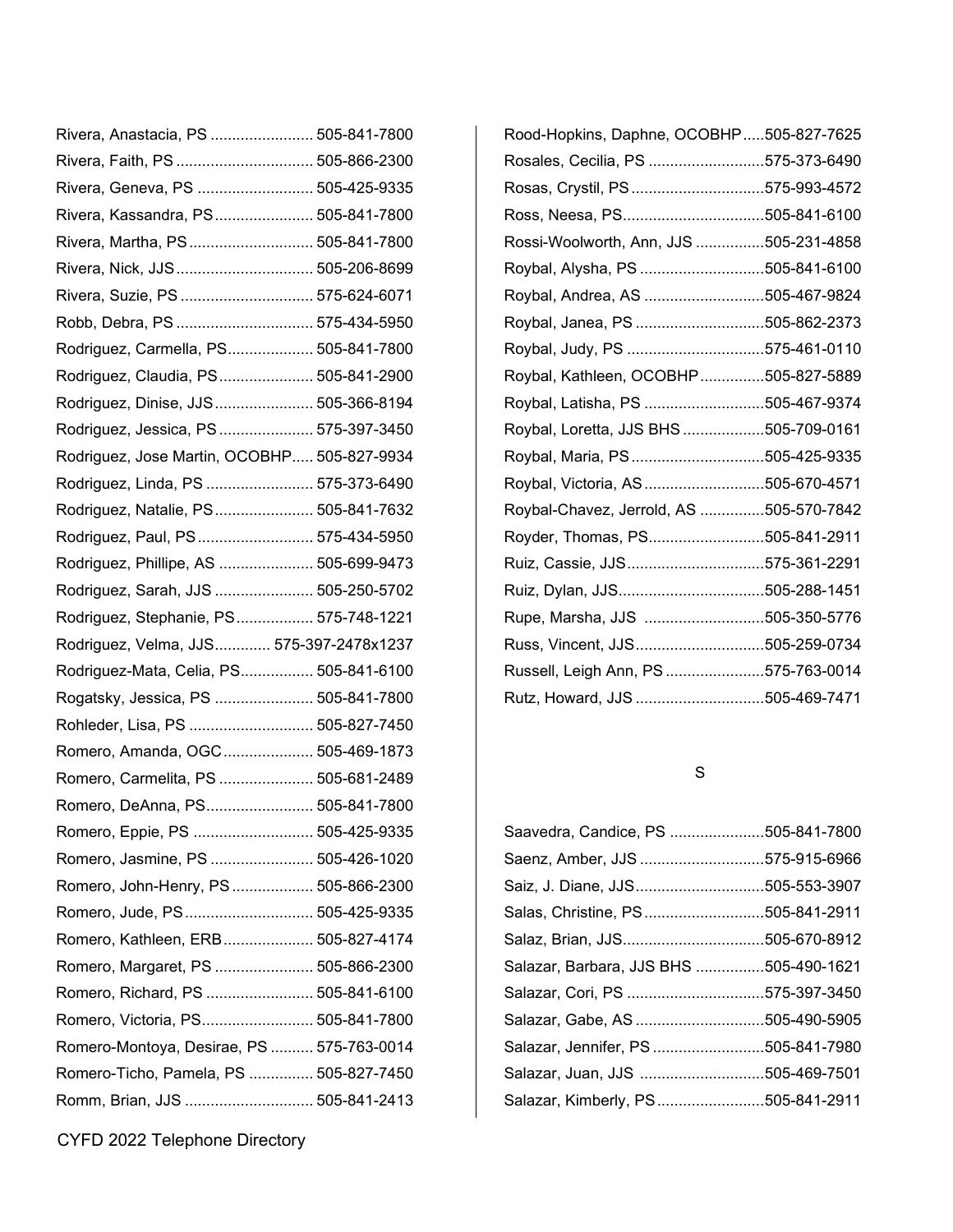Rivera, Anastacia, PS ........................ 505-841-7800
Rivera, Faith, PS ................................ 505-866-2300
Rivera, Geneva, PS ........................... 505-425-9335
Rivera, Kassandra, PS....................... 505-841-7800
Rivera, Martha, PS............................. 505-841-7800
Rivera, Nick, JJS................................ 505-206-8699
Rivera, Suzie, PS ............................... 575-624-6071
Robb, Debra, PS ................................ 575-434-5950
Rodriguez, Carmella, PS.................... 505-841-7800
Rodriguez, Claudia, PS...................... 505-841-2900
Rodriguez, Dinise, JJS....................... 505-366-8194
Rodriguez, Jessica, PS ...................... 575-397-3450
Rodriguez, Jose Martin, OCOBHP..... 505-827-9934
Rodriguez, Linda, PS ......................... 575-373-6490
Rodriguez, Natalie, PS....................... 505-841-7632
Rodriguez, Paul, PS........................... 575-434-5950
Rodriguez, Phillipe, AS ...................... 505-699-9473
Rodriguez, Sarah, JJS ....................... 505-250-5702
Rodriguez, Stephanie, PS.................. 575-748-1221
Rodriguez, Velma, JJS............ 575-397-2478x1237
Rodriguez-Mata, Celia, PS................. 505-841-6100
Rogatsky, Jessica, PS ....................... 505-841-7800
Rohleder, Lisa, PS ............................. 505-827-7450
Romero, Amanda, OGC..................... 505-469-1873
Romero, Carmelita, PS ...................... 505-681-2489
Romero, DeAnna, PS......................... 505-841-7800
Romero, Eppie, PS ............................ 505-425-9335
Romero, Jasmine, PS ........................ 505-426-1020
Romero, John-Henry, PS................... 505-866-2300
Romero, Jude, PS.............................. 505-425-9335
Romero, Kathleen, ERB..................... 505-827-4174
Romero, Margaret, PS ....................... 505-866-2300
Romero, Richard, PS ......................... 505-841-6100
Romero, Victoria, PS.......................... 505-841-7800
Romero-Montoya, Desirae, PS .......... 575-763-0014
Romero-Ticho, Pamela, PS ............... 505-827-7450
Romm, Brian, JJS .............................. 505-841-2413

Rood-Hopkins, Daphne, OCOBHP.....505-827-7625
Rosales, Cecilia, PS ...........................575-373-6490
Rosas, Crystil, PS...............................575-993-4572
Ross, Neesa, PS.................................505-841-6100
Rossi-Woolworth, Ann, JJS ................505-231-4858
Roybal, Alysha, PS .............................505-841-6100
Roybal, Andrea, AS ............................505-467-9824
Roybal, Janea, PS ..............................505-862-2373
Roybal, Judy, PS ................................575-461-0110
Roybal, Kathleen, OCOBHP...............505-827-5889
Roybal, Latisha, PS ............................505-467-9374
Roybal, Loretta, JJS BHS...................505-709-0161
Roybal, Maria, PS...............................505-425-9335
Roybal, Victoria, AS............................505-670-4571
Roybal-Chavez, Jerrold, AS ...............505-570-7842
Royder, Thomas, PS...........................505-841-2911
Ruiz, Cassie, JJS................................575-361-2291
Ruiz, Dylan, JJS..................................505-288-1451
Rupe, Marsha, JJS ............................505-350-5776
Russ, Vincent, JJS..............................505-259-0734
Russell, Leigh Ann, PS .......................575-763-0014
Rutz, Howard, JJS ..............................505-469-7471

## S

Saavedra, Candice, PS ......................505-841-7800
Saenz, Amber, JJS .............................575-915-6966
Saiz, J. Diane, JJS..............................505-553-3907
Salas, Christine, PS............................505-841-2911
Salaz, Brian, JJS.................................505-670-8912
Salazar, Barbara, JJS BHS ................505-490-1621
Salazar, Cori, PS ................................575-397-3450
Salazar, Gabe, AS ..............................505-490-5905
Salazar, Jennifer, PS ..........................505-841-7980
Salazar, Juan, JJS .............................505-469-7501
Salazar, Kimberly, PS.........................505-841-2911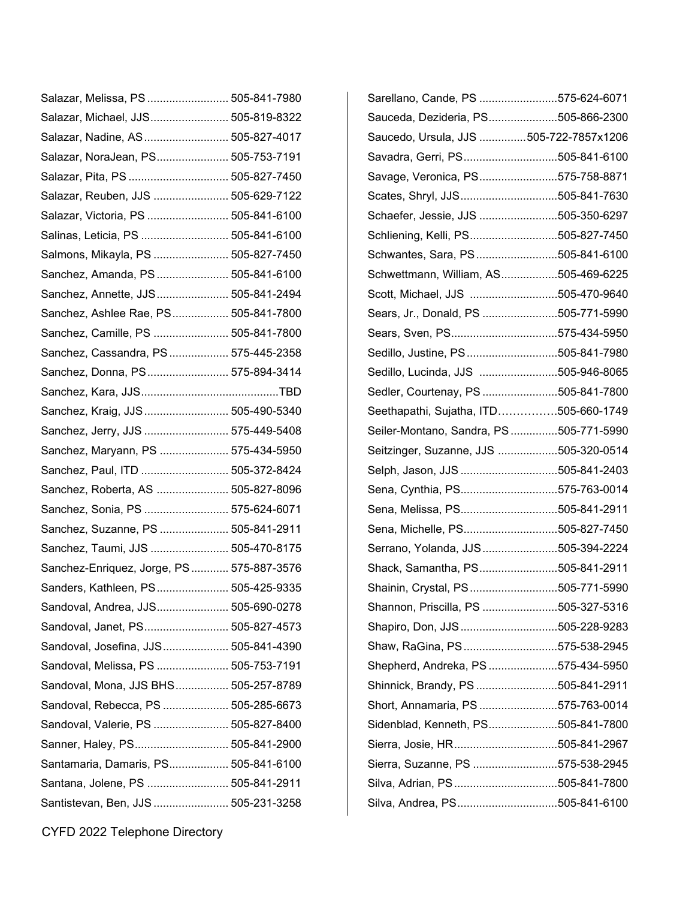Salazar, Melissa, PS .......................... 505-841-7980
Salazar, Michael, JJS......................... 505-819-8322
Salazar, Nadine, AS........................... 505-827-4017
Salazar, NoraJean, PS....................... 505-753-7191
Salazar, Pita, PS ................................ 505-827-7450
Salazar, Reuben, JJS ........................ 505-629-7122
Salazar, Victoria, PS .......................... 505-841-6100
Salinas, Leticia, PS ............................ 505-841-6100
Salmons, Mikayla, PS ........................ 505-827-7450
Sanchez, Amanda, PS ....................... 505-841-6100
Sanchez, Annette, JJS....................... 505-841-2494
Sanchez, Ashlee Rae, PS.................. 505-841-7800
Sanchez, Camille, PS ........................ 505-841-7800
Sanchez, Cassandra, PS ................... 575-445-2358
Sanchez, Donna, PS.......................... 575-894-3414
Sanchez, Kara, JJS...........................................TBD
Sanchez, Kraig, JJS........................... 505-490-5340
Sanchez, Jerry, JJS ........................... 575-449-5408
Sanchez, Maryann, PS ...................... 575-434-5950
Sanchez, Paul, ITD ............................ 505-372-8424
Sanchez, Roberta, AS ....................... 505-827-8096
Sanchez, Sonia, PS ........................... 575-624-6071
Sanchez, Suzanne, PS ...................... 505-841-2911
Sanchez, Taumi, JJS ......................... 505-470-8175
Sanchez-Enriquez, Jorge, PS ............ 575-887-3576
Sanders, Kathleen, PS....................... 505-425-9335
Sandoval, Andrea, JJS....................... 505-690-0278
Sandoval, Janet, PS........................... 505-827-4573
Sandoval, Josefina, JJS..................... 505-841-4390
Sandoval, Melissa, PS ....................... 505-753-7191
Sandoval, Mona, JJS BHS................. 505-257-8789
Sandoval, Rebecca, PS ..................... 505-285-6673
Sandoval, Valerie, PS ........................ 505-827-8400
Sanner, Haley, PS.............................. 505-841-2900
Santamaria, Damaris, PS................... 505-841-6100
Santana, Jolene, PS .......................... 505-841-2911
Santistevan, Ben, JJS ........................ 505-231-3258

Sarellano, Cande, PS .........................575-624-6071
Sauceda, Dezideria, PS......................505-866-2300
Saucedo, Ursula, JJS ..............505-722-7857x1206
Savadra, Gerri, PS..............................505-841-6100
Savage, Veronica, PS.........................575-758-8871
Scates, Shryl, JJS...............................505-841-7630
Schaefer, Jessie, JJS .........................505-350-6297
Schliening, Kelli, PS............................505-827-7450
Schwantes, Sara, PS..........................505-841-6100
Schwettmann, William, AS..................505-469-6225
Scott, Michael, JJS ............................505-470-9640
Sears, Jr., Donald, PS ........................505-771-5990
Sears, Sven, PS..................................575-434-5950
Sedillo, Justine, PS.............................505-841-7980
Sedillo, Lucinda, JJS .........................505-946-8065
Sedler, Courtenay, PS ........................505-841-7800
Seethapathi, Sujatha, ITD……………505-660-1749
Seiler-Montano, Sandra, PS ...............505-771-5990
Seitzinger, Suzanne, JJS ...................505-320-0514
Selph, Jason, JJS ...............................505-841-2403
Sena, Cynthia, PS...............................575-763-0014
Sena, Melissa, PS...............................505-841-2911
Sena, Michelle, PS..............................505-827-7450
Serrano, Yolanda, JJS........................505-394-2224
Shack, Samantha, PS.........................505-841-2911
Shainin, Crystal, PS............................505-771-5990
Shannon, Priscilla, PS ........................505-327-5316
Shapiro, Don, JJS...............................505-228-9283
Shaw, RaGina, PS..............................575-538-2945
Shepherd, Andreka, PS......................575-434-5950
Shinnick, Brandy, PS..........................505-841-2911
Short, Annamaria, PS .........................575-763-0014
Sidenblad, Kenneth, PS......................505-841-7800
Sierra, Josie, HR.................................505-841-2967
Sierra, Suzanne, PS ...........................575-538-2945
Silva, Adrian, PS.................................505-841-7800
Silva, Andrea, PS................................505-841-6100

CYFD 2022 Telephone Directory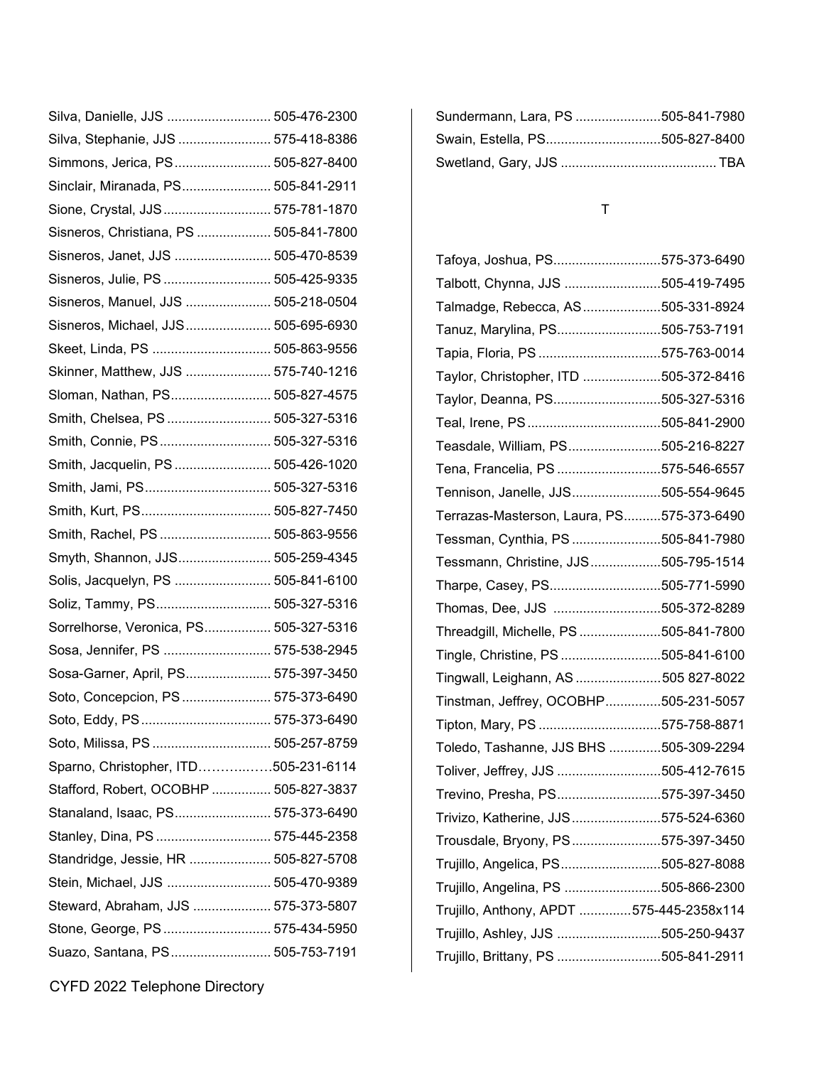Silva, Danielle, JJS ............................ 505-476-2300
Silva, Stephanie, JJS ......................... 575-418-8386
Simmons, Jerica, PS .......................... 505-827-8400
Sinclair, Miranada, PS........................ 505-841-2911
Sione, Crystal, JJS............................. 575-781-1870
Sisneros, Christiana, PS .................... 505-841-7800
Sisneros, Janet, JJS .......................... 505-470-8539
Sisneros, Julie, PS ............................. 505-425-9335
Sisneros, Manuel, JJS ....................... 505-218-0504
Sisneros, Michael, JJS....................... 505-695-6930
Skeet, Linda, PS ................................ 505-863-9556
Skinner, Matthew, JJS ....................... 575-740-1216
Sloman, Nathan, PS........................... 505-827-4575
Smith, Chelsea, PS ............................ 505-327-5316
Smith, Connie, PS .............................. 505-327-5316
Smith, Jacquelin, PS .......................... 505-426-1020
Smith, Jami, PS.................................. 505-327-5316
Smith, Kurt, PS................................... 505-827-7450
Smith, Rachel, PS .............................. 505-863-9556
Smyth, Shannon, JJS......................... 505-259-4345
Solis, Jacquelyn, PS .......................... 505-841-6100
Soliz, Tammy, PS............................... 505-327-5316
Sorrelhorse, Veronica, PS.................. 505-327-5316
Sosa, Jennifer, PS ............................. 575-538-2945
Sosa-Garner, April, PS....................... 575-397-3450
Soto, Concepcion, PS ........................ 575-373-6490
Soto, Eddy, PS ................................... 575-373-6490
Soto, Milissa, PS ................................ 505-257-8759
Sparno, Christopher, ITD……………….505-231-6114
Stafford, Robert, OCOBHP ................ 505-827-3837
Stanaland, Isaac, PS.......................... 575-373-6490
Stanley, Dina, PS ............................... 575-445-2358
Standridge, Jessie, HR ...................... 505-827-5708
Stein, Michael, JJS ............................ 505-470-9389
Steward, Abraham, JJS ..................... 575-373-5807
Stone, George, PS ............................. 575-434-5950
Suazo, Santana, PS........................... 505-753-7191
Sundermann, Lara, PS .......................505-841-7980
Swain, Estella, PS...............................505-827-8400
Swetland, Gary, JJS .......................................... TBA

T

Tafoya, Joshua, PS.............................575-373-6490
Talbott, Chynna, JJS ..........................505-419-7495
Talmadge, Rebecca, AS.....................505-331-8924
Tanuz, Marylina, PS............................505-753-7191
Tapia, Floria, PS .................................575-763-0014
Taylor, Christopher, ITD .....................505-372-8416
Taylor, Deanna, PS.............................505-327-5316
Teal, Irene, PS ....................................505-841-2900
Teasdale, William, PS.........................505-216-8227
Tena, Francelia, PS ............................575-546-6557
Tennison, Janelle, JJS........................505-554-9645
Terrazas-Masterson, Laura, PS..........575-373-6490
Tessman, Cynthia, PS ........................505-841-7980
Tessmann, Christine, JJS...................505-795-1514
Tharpe, Casey, PS..............................505-771-5990
Thomas, Dee, JJS .............................505-372-8289
Threadgill, Michelle, PS ......................505-841-7800
Tingle, Christine, PS ...........................505-841-6100
Tingwall, Leighann, AS .......................505 827-8022
Tinstman, Jeffrey, OCOBHP...............505-231-5057
Tipton, Mary, PS .................................575-758-8871
Toledo, Tashanne, JJS BHS ..............505-309-2294
Toliver, Jeffrey, JJS ............................505-412-7615
Trevino, Presha, PS............................575-397-3450
Trivizo, Katherine, JJS........................575-524-6360
Trousdale, Bryony, PS........................575-397-3450
Trujillo, Angelica, PS...........................505-827-8088
Trujillo, Angelina, PS ..........................505-866-2300
Trujillo, Anthony, APDT .............575-445-2358x114
Trujillo, Ashley, JJS ............................505-250-9437
Trujillo, Brittany, PS ............................505-841-2911

CYFD 2022 Telephone Directory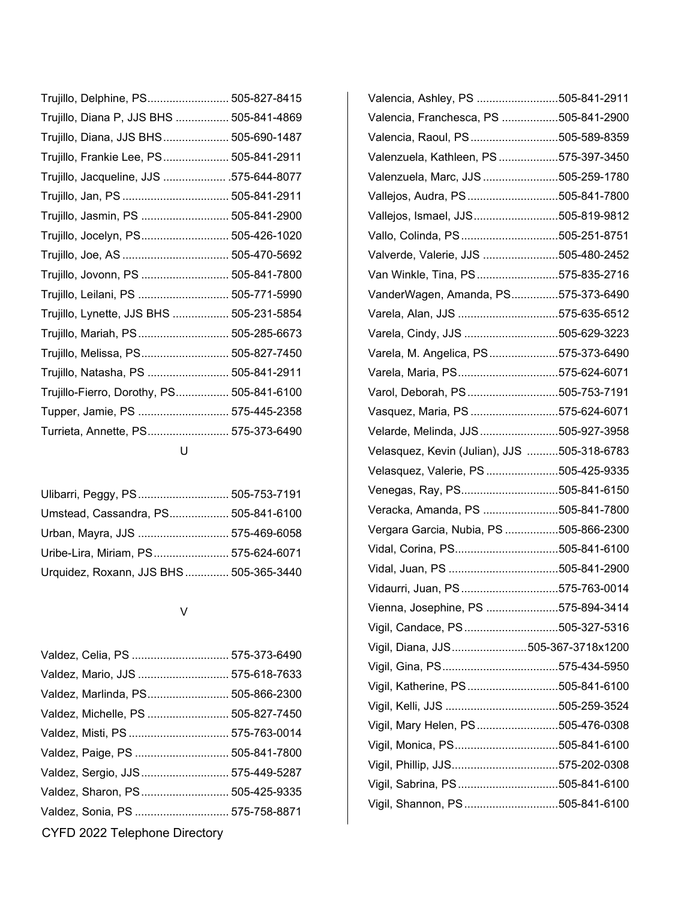Trujillo, Delphine, PS.......................... 505-827-8415
Trujillo, Diana P, JJS BHS ................. 505-841-4869
Trujillo, Diana, JJS BHS..................... 505-690-1487
Trujillo, Frankie Lee, PS..................... 505-841-2911
Trujillo, Jacqueline, JJS ..................... 575-644-8077
Trujillo, Jan, PS .................................. 505-841-2911
Trujillo, Jasmin, PS ............................ 505-841-2900
Trujillo, Jocelyn, PS............................ 505-426-1020
Trujillo, Joe, AS .................................. 505-470-5692
Trujillo, Jovonn, PS ............................ 505-841-7800
Trujillo, Leilani, PS ............................. 505-771-5990
Trujillo, Lynette, JJS BHS .................. 505-231-5854
Trujillo, Mariah, PS............................. 505-285-6673
Trujillo, Melissa, PS............................ 505-827-7450
Trujillo, Natasha, PS .......................... 505-841-2911
Trujillo-Fierro, Dorothy, PS................. 505-841-6100
Tupper, Jamie, PS ............................. 575-445-2358
Turrieta, Annette, PS.......................... 575-373-6490

U

Ulibarri, Peggy, PS............................. 505-753-7191
Umstead, Cassandra, PS................... 505-841-6100
Urban, Mayra, JJS ............................. 575-469-6058
Uribe-Lira, Miriam, PS........................ 575-624-6071
Urquidez, Roxann, JJS BHS .............. 505-365-3440

V

Valdez, Celia, PS ............................... 575-373-6490
Valdez, Mario, JJS ............................. 575-618-7633
Valdez, Marlinda, PS.......................... 505-866-2300
Valdez, Michelle, PS .......................... 505-827-7450
Valdez, Misti, PS ................................ 575-763-0014
Valdez, Paige, PS .............................. 505-841-7800
Valdez, Sergio, JJS............................ 575-449-5287
Valdez, Sharon, PS............................ 505-425-9335
Valdez, Sonia, PS .............................. 575-758-8871
Valencia, Ashley, PS ..........................505-841-2911
Valencia, Franchesca, PS ..................505-841-2900
Valencia, Raoul, PS............................505-589-8359
Valenzuela, Kathleen, PS ...................575-397-3450
Valenzuela, Marc, JJS ........................505-259-1780
Vallejos, Audra, PS.............................505-841-7800
Vallejos, Ismael, JJS...........................505-819-9812
Vallo, Colinda, PS...............................505-251-8751
Valverde, Valerie, JJS ........................505-480-2452
Van Winkle, Tina, PS..........................575-835-2716
VanderWagen, Amanda, PS...............575-373-6490
Varela, Alan, JJS ................................575-635-6512
Varela, Cindy, JJS ..............................505-629-3223
Varela, M. Angelica, PS......................575-373-6490
Varela, Maria, PS................................575-624-6071
Varol, Deborah, PS.............................505-753-7191
Vasquez, Maria, PS ............................575-624-6071
Velarde, Melinda, JJS.........................505-927-3958
Velasquez, Kevin (Julian), JJS ..........505-318-6783
Velasquez, Valerie, PS .......................505-425-9335
Venegas, Ray, PS...............................505-841-6150
Veracka, Amanda, PS ........................505-841-7800
Vergara Garcia, Nubia, PS .................505-866-2300
Vidal, Corina, PS.................................505-841-6100
Vidal, Juan, PS ...................................505-841-2900
Vidaurri, Juan, PS...............................575-763-0014
Vienna, Josephine, PS .......................575-894-3414
Vigil, Candace, PS..............................505-327-5316
Vigil, Diana, JJS........................505-367-3718x1200
Vigil, Gina, PS.....................................575-434-5950
Vigil, Katherine, PS.............................505-841-6100
Vigil, Kelli, JJS ....................................505-259-3524
Vigil, Mary Helen, PS..........................505-476-0308
Vigil, Monica, PS.................................505-841-6100
Vigil, Phillip, JJS..................................575-202-0308
Vigil, Sabrina, PS................................505-841-6100
Vigil, Shannon, PS..............................505-841-6100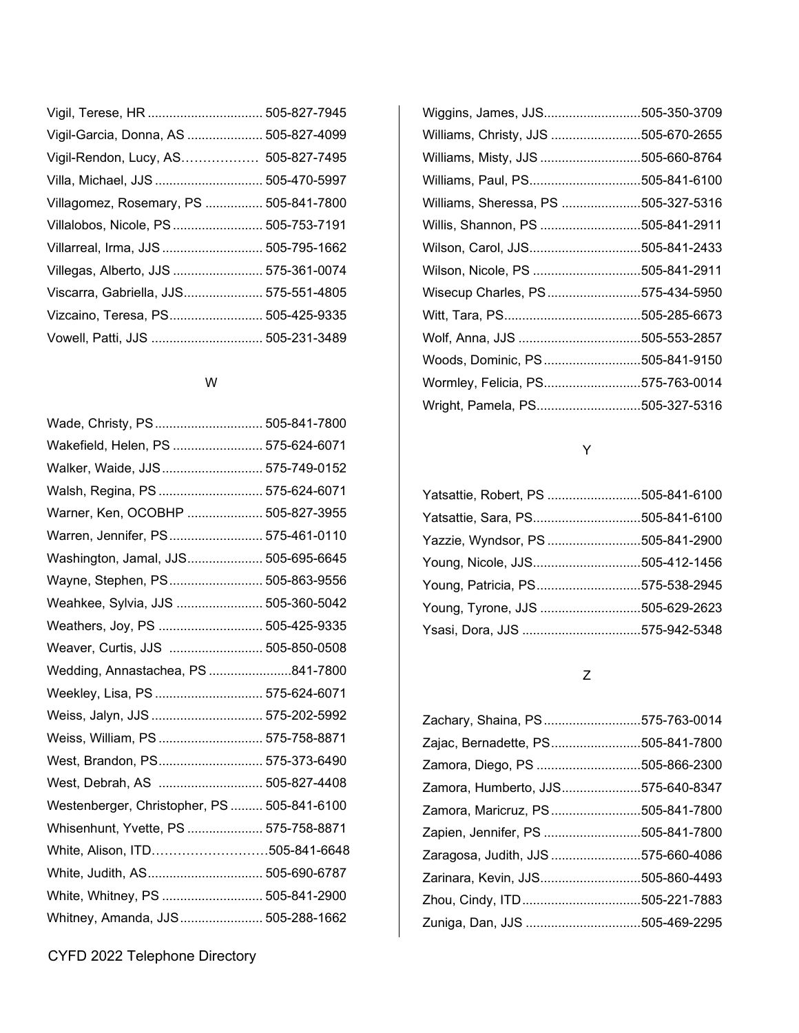Vigil, Terese, HR ................................ 505-827-7945
Vigil-Garcia, Donna, AS ..................... 505-827-4099
Vigil-Rendon, Lucy, AS……………… 505-827-7495
Villa, Michael, JJS .............................. 505-470-5997
Villagomez, Rosemary, PS ................ 505-841-7800
Villalobos, Nicole, PS ......................... 505-753-7191
Villarreal, Irma, JJS ............................ 505-795-1662
Villegas, Alberto, JJS ......................... 575-361-0074
Viscarra, Gabriella, JJS...................... 575-551-4805
Vizcaino, Teresa, PS.......................... 505-425-9335
Vowell, Patti, JJS ............................... 505-231-3489

## W

Wade, Christy, PS .............................. 505-841-7800
Wakefield, Helen, PS ......................... 575-624-6071
Walker, Waide, JJS ............................ 575-749-0152
Walsh, Regina, PS ............................. 575-624-6071
Warner, Ken, OCOBHP ..................... 505-827-3955
Warren, Jennifer, PS .......................... 575-461-0110
Washington, Jamal, JJS..................... 505-695-6645
Wayne, Stephen, PS .......................... 505-863-9556
Weahkee, Sylvia, JJS ........................ 505-360-5042
Weathers, Joy, PS ............................. 505-425-9335
Weaver, Curtis, JJS .......................... 505-850-0508
Wedding, Annastachea, PS .......................841-7800
Weekley, Lisa, PS .............................. 575-624-6071
Weiss, Jalyn, JJS ............................... 575-202-5992
Weiss, William, PS ............................. 575-758-8871
West, Brandon, PS............................. 575-373-6490
West, Debrah, AS ............................. 505-827-4408
Westenberger, Christopher, PS ......... 505-841-6100
Whisenhunt, Yvette, PS ..................... 575-758-8871
White, Alison, ITD………………………505-841-6648
White, Judith, AS................................ 505-690-6787
White, Whitney, PS ............................ 505-841-2900
Whitney, Amanda, JJS....................... 505-288-1662

Wiggins, James, JJS...........................505-350-3709
Williams, Christy, JJS .........................505-670-2655
Williams, Misty, JJS ............................505-660-8764
Williams, Paul, PS...............................505-841-6100
Williams, Sheressa, PS ......................505-327-5316
Willis, Shannon, PS ............................505-841-2911
Wilson, Carol, JJS...............................505-841-2433
Wilson, Nicole, PS ..............................505-841-2911
Wisecup Charles, PS ..........................575-434-5950
Witt, Tara, PS......................................505-285-6673
Wolf, Anna, JJS ..................................505-553-2857
Woods, Dominic, PS ...........................505-841-9150
Wormley, Felicia, PS...........................575-763-0014
Wright, Pamela, PS.............................505-327-5316

## Y

Yatsattie, Robert, PS ..........................505-841-6100
Yatsattie, Sara, PS..............................505-841-6100
Yazzie, Wyndsor, PS ..........................505-841-2900
Young, Nicole, JJS..............................505-412-1456
Young, Patricia, PS.............................575-538-2945
Young, Tyrone, JJS ............................505-629-2623
Ysasi, Dora, JJS .................................575-942-5348

## Z

Zachary, Shaina, PS ...........................575-763-0014
Zajac, Bernadette, PS.........................505-841-7800
Zamora, Diego, PS .............................505-866-2300
Zamora, Humberto, JJS......................575-640-8347
Zamora, Maricruz, PS .........................505-841-7800
Zapien, Jennifer, PS ...........................505-841-7800
Zaragosa, Judith, JJS .........................575-660-4086
Zarinara, Kevin, JJS............................505-860-4493
Zhou, Cindy, ITD .................................505-221-7883
Zuniga, Dan, JJS ................................505-469-2295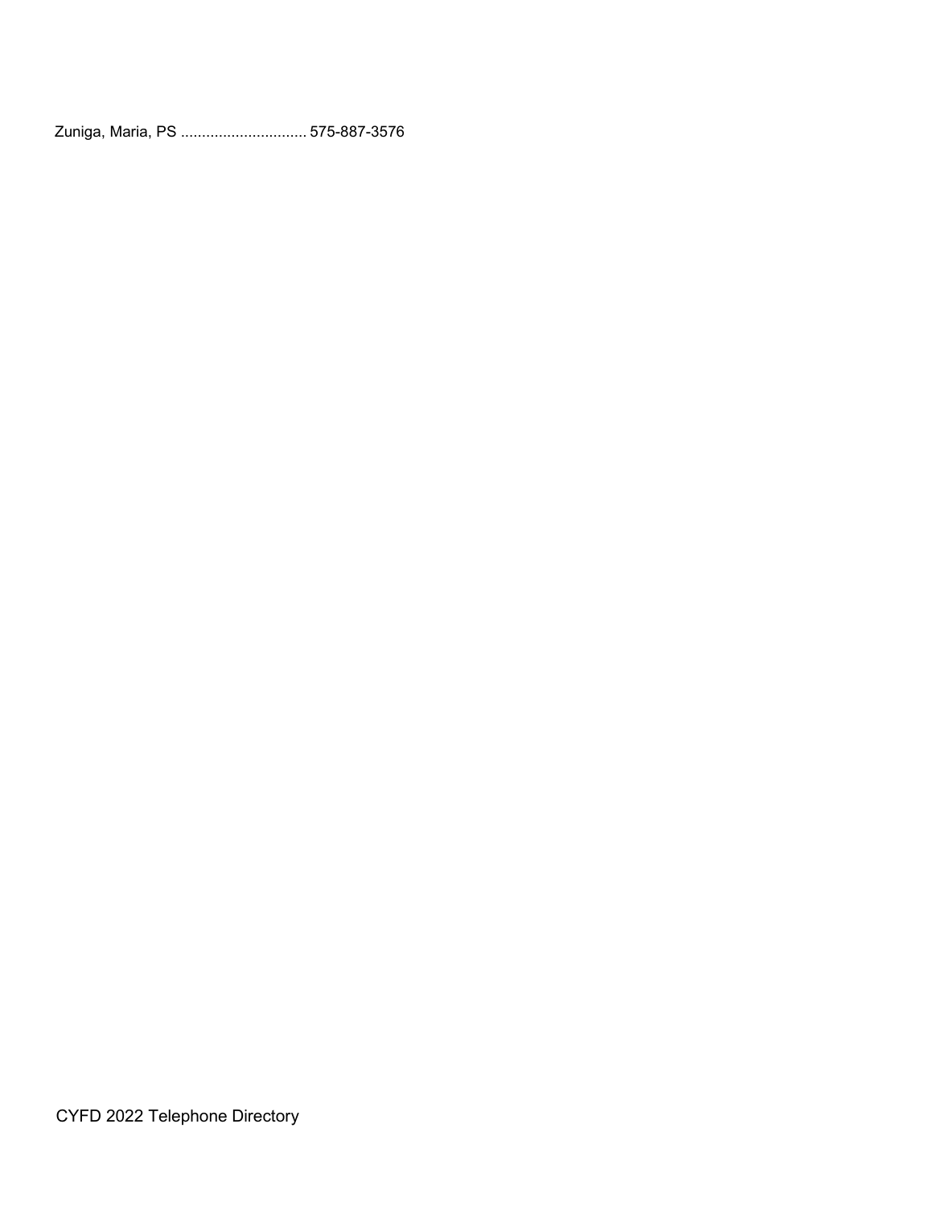Zuniga, Maria, PS .............................. 575-887-3576